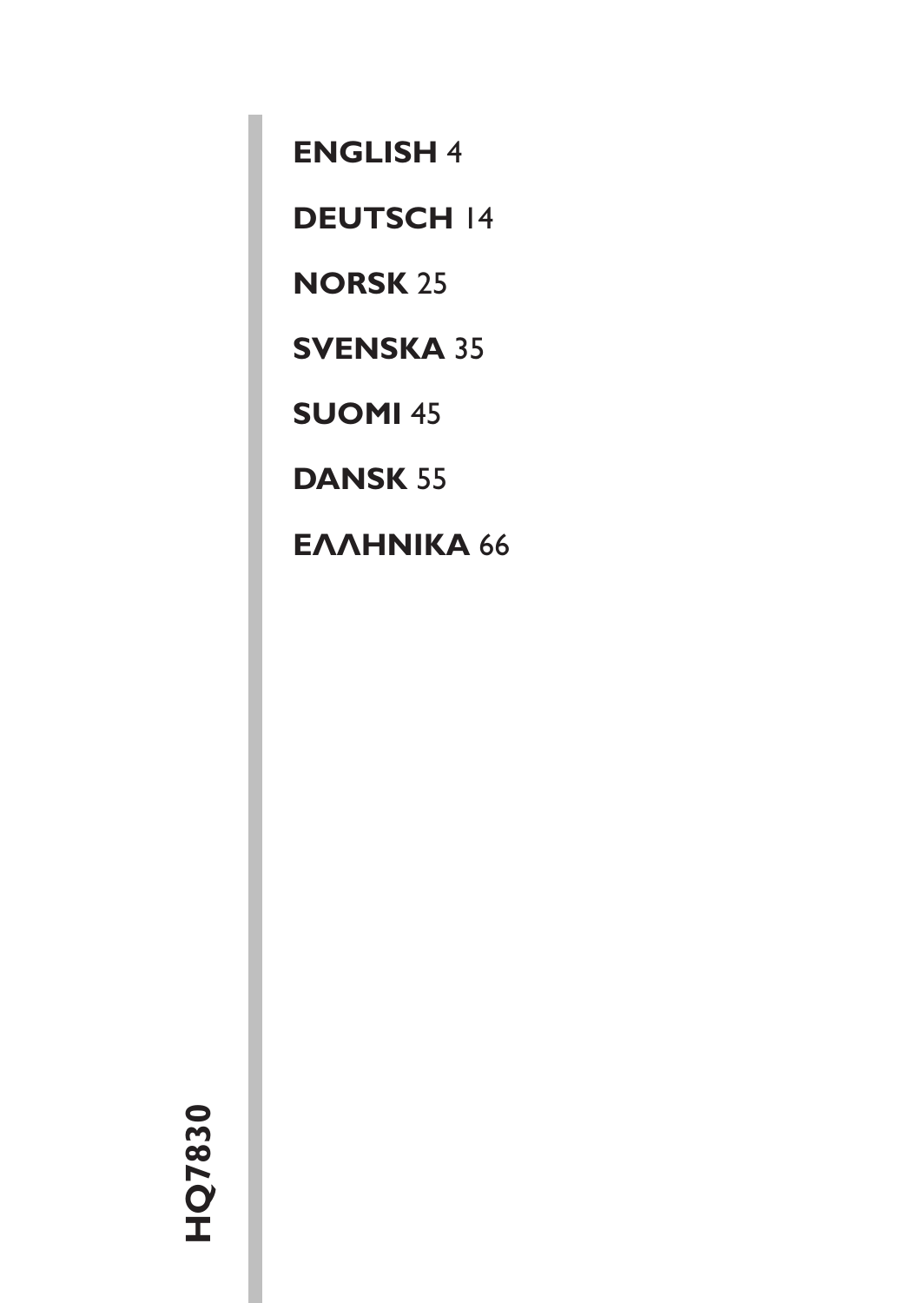**ENGLISH** 4

**DEUTSCH** 14

**NORSK** 25

**SVENSKA** 35

**SUOMI** 45

**DANSK** 55

**ΕΛΛΗΝΙΚΑ** 66

**HQ7830**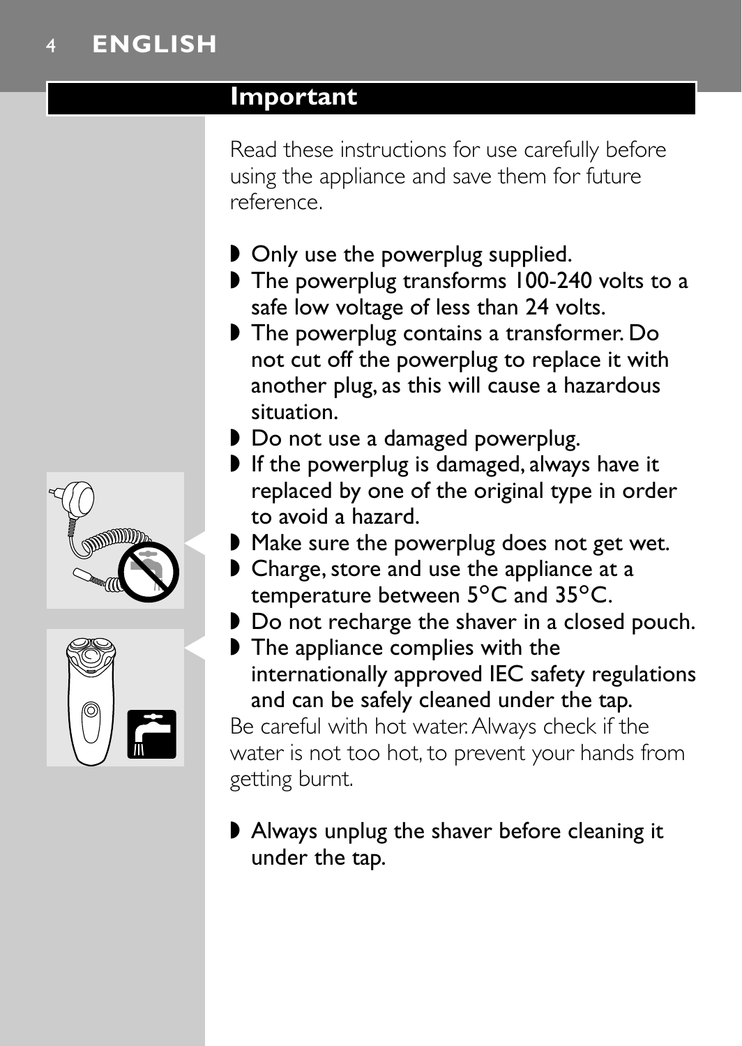## Important

Read these instructions for use carefully before using the appliance and save them for future reference.

- Only use the powerplug supplied.
- The powerplug transforms 100-240 volts to a safe low voltage of less than 24 volts.
- The powerplug contains a transformer. Do not cut off the powerplug to replace it with another plug, as this will cause a hazardous situation.
- Do not use a damaged powerplug.
- If the powerplug is damaged, always have it replaced by one of the original type in order to avoid a hazard.
- Make sure the powerplug does not get wet.
- Charge, store and use the appliance at a temperature between 5°C and 35°C.
- Do not recharge the shaver in a closed pouch.
- The appliance complies with the internationally approved IEC safety regulations and can be safely cleaned under the tap.

Be careful with hot water. Always check if the water is not too hot, to prevent your hands from getting burnt.

- Always unplug the shaver before cleaning it under the tap.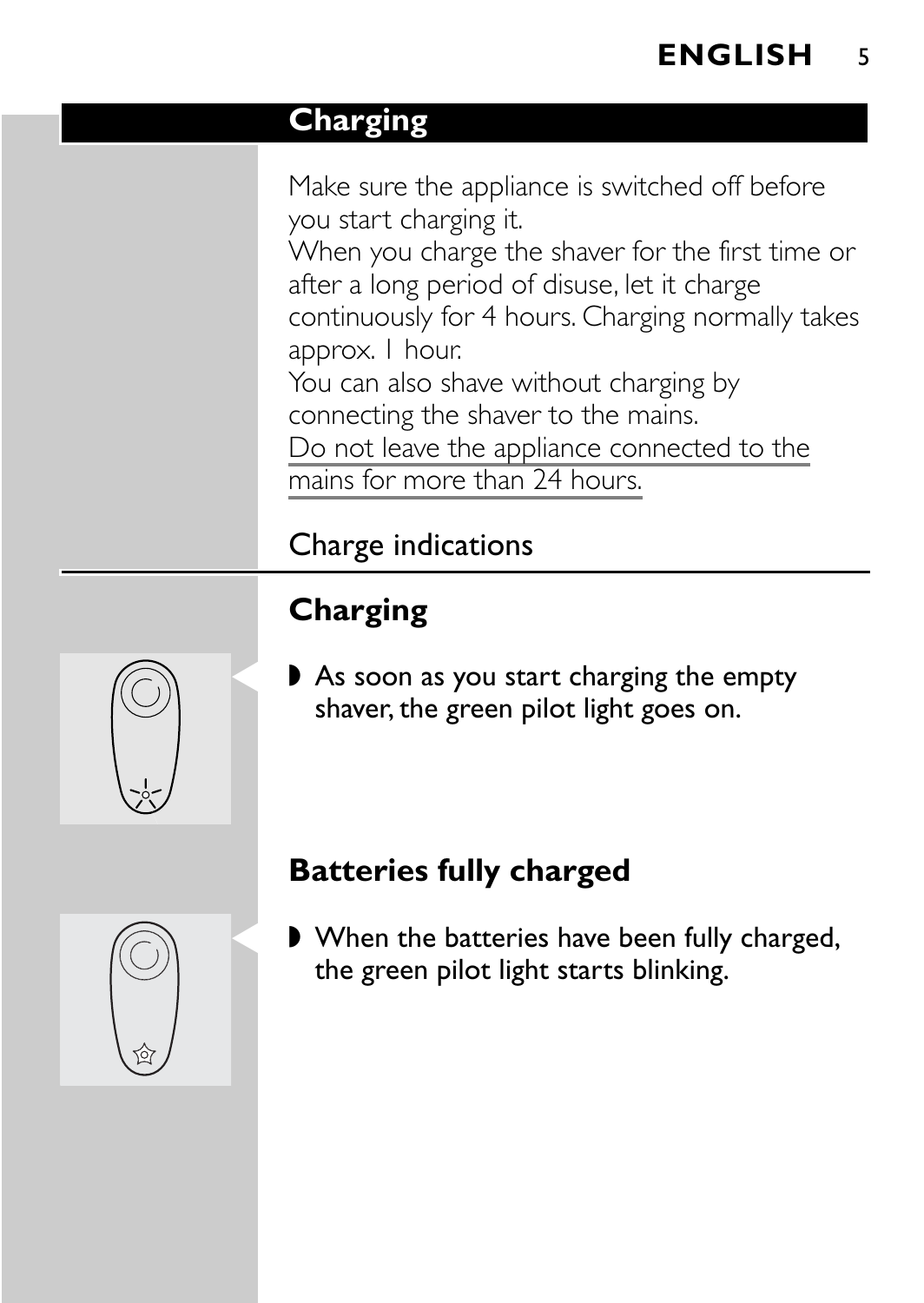## Charging

Make sure the appliance is switched off before you start charging it.
When you charge the shaver for the first time or after a long period of disuse, let it charge continuously for 4 hours. Charging normally takes approx. 1 hour.
You can also shave without charging by connecting the shaver to the mains.
Do not leave the appliance connected to the mains for more than 24 hours.

### Charge indications

#### Charging

- As soon as you start charging the empty shaver, the green pilot light goes on.

#### Batteries fully charged

- When the batteries have been fully charged, the green pilot light starts blinking.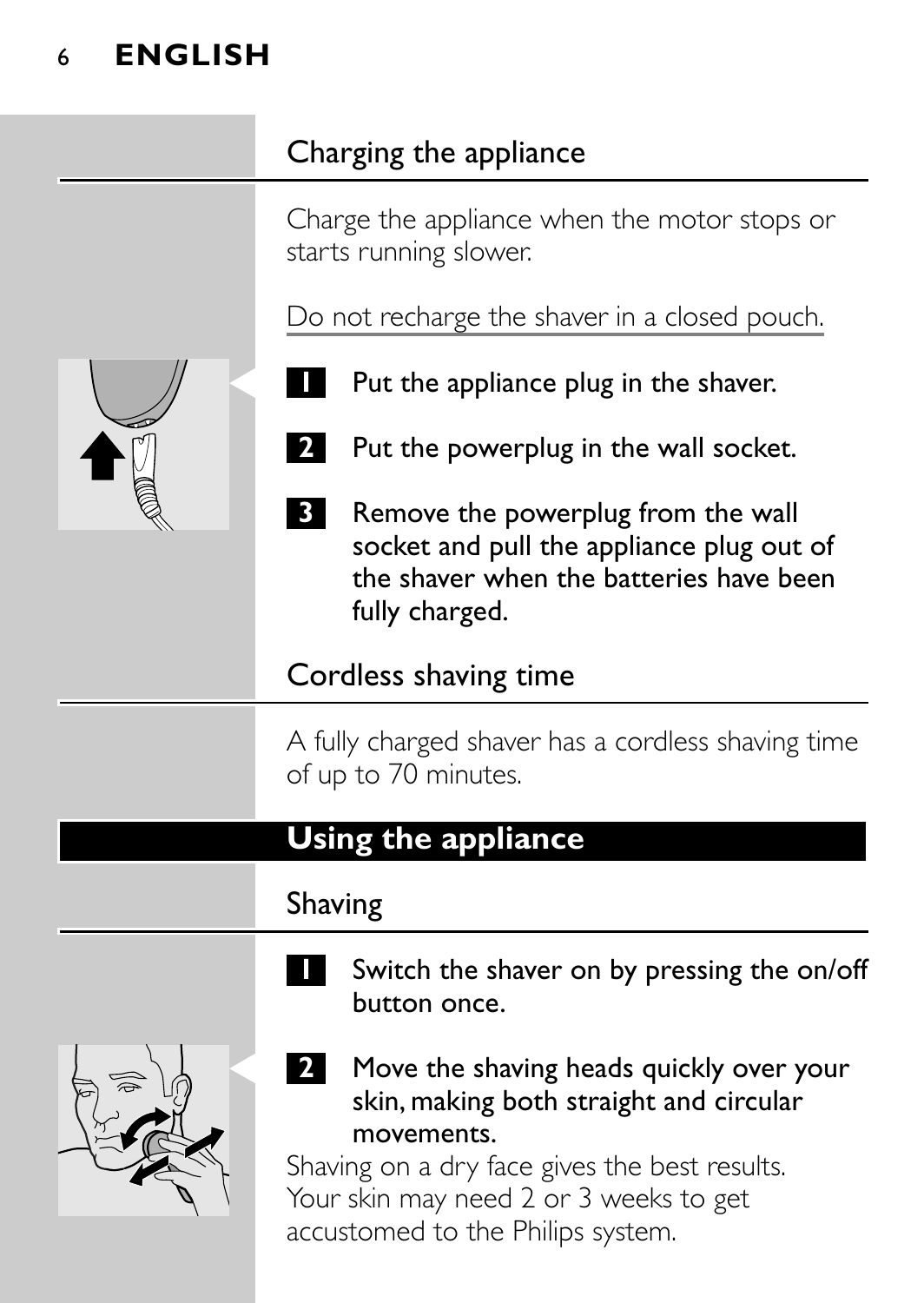## Charging the appliance

Charge the appliance when the motor stops or starts running slower.

Do not recharge the shaver in a closed pouch.

1. Put the appliance plug in the shaver.
2. Put the powerplug in the wall socket.
3. Remove the powerplug from the wall socket and pull the appliance plug out of the shaver when the batteries have been fully charged.

## Cordless shaving time

A fully charged shaver has a cordless shaving time of up to 70 minutes.

# Using the appliance

## Shaving

1. Switch the shaver on by pressing the on/off button once.
2. Move the shaving heads quickly over your skin, making both straight and circular movements.

Shaving on a dry face gives the best results. Your skin may need 2 or 3 weeks to get accustomed to the Philips system.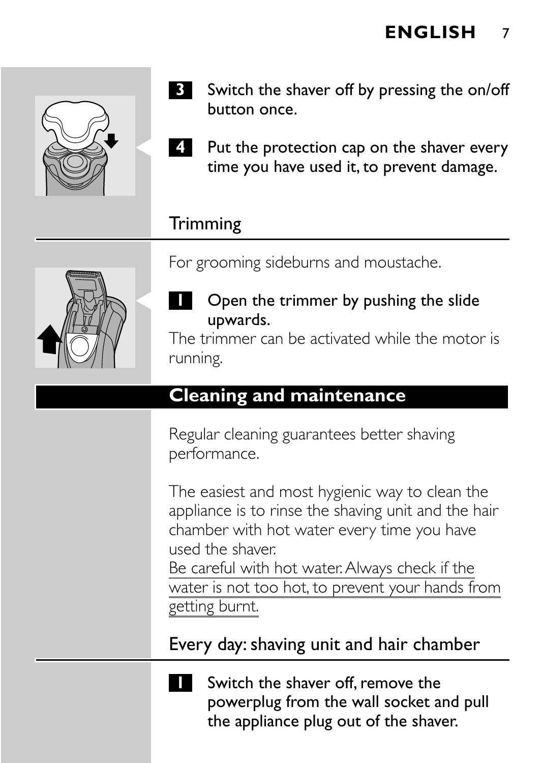3. Switch the shaver off by pressing the on/off button once.

4. Put the protection cap on the shaver every time you have used it, to prevent damage.

## Trimming

For grooming sideburns and moustache.

1. Open the trimmer by pushing the slide upwards.

The trimmer can be activated while the motor is running.

# Cleaning and maintenance

Regular cleaning guarantees better shaving performance.

The easiest and most hygienic way to clean the appliance is to rinse the shaving unit and the hair chamber with hot water every time you have used the shaver.

Be careful with hot water. Always check if the water is not too hot, to prevent your hands from getting burnt.

## Every day: shaving unit and hair chamber

1. Switch the shaver off, remove the powerplug from the wall socket and pull the appliance plug out of the shaver.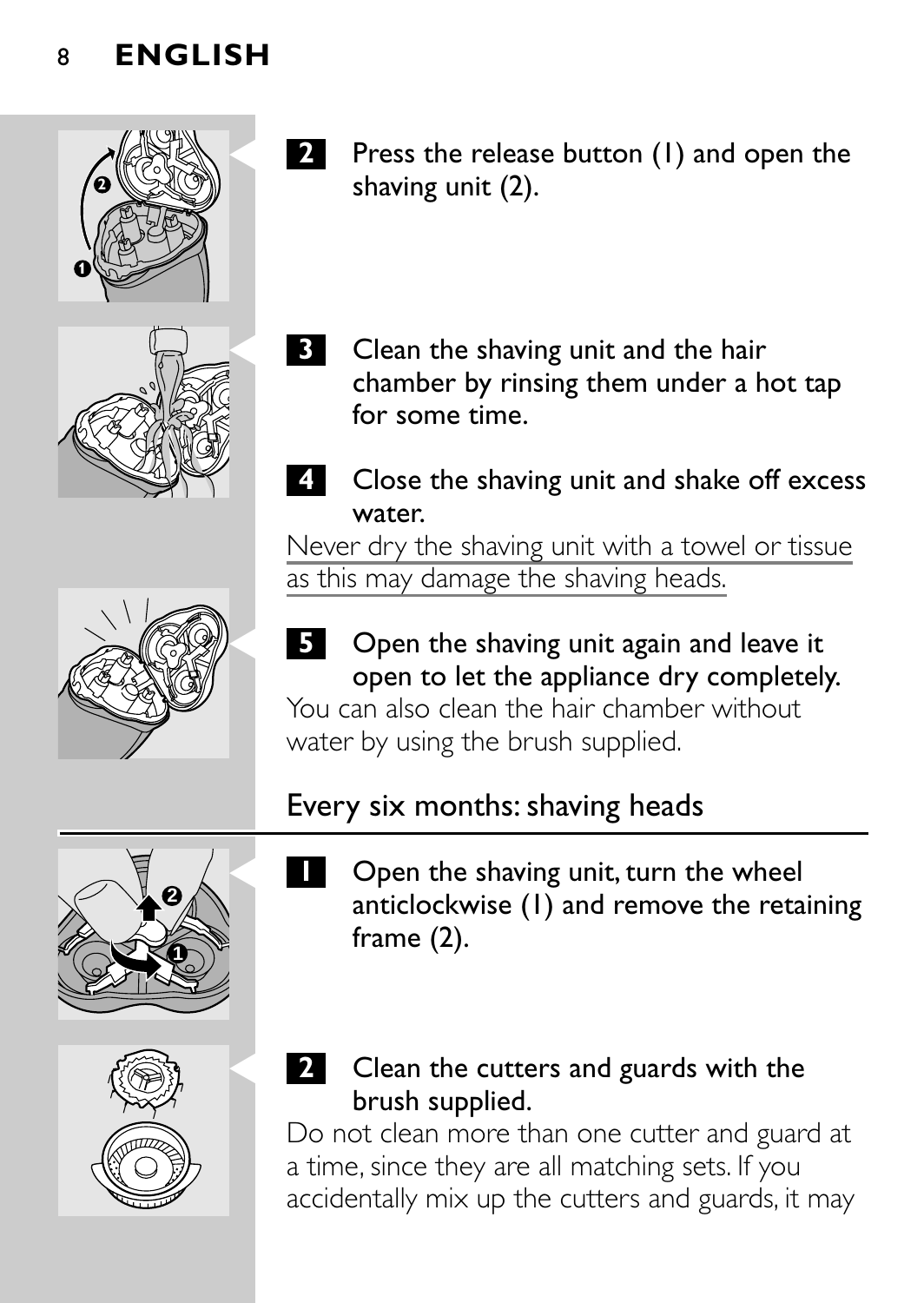**2** Press the release button (1) and open the shaving unit (2).

**3** Clean the shaving unit and the hair chamber by rinsing them under a hot tap for some time.

**4** Close the shaving unit and shake off excess water.

Never dry the shaving unit with a towel or tissue as this may damage the shaving heads.

**5** Open the shaving unit again and leave it open to let the appliance dry completely.

You can also clean the hair chamber without water by using the brush supplied.

## Every six months: shaving heads

**1** Open the shaving unit, turn the wheel anticlockwise (1) and remove the retaining frame (2).

**2** Clean the cutters and guards with the brush supplied.

Do not clean more than one cutter and guard at a time, since they are all matching sets. If you accidentally mix up the cutters and guards, it may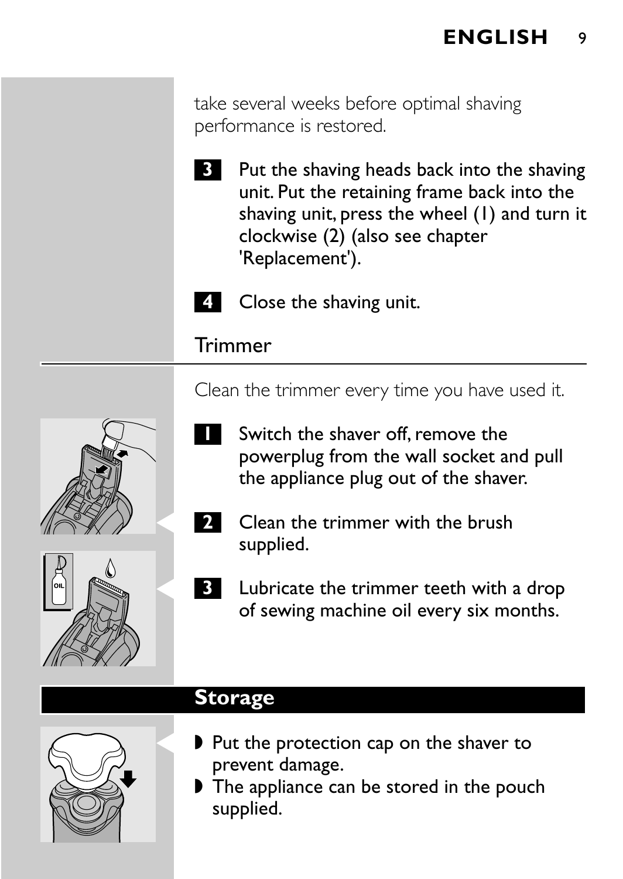take several weeks before optimal shaving performance is restored.

3. Put the shaving heads back into the shaving unit. Put the retaining frame back into the shaving unit, press the wheel (1) and turn it clockwise (2) (also see chapter 'Replacement').

4. Close the shaving unit.

### Trimmer

Clean the trimmer every time you have used it.

1. Switch the shaver off, remove the powerplug from the wall socket and pull the appliance plug out of the shaver.

2. Clean the trimmer with the brush supplied.

3. Lubricate the trimmer teeth with a drop of sewing machine oil every six months.

## Storage

- Put the protection cap on the shaver to prevent damage.
- The appliance can be stored in the pouch supplied.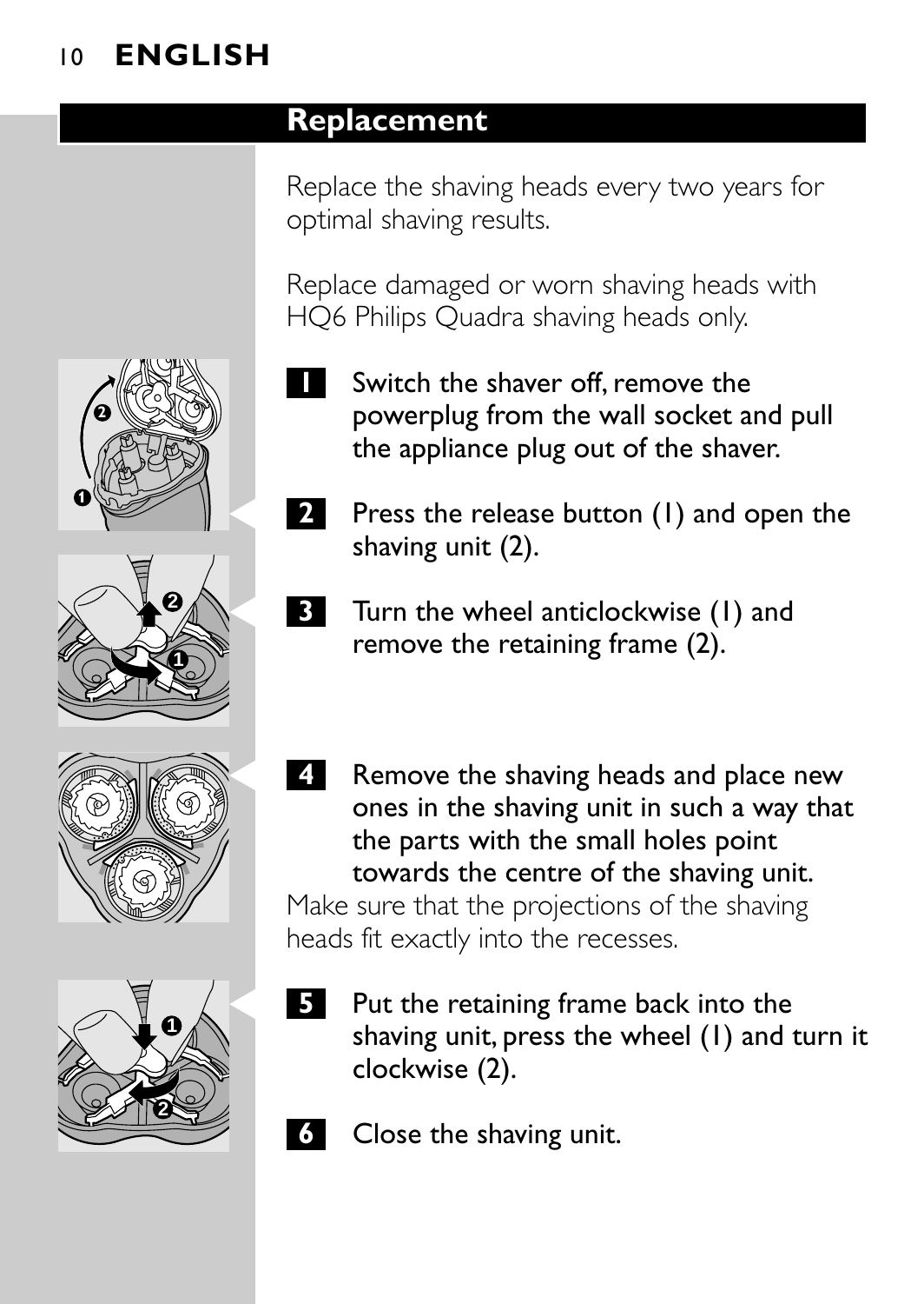## Replacement

Replace the shaving heads every two years for optimal shaving results.

Replace damaged or worn shaving heads with HQ6 Philips Quadra shaving heads only.

**1** Switch the shaver off, remove the powerplug from the wall socket and pull the appliance plug out of the shaver.

**2** Press the release button (1) and open the shaving unit (2).

**3** Turn the wheel anticlockwise (1) and remove the retaining frame (2).

**4** Remove the shaving heads and place new ones in the shaving unit in such a way that the parts with the small holes point towards the centre of the shaving unit.

Make sure that the projections of the shaving heads fit exactly into the recesses.

**5** Put the retaining frame back into the shaving unit, press the wheel (1) and turn it clockwise (2).

**6** Close the shaving unit.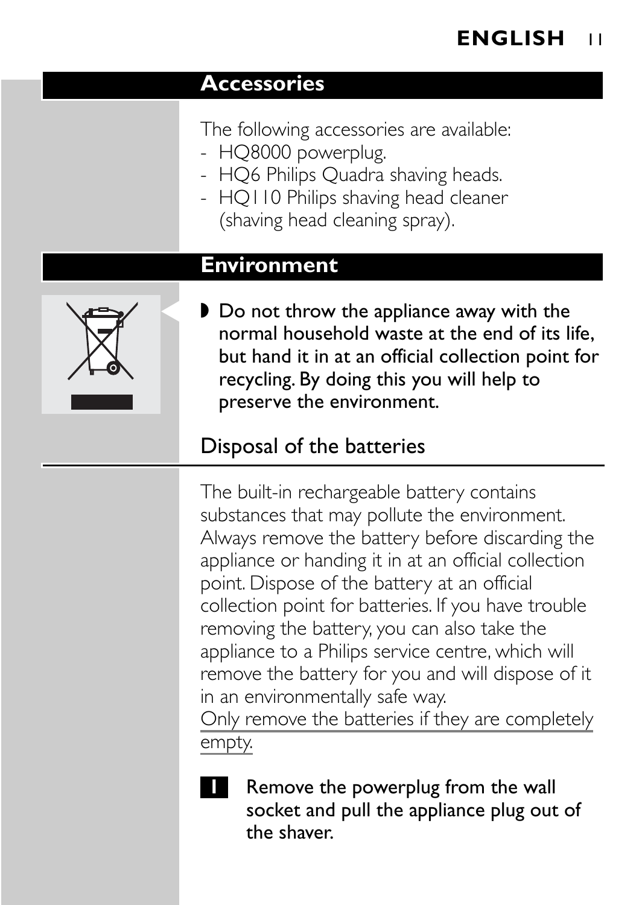## Accessories

The following accessories are available:
- HQ8000 powerplug.
- HQ6 Philips Quadra shaving heads.
- HQ110 Philips shaving head cleaner (shaving head cleaning spray).

## Environment

- **Do not throw the appliance away with the normal household waste at the end of its life, but hand it in at an official collection point for recycling. By doing this you will help to preserve the environment.**

### Disposal of the batteries

The built-in rechargeable battery contains substances that may pollute the environment. Always remove the battery before discarding the appliance or handing it in at an official collection point. Dispose of the battery at an official collection point for batteries. If you have trouble removing the battery, you can also take the appliance to a Philips service centre, which will remove the battery for you and will dispose of it in an environmentally safe way.
<u>Only remove the batteries if they are completely empty.</u>

1. **Remove the powerplug from the wall socket and pull the appliance plug out of the shaver.**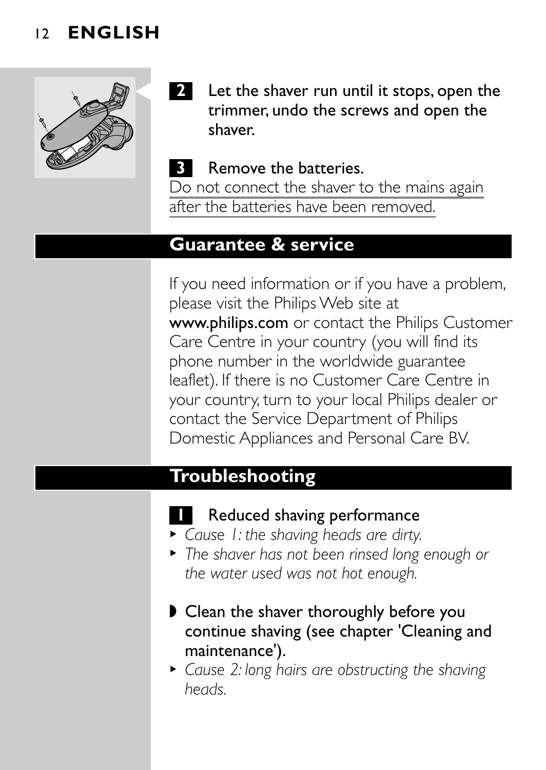**2** Let the shaver run until it stops, open the trimmer, undo the screws and open the shaver.

**3** Remove the batteries.

Do not connect the shaver to the mains again after the batteries have been removed.

## Guarantee & service

If you need information or if you have a problem, please visit the Philips Web site at **www.philips.com** or contact the Philips Customer Care Centre in your country (you will find its phone number in the worldwide guarantee leaflet). If there is no Customer Care Centre in your country, turn to your local Philips dealer or contact the Service Department of Philips Domestic Appliances and Personal Care BV.

## Troubleshooting

**1** Reduced shaving performance

- *Cause 1: the shaving heads are dirty.*
- *The shaver has not been rinsed long enough or the water used was not hot enough.*

- Clean the shaver thoroughly before you continue shaving (see chapter 'Cleaning and maintenance').

- *Cause 2: long hairs are obstructing the shaving heads.*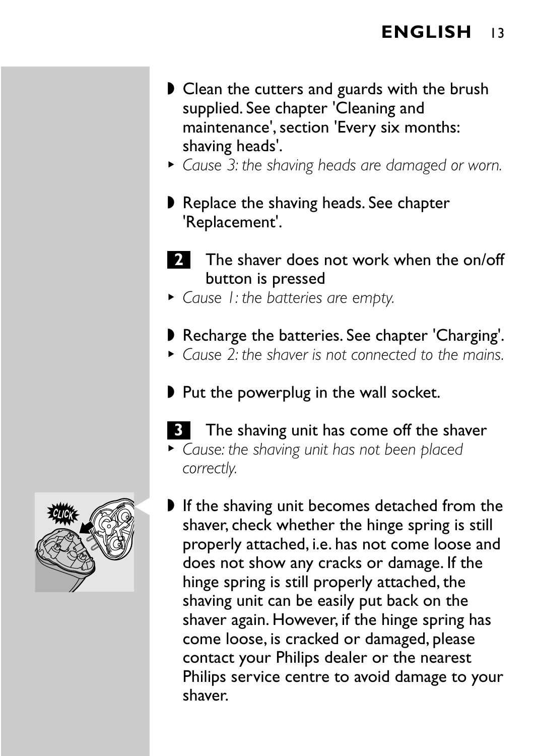- Clean the cutters and guards with the brush supplied. See chapter 'Cleaning and maintenance', section 'Every six months: shaving heads'.

*Cause 3: the shaving heads are damaged or worn.*

- Replace the shaving heads. See chapter 'Replacement'.

**2** The shaver does not work when the on/off button is pressed

*Cause 1: the batteries are empty.*

- Recharge the batteries. See chapter 'Charging'.

*Cause 2: the shaver is not connected to the mains.*

- Put the powerplug in the wall socket.

**3** The shaving unit has come off the shaver

*Cause: the shaving unit has not been placed correctly.*

- If the shaving unit becomes detached from the shaver, check whether the hinge spring is still properly attached, i.e. has not come loose and does not show any cracks or damage. If the hinge spring is still properly attached, the shaving unit can be easily put back on the shaver again. However, if the hinge spring has come loose, is cracked or damaged, please contact your Philips dealer or the nearest Philips service centre to avoid damage to your shaver.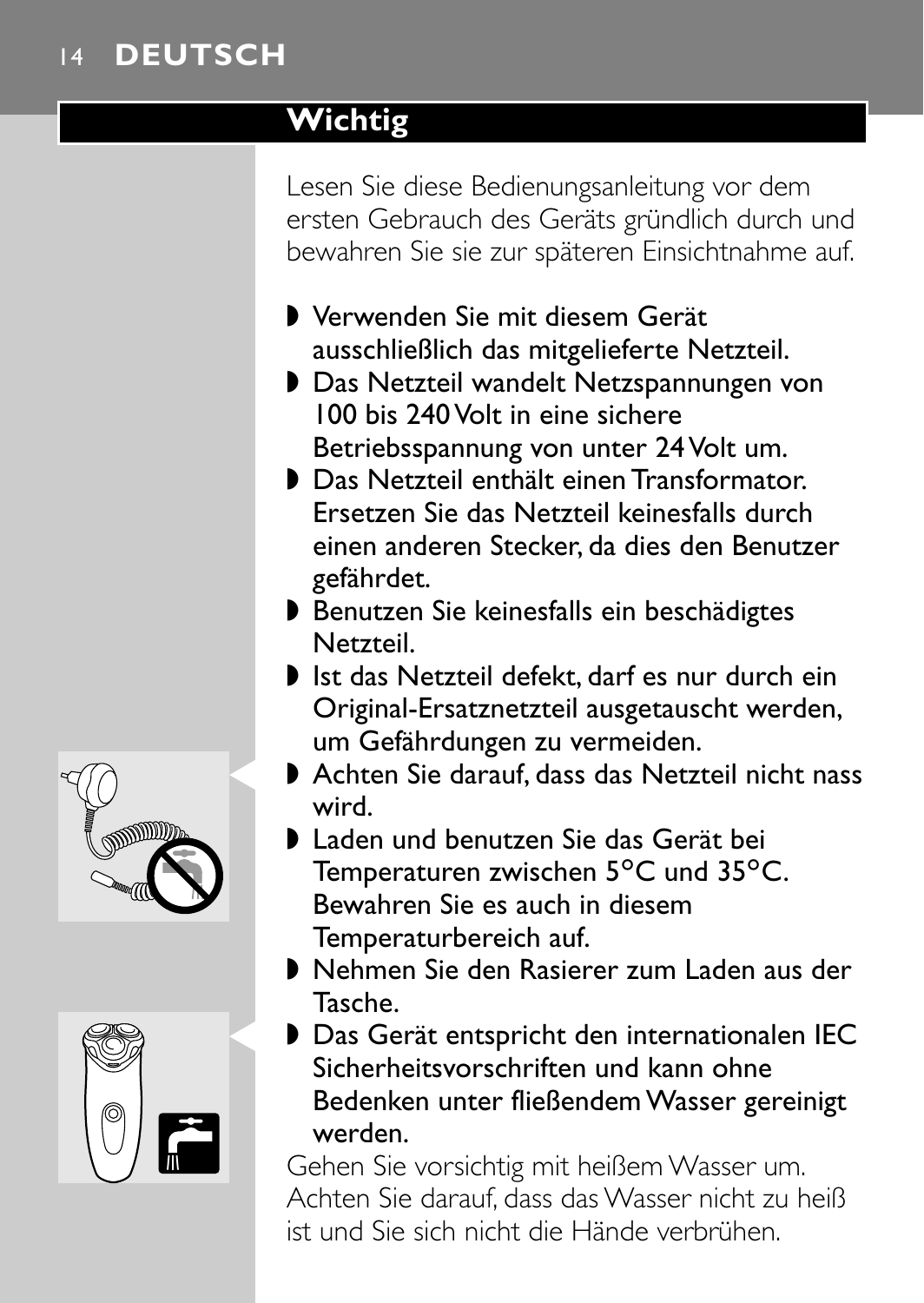## Wichtig

Lesen Sie diese Bedienungsanleitung vor dem ersten Gebrauch des Geräts gründlich durch und bewahren Sie sie zur späteren Einsichtnahme auf.

- Verwenden Sie mit diesem Gerät ausschließlich das mitgelieferte Netzteil.
- Das Netzteil wandelt Netzspannungen von 100 bis 240 Volt in eine sichere Betriebsspannung von unter 24 Volt um.
- Das Netzteil enthält einen Transformator. Ersetzen Sie das Netzteil keinesfalls durch einen anderen Stecker, da dies den Benutzer gefährdet.
- Benutzen Sie keinesfalls ein beschädigtes Netzteil.
- Ist das Netzteil defekt, darf es nur durch ein Original-Ersatznetzteil ausgetauscht werden, um Gefährdungen zu vermeiden.
- Achten Sie darauf, dass das Netzteil nicht nass wird.
- Laden und benutzen Sie das Gerät bei Temperaturen zwischen 5°C und 35°C. Bewahren Sie es auch in diesem Temperaturbereich auf.
- Nehmen Sie den Rasierer zum Laden aus der Tasche.
- Das Gerät entspricht den internationalen IEC Sicherheitsvorschriften und kann ohne Bedenken unter fließendem Wasser gereinigt werden.

Gehen Sie vorsichtig mit heißem Wasser um. Achten Sie darauf, dass das Wasser nicht zu heiß ist und Sie sich nicht die Hände verbrühen.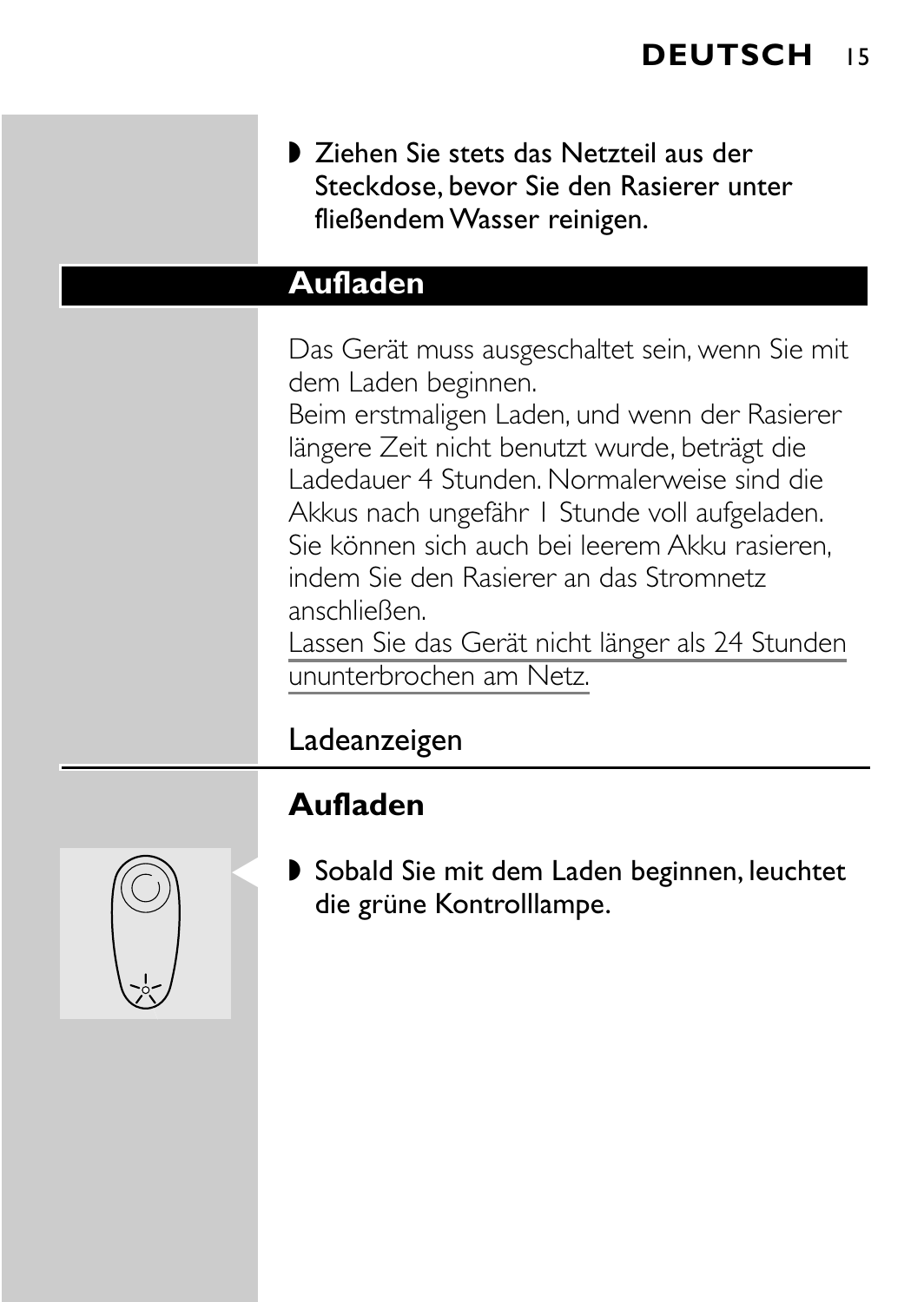- Ziehen Sie stets das Netzteil aus der Steckdose, bevor Sie den Rasierer unter fließendem Wasser reinigen.

## Aufladen

Das Gerät muss ausgeschaltet sein, wenn Sie mit dem Laden beginnen.
Beim erstmaligen Laden, und wenn der Rasierer längere Zeit nicht benutzt wurde, beträgt die Ladedauer 4 Stunden. Normalerweise sind die Akkus nach ungefähr 1 Stunde voll aufgeladen. Sie können sich auch bei leerem Akku rasieren, indem Sie den Rasierer an das Stromnetz anschließen.
Lassen Sie das Gerät nicht länger als 24 Stunden ununterbrochen am Netz.

### Ladeanzeigen

#### Aufladen

- Sobald Sie mit dem Laden beginnen, leuchtet die grüne Kontrolllampe.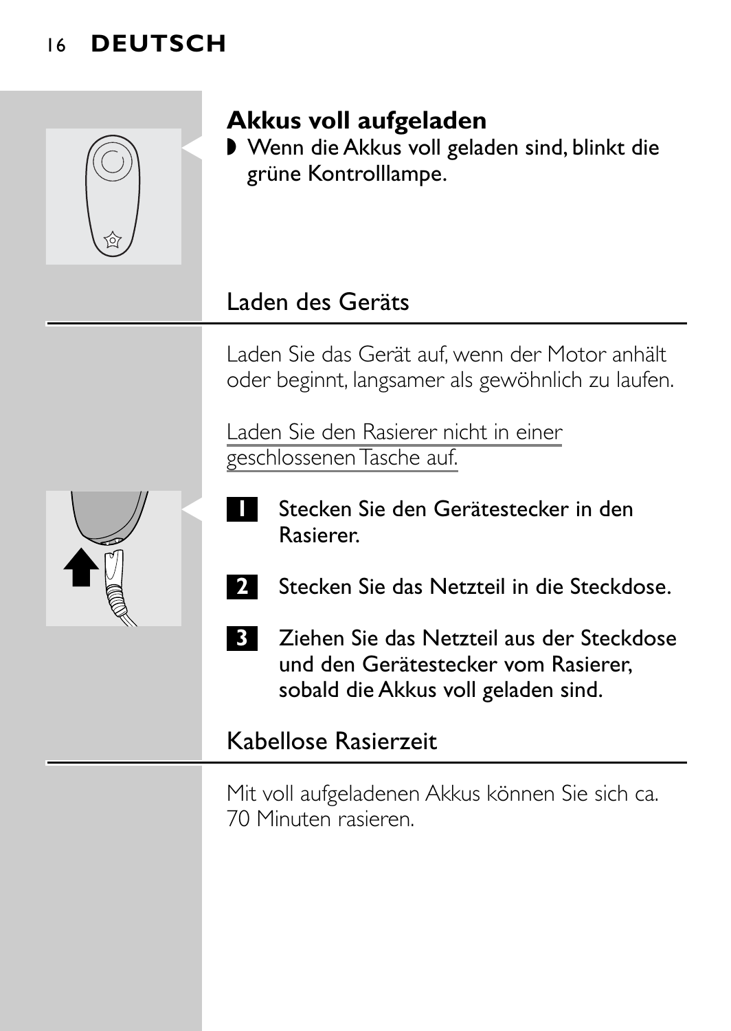### Akkus voll aufgeladen

- Wenn die Akkus voll geladen sind, blinkt die grüne Kontrolllampe.

## Laden des Geräts

Laden Sie das Gerät auf, wenn der Motor anhält oder beginnt, langsamer als gewöhnlich zu laufen.

Laden Sie den Rasierer nicht in einer geschlossenen Tasche auf.

1. Stecken Sie den Gerätestecker in den Rasierer.
2. Stecken Sie das Netzteil in die Steckdose.
3. Ziehen Sie das Netzteil aus der Steckdose und den Gerätestecker vom Rasierer, sobald die Akkus voll geladen sind.

## Kabellose Rasierzeit

Mit voll aufgeladenen Akkus können Sie sich ca. 70 Minuten rasieren.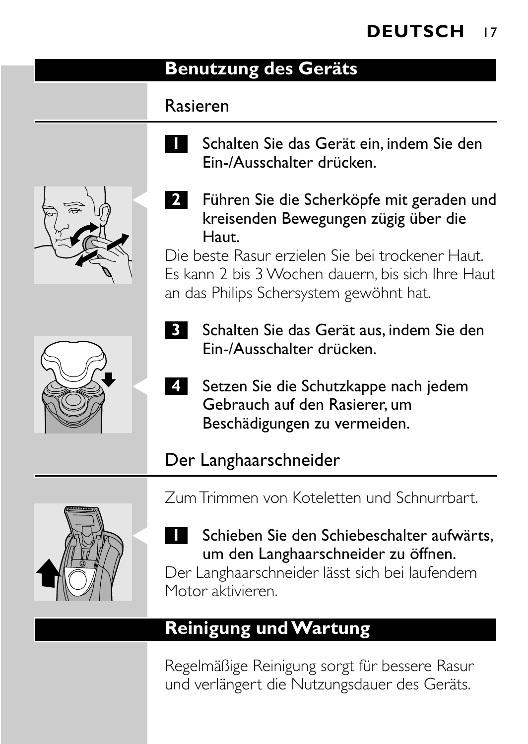## Benutzung des Geräts

### Rasieren

**1** Schalten Sie das Gerät ein, indem Sie den Ein-/Ausschalter drücken.

**2** Führen Sie die Scherköpfe mit geraden und kreisenden Bewegungen zügig über die Haut.

Die beste Rasur erzielen Sie bei trockener Haut. Es kann 2 bis 3 Wochen dauern, bis sich Ihre Haut an das Philips Schersystem gewöhnt hat.

**3** Schalten Sie das Gerät aus, indem Sie den Ein-/Ausschalter drücken.

**4** Setzen Sie die Schutzkappe nach jedem Gebrauch auf den Rasierer, um Beschädigungen zu vermeiden.

### Der Langhaarschneider

Zum Trimmen von Koteletten und Schnurrbart.

**1** Schieben Sie den Schiebeschalter aufwärts, um den Langhaarschneider zu öffnen.

Der Langhaarschneider lässt sich bei laufendem Motor aktivieren.

## Reinigung und Wartung

Regelmäßige Reinigung sorgt für bessere Rasur und verlängert die Nutzungsdauer des Geräts.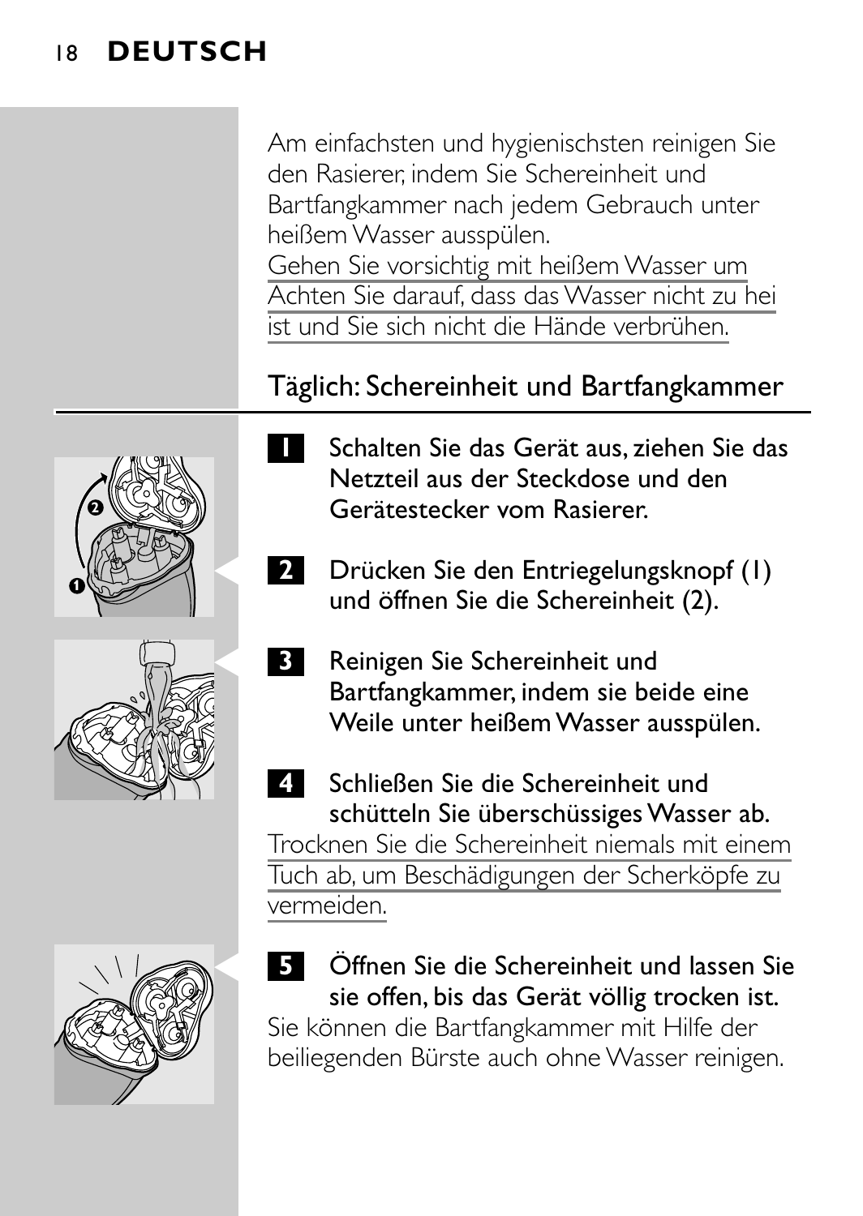Am einfachsten und hygienischsten reinigen Sie den Rasierer, indem Sie Schereinheit und Bartfangkammer nach jedem Gebrauch unter heißem Wasser ausspülen.

Gehen Sie vorsichtig mit heißem Wasser um. Achten Sie darauf, dass das Wasser nicht zu hei ist und Sie sich nicht die Hände verbrühen.

## Täglich: Schereinheit und Bartfangkammer

**1** Schalten Sie das Gerät aus, ziehen Sie das Netzteil aus der Steckdose und den Gerätestecker vom Rasierer.

**2** Drücken Sie den Entriegelungsknopf (1) und öffnen Sie die Schereinheit (2).

**3** Reinigen Sie Schereinheit und Bartfangkammer, indem sie beide eine Weile unter heißem Wasser ausspülen.

**4** Schließen Sie die Schereinheit und schütteln Sie überschüssiges Wasser ab.

Trocknen Sie die Schereinheit niemals mit einem Tuch ab, um Beschädigungen der Scherköpfe zu vermeiden.

**5** Öffnen Sie die Schereinheit und lassen Sie sie offen, bis das Gerät völlig trocken ist.

Sie können die Bartfangkammer mit Hilfe der beiliegenden Bürste auch ohne Wasser reinigen.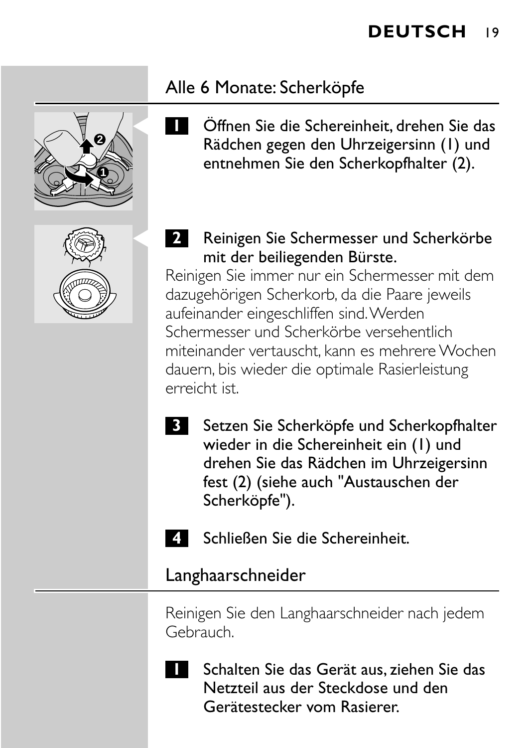## Alle 6 Monate: Scherköpfe

1. Öffnen Sie die Schereinheit, drehen Sie das Rädchen gegen den Uhrzeigersinn (1) und entnehmen Sie den Scherkopfhalter (2).

2. Reinigen Sie Schermesser und Scherkörbe mit der beiliegenden Bürste.

Reinigen Sie immer nur ein Schermesser mit dem dazugehörigen Scherkorb, da die Paare jeweils aufeinander eingeschliffen sind. Werden Schermesser und Scherkörbe versehentlich miteinander vertauscht, kann es mehrere Wochen dauern, bis wieder die optimale Rasierleistung erreicht ist.

3. Setzen Sie Scherköpfe und Scherkopfhalter wieder in die Schereinheit ein (1) und drehen Sie das Rädchen im Uhrzeigersinn fest (2) (siehe auch "Austauschen der Scherköpfe").

4. Schließen Sie die Schereinheit.

## Langhaarschneider

Reinigen Sie den Langhaarschneider nach jedem Gebrauch.

1. Schalten Sie das Gerät aus, ziehen Sie das Netzteil aus der Steckdose und den Gerätestecker vom Rasierer.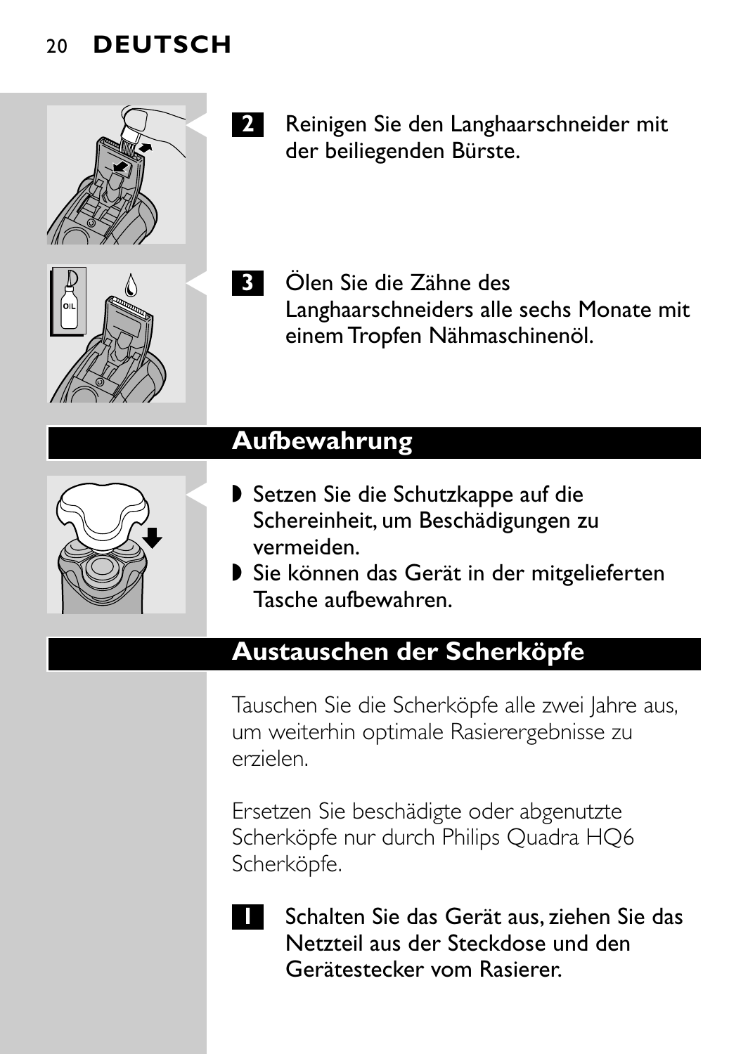2 Reinigen Sie den Langhaarschneider mit der beiliegenden Bürste.

3 Ölen Sie die Zähne des Langhaarschneiders alle sechs Monate mit einem Tropfen Nähmaschinenöl.

## Aufbewahrung

- Setzen Sie die Schutzkappe auf die Schereinheit, um Beschädigungen zu vermeiden.
- Sie können das Gerät in der mitgelieferten Tasche aufbewahren.

## Austauschen der Scherköpfe

Tauschen Sie die Scherköpfe alle zwei Jahre aus, um weiterhin optimale Rasierergebnisse zu erzielen.

Ersetzen Sie beschädigte oder abgenutzte Scherköpfe nur durch Philips Quadra HQ6 Scherköpfe.

1 Schalten Sie das Gerät aus, ziehen Sie das Netzteil aus der Steckdose und den Gerätestecker vom Rasierer.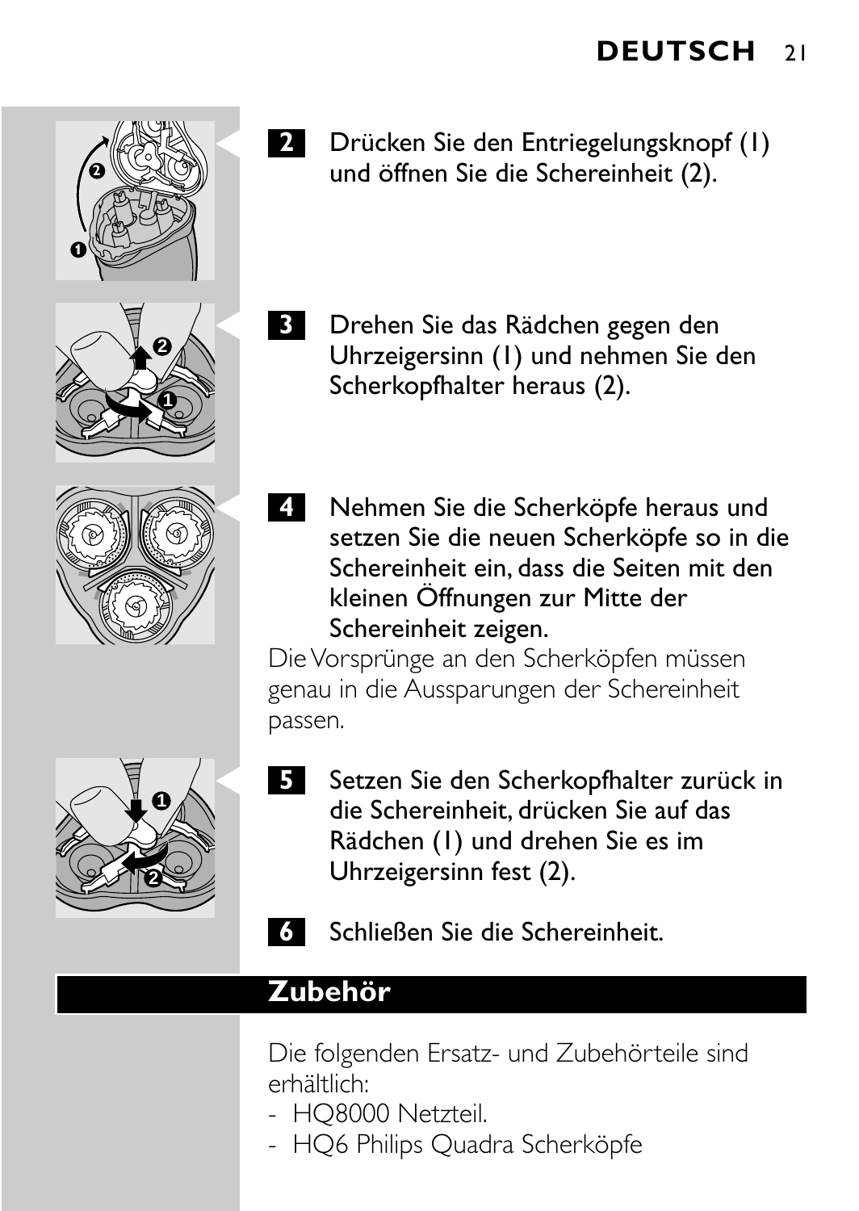2 Drücken Sie den Entriegelungsknopf (1) und öffnen Sie die Schereinheit (2).

3 Drehen Sie das Rädchen gegen den Uhrzeigersinn (1) und nehmen Sie den Scherkopfhalter heraus (2).

4 Nehmen Sie die Scherköpfe heraus und setzen Sie die neuen Scherköpfe so in die Schereinheit ein, dass die Seiten mit den kleinen Öffnungen zur Mitte der Schereinheit zeigen.

Die Vorsprünge an den Scherköpfen müssen genau in die Aussparungen der Schereinheit passen.

5 Setzen Sie den Scherkopfhalter zurück in die Schereinheit, drücken Sie auf das Rädchen (1) und drehen Sie es im Uhrzeigersinn fest (2).

6 Schließen Sie die Schereinheit.

## Zubehör

Die folgenden Ersatz- und Zubehörteile sind erhältlich:

- HQ8000 Netzteil.
- HQ6 Philips Quadra Scherköpfe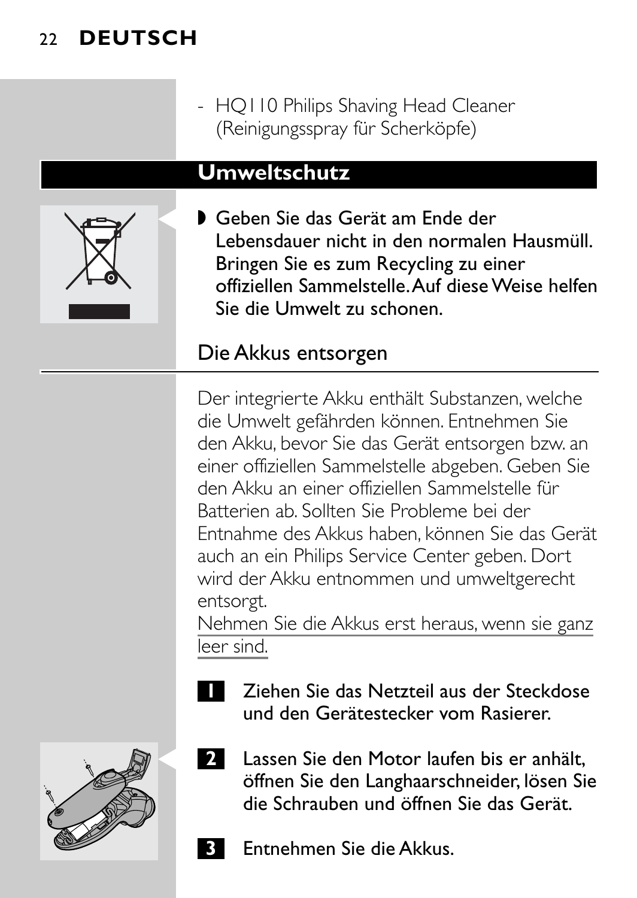- HQ110 Philips Shaving Head Cleaner (Reinigungsspray für Scherköpfe)

## Umweltschutz

- **Geben Sie das Gerät am Ende der Lebensdauer nicht in den normalen Hausmüll. Bringen Sie es zum Recycling zu einer offiziellen Sammelstelle. Auf diese Weise helfen Sie die Umwelt zu schonen.**

### Die Akkus entsorgen

Der integrierte Akku enthält Substanzen, welche die Umwelt gefährden können. Entnehmen Sie den Akku, bevor Sie das Gerät entsorgen bzw. an einer offiziellen Sammelstelle abgeben. Geben Sie den Akku an einer offiziellen Sammelstelle für Batterien ab. Sollten Sie Probleme bei der Entnahme des Akkus haben, können Sie das Gerät auch an ein Philips Service Center geben. Dort wird der Akku entnommen und umweltgerecht entsorgt.
Nehmen Sie die Akkus erst heraus, wenn sie ganz leer sind.

1. **Ziehen Sie das Netzteil aus der Steckdose und den Gerätestecker vom Rasierer.**
2. **Lassen Sie den Motor laufen bis er anhält, öffnen Sie den Langhaarschneider, lösen Sie die Schrauben und öffnen Sie das Gerät.**
3. **Entnehmen Sie die Akkus.**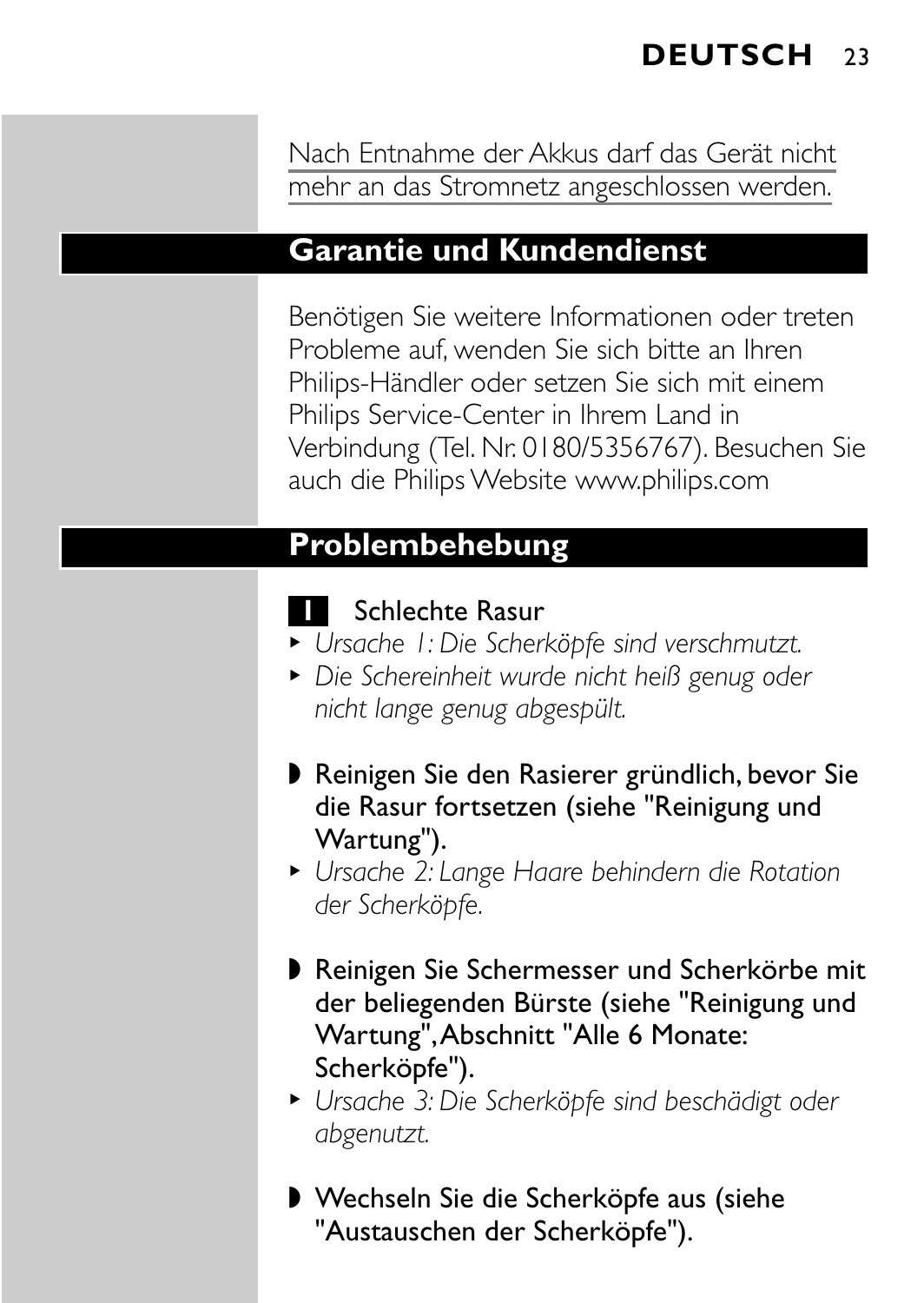Nach Entnahme der Akkus darf das Gerät nicht mehr an das Stromnetz angeschlossen werden.

## Garantie und Kundendienst

Benötigen Sie weitere Informationen oder treten Probleme auf, wenden Sie sich bitte an Ihren Philips-Händler oder setzen Sie sich mit einem Philips Service-Center in Ihrem Land in Verbindung (Tel. Nr. 0180/5356767). Besuchen Sie auch die Philips Website www.philips.com

## Problembehebung

**1** Schlechte Rasur

- *Ursache 1: Die Scherköpfe sind verschmutzt.*
- *Die Schereinheit wurde nicht heiß genug oder nicht lange genug abgespült.*

- **Reinigen Sie den Rasierer gründlich, bevor Sie die Rasur fortsetzen (siehe "Reinigung und Wartung").**

- *Ursache 2: Lange Haare behindern die Rotation der Scherköpfe.*

- **Reinigen Sie Schermesser und Scherkörbe mit der beiliegenden Bürste (siehe "Reinigung und Wartung", Abschnitt "Alle 6 Monate: Scherköpfe").**

- *Ursache 3: Die Scherköpfe sind beschädigt oder abgenutzt.*

- **Wechseln Sie die Scherköpfe aus (siehe "Austauschen der Scherköpfe").**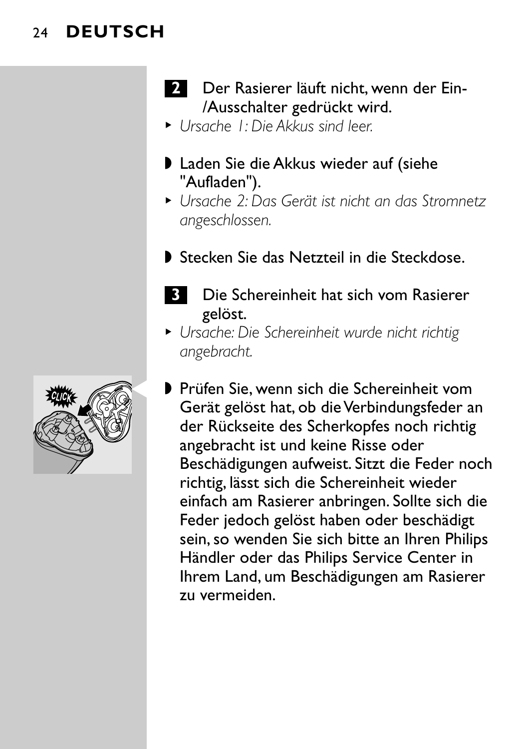**2** Der Rasierer läuft nicht, wenn der Ein-/Ausschalter gedrückt wird.

- *Ursache 1: Die Akkus sind leer.*

- Laden Sie die Akkus wieder auf (siehe "Aufladen").

- *Ursache 2: Das Gerät ist nicht an das Stromnetz angeschlossen.*

- Stecken Sie das Netzteil in die Steckdose.

**3** Die Schereinheit hat sich vom Rasierer gelöst.

- *Ursache: Die Schereinheit wurde nicht richtig angebracht.*

- Prüfen Sie, wenn sich die Schereinheit vom Gerät gelöst hat, ob die Verbindungsfeder an der Rückseite des Scherkopfes noch richtig angebracht ist und keine Risse oder Beschädigungen aufweist. Sitzt die Feder noch richtig, lässt sich die Schereinheit wieder einfach am Rasierer anbringen. Sollte sich die Feder jedoch gelöst haben oder beschädigt sein, so wenden Sie sich bitte an Ihren Philips Händler oder das Philips Service Center in Ihrem Land, um Beschädigungen am Rasierer zu vermeiden.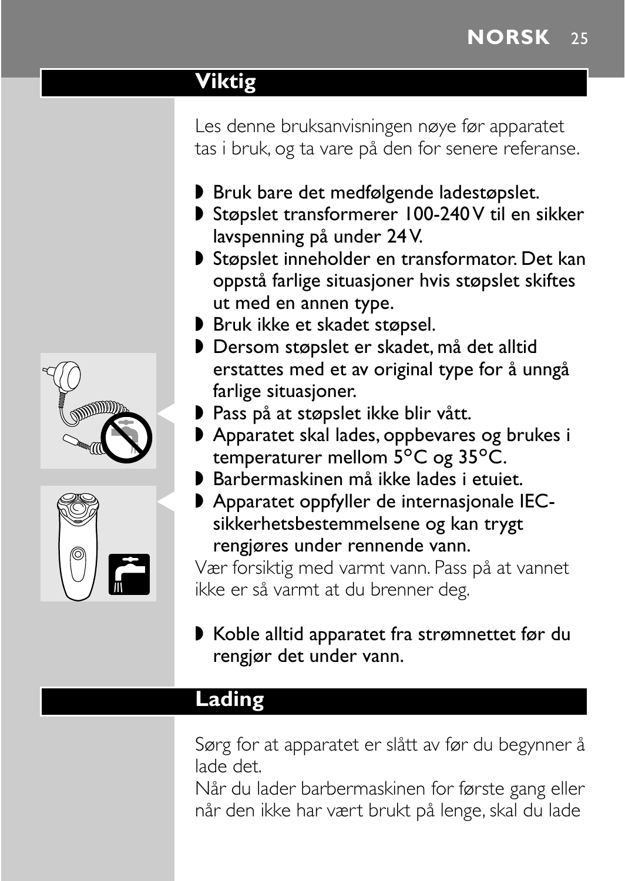## Viktig

Les denne bruksanvisningen nøye før apparatet tas i bruk, og ta vare på den for senere referanse.

- Bruk bare det medfølgende ladestøpslet.
- Støpslet transformerer 100-240 V til en sikker lavspenning på under 24 V.
- Støpslet inneholder en transformator. Det kan oppstå farlige situasjoner hvis støpslet skiftes ut med en annen type.
- Bruk ikke et skadet støpsel.
- Dersom støpslet er skadet, må det alltid erstattes med et av original type for å unngå farlige situasjoner.
- Pass på at støpslet ikke blir vått.
- Apparatet skal lades, oppbevares og brukes i temperaturer mellom 5°C og 35°C.
- Barbermaskinen må ikke lades i etuiet.
- Apparatet oppfyller de internasjonale IEC-sikkerhetsbestemmelsene og kan trygt rengjøres under rennende vann.

Vær forsiktig med varmt vann. Pass på at vannet ikke er så varmt at du brenner deg.

- Koble alltid apparatet fra strømnettet før du rengjør det under vann.

## Lading

Sørg for at apparatet er slått av før du begynner å lade det.

Når du lader barbermaskinen for første gang eller når den ikke har vært brukt på lenge, skal du lade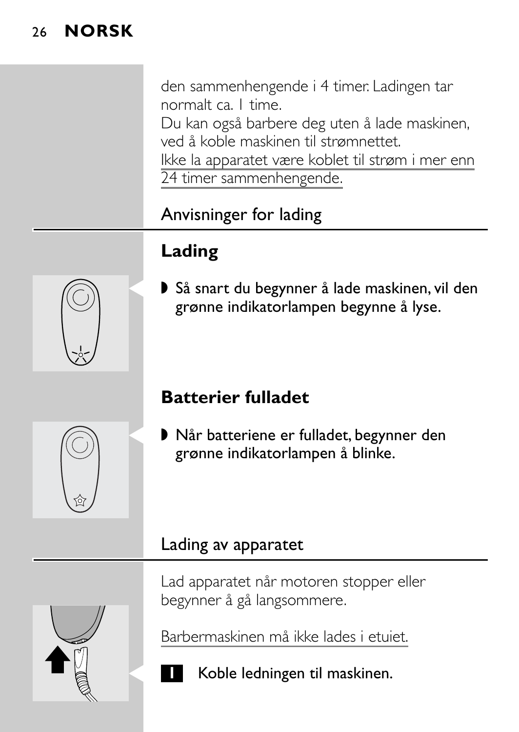den sammenhengende i 4 timer. Ladingen tar normalt ca. 1 time.
Du kan også barbere deg uten å lade maskinen, ved å koble maskinen til strømnettet.
Ikke la apparatet være koblet til strøm i mer enn 24 timer sammenhengende.

## Anvisninger for lading

### Lading

- Så snart du begynner å lade maskinen, vil den grønne indikatorlampen begynne å lyse.

### Batterier fulladet

- Når batteriene er fulladet, begynner den grønne indikatorlampen å blinke.

## Lading av apparatet

Lad apparatet når motoren stopper eller begynner å gå langsommere.

Barbermaskinen må ikke lades i etuiet.

1. Koble ledningen til maskinen.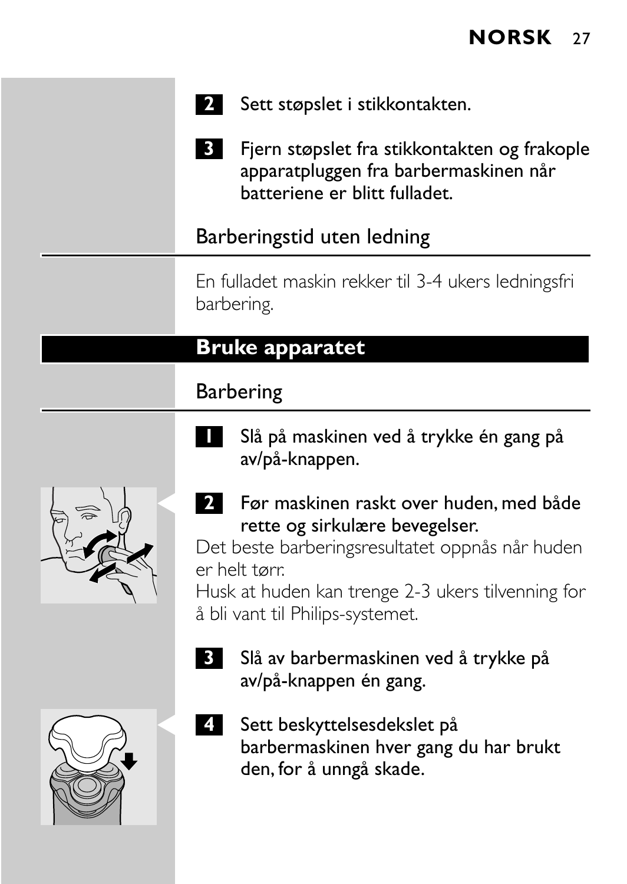2 Sett støpslet i stikkontakten.

3 Fjern støpslet fra stikkontakten og frakople apparatpluggen fra barbermaskinen når batteriene er blitt fulladet.

### Barberingstid uten ledning

En fulladet maskin rekker til 3-4 ukers ledningsfri barbering.

## Bruke apparatet

### Barbering

1 Slå på maskinen ved å trykke én gang på av/på-knappen.

2 Før maskinen raskt over huden, med både rette og sirkulære bevegelser.

Det beste barberingsresultatet oppnås når huden er helt tørr.

Husk at huden kan trenge 2-3 ukers tilvenning for å bli vant til Philips-systemet.

3 Slå av barbermaskinen ved å trykke på av/på-knappen én gang.

4 Sett beskyttelsesdekslet på barbermaskinen hver gang du har brukt den, for å unngå skade.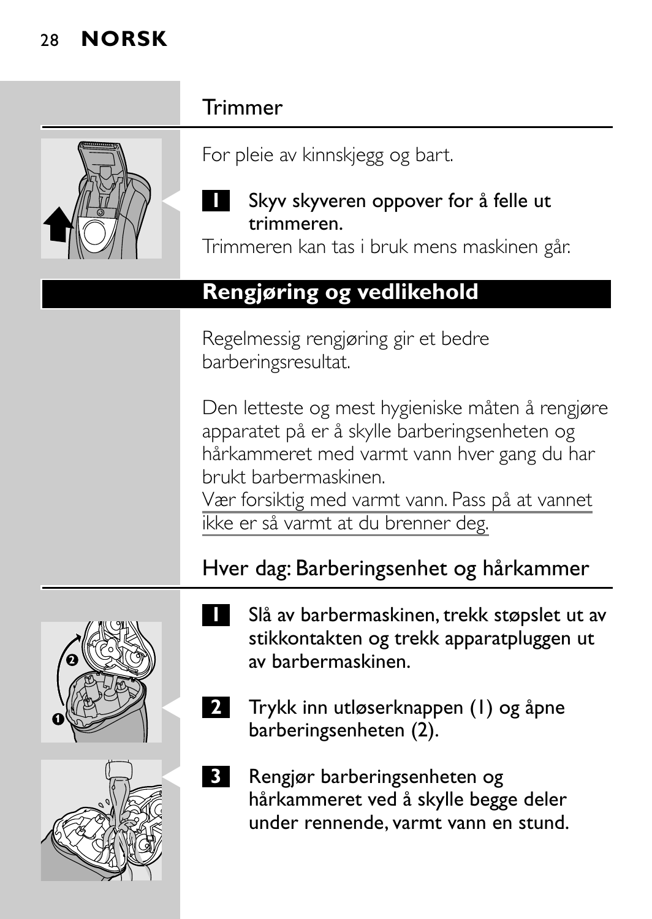## Trimmer

For pleie av kinnskjegg og bart.

1. Skyv skyveren oppover for å felle ut trimmeren.

Trimmeren kan tas i bruk mens maskinen går.

## Rengjøring og vedlikehold

Regelmessig rengjøring gir et bedre barberingsresultat.

Den letteste og mest hygieniske måten å rengjøre apparatet på er å skylle barberingsenheten og hårkammeret med varmt vann hver gang du har brukt barbermaskinen.
Vær forsiktig med varmt vann. Pass på at vannet ikke er så varmt at du brenner deg.

### Hver dag: Barberingsenhet og hårkammer

1. Slå av barbermaskinen, trekk støpslet ut av stikkontakten og trekk apparatpluggen ut av barbermaskinen.
2. Trykk inn utløserknappen (1) og åpne barberingsenheten (2).
3. Rengjør barberingsenheten og hårkammeret ved å skylle begge deler under rennende, varmt vann en stund.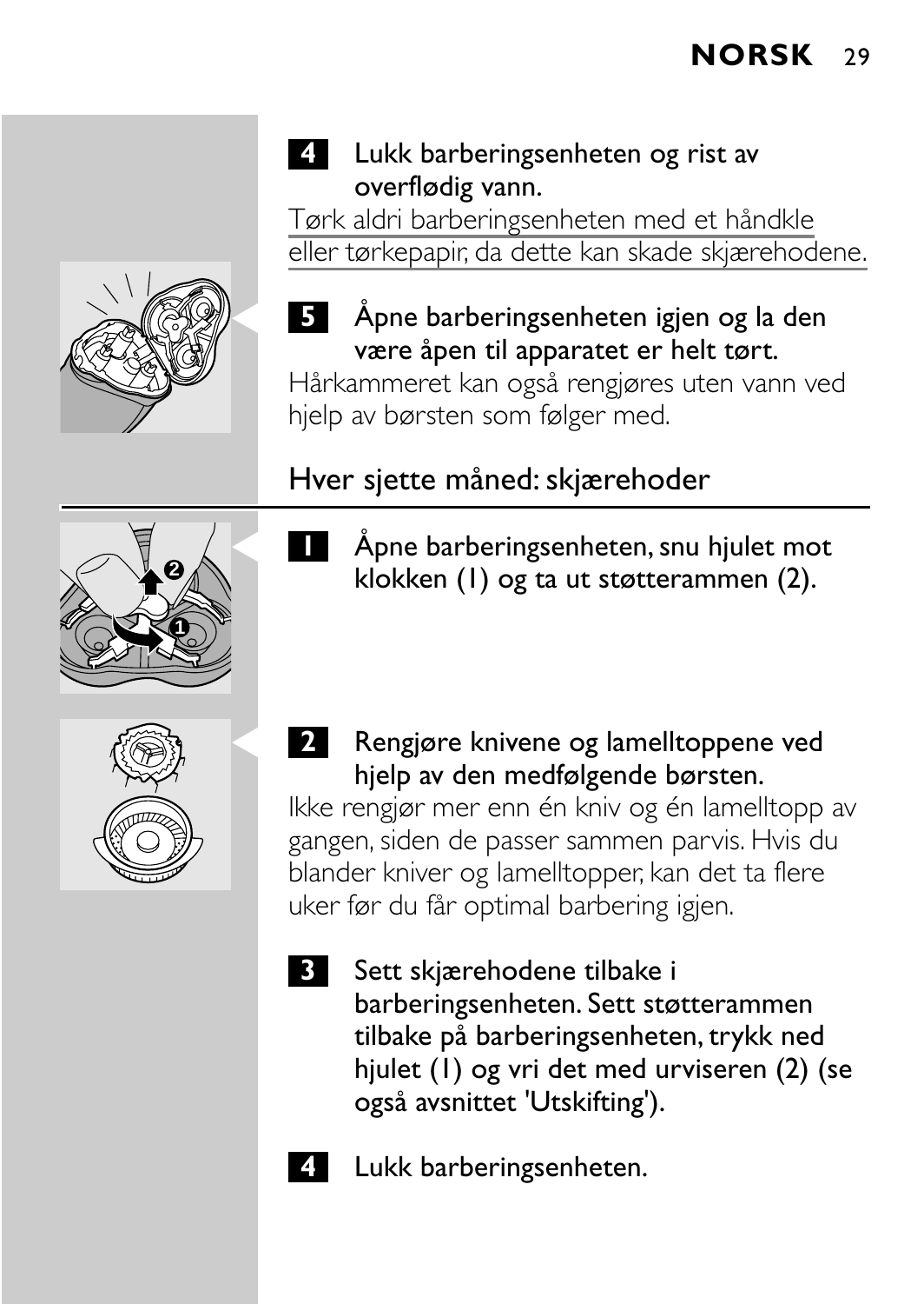**4** Lukk barberingsenheten og rist av overflødig vann.

Tørk aldri barberingsenheten med et håndkle eller tørkepapir, da dette kan skade skjærehodene.

**5** Åpne barberingsenheten igjen og la den være åpen til apparatet er helt tørt.

Hårkammeret kan også rengjøres uten vann ved hjelp av børsten som følger med.

## Hver sjette måned: skjærehoder

**1** Åpne barberingsenheten, snu hjulet mot klokken (1) og ta ut støtterammen (2).

**2** Rengjøre knivene og lamelltoppene ved hjelp av den medfølgende børsten.

Ikke rengjør mer enn én kniv og én lamelltopp av gangen, siden de passer sammen parvis. Hvis du blander kniver og lamelltopper, kan det ta flere uker før du får optimal barbering igjen.

**3** Sett skjærehodene tilbake i barberingsenheten. Sett støtterammen tilbake på barberingsenheten, trykk ned hjulet (1) og vri det med urviseren (2) (se også avsnittet 'Utskifting').

**4** Lukk barberingsenheten.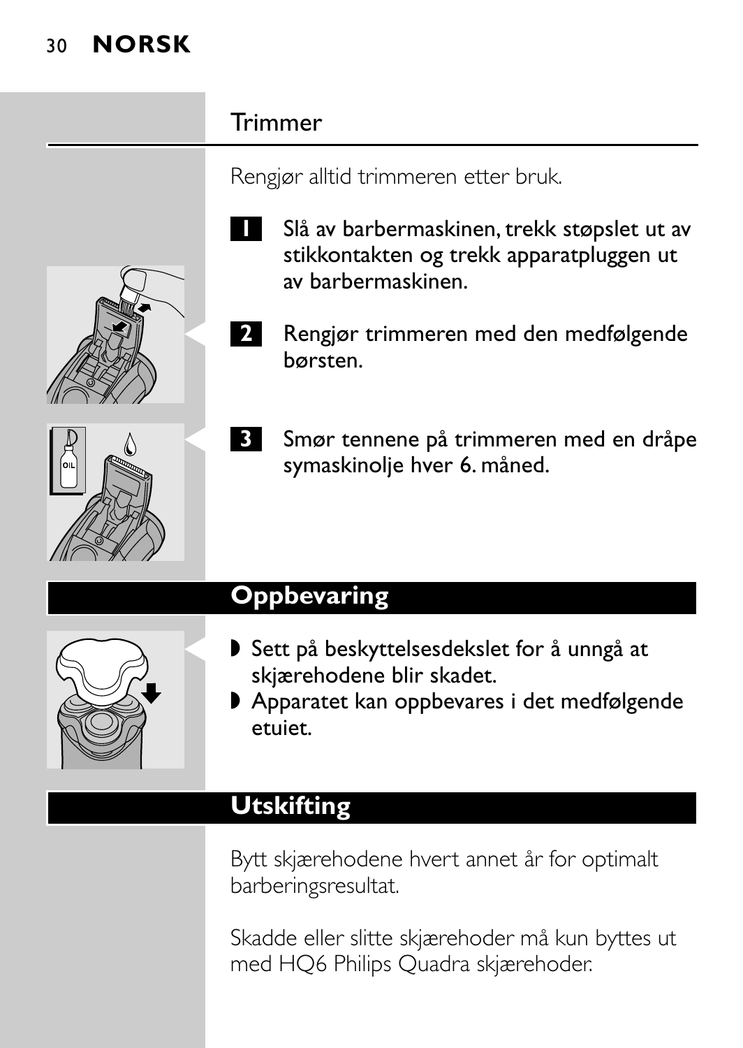## Trimmer

Rengjør alltid trimmeren etter bruk.

1. Slå av barbermaskinen, trekk støpslet ut av stikkontakten og trekk apparatpluggen ut av barbermaskinen.
2. Rengjør trimmeren med den medfølgende børsten.
3. Smør tennene på trimmeren med en dråpe symaskinolje hver 6. måned.

## Oppbevaring

- Sett på beskyttelsesdekslet for å unngå at skjærehodene blir skadet.
- Apparatet kan oppbevares i det medfølgende etuiet.

## Utskifting

Bytt skjærehodene hvert annet år for optimalt barberingsresultat.

Skadde eller slitte skjærehoder må kun byttes ut med HQ6 Philips Quadra skjærehoder.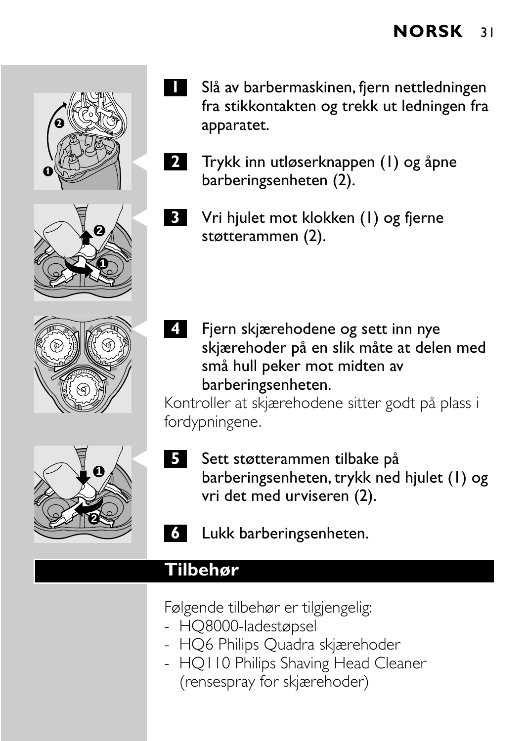1. Slå av barbermaskinen, fjern nettledningen fra stikkontakten og trekk ut ledningen fra apparatet.

2. Trykk inn utløserknappen (1) og åpne barberingsenheten (2).

3. Vri hjulet mot klokken (1) og fjerne støtterammen (2).

4. Fjern skjærehodene og sett inn nye skjærehoder på en slik måte at delen med små hull peker mot midten av barberingsenheten.

Kontroller at skjærehodene sitter godt på plass i fordypningene.

5. Sett støtterammen tilbake på barberingsenheten, trykk ned hjulet (1) og vri det med urviseren (2).

6. Lukk barberingsenheten.

## Tilbehør

Følgende tilbehør er tilgjengelig:

- HQ8000-ladestøpsel
- HQ6 Philips Quadra skjærehoder
- HQ110 Philips Shaving Head Cleaner (rensespray for skjærehoder)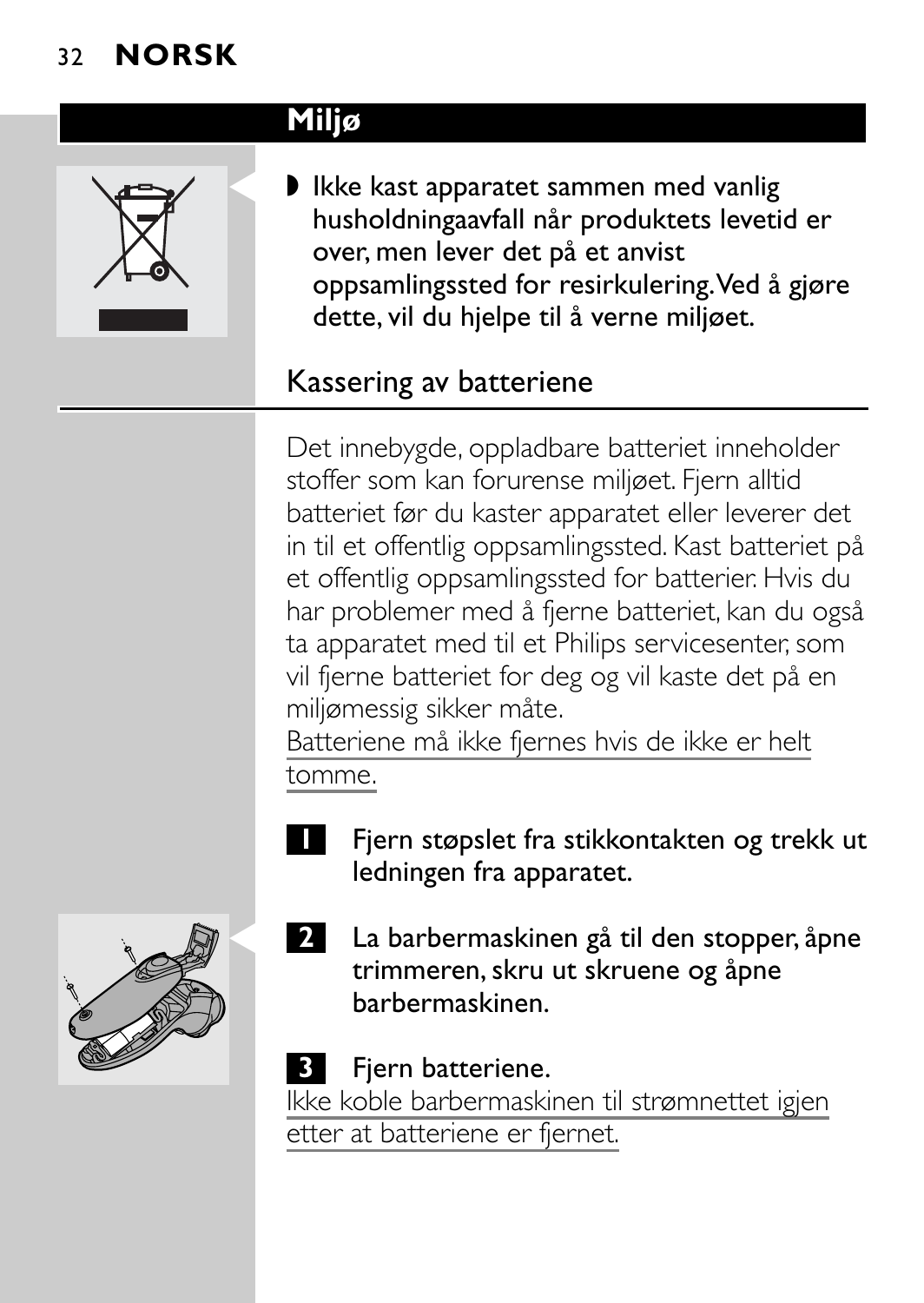## Miljø

- Ikke kast apparatet sammen med vanlig husholdningaavfall når produktets levetid er over, men lever det på et anvist oppsamlingssted for resirkulering. Ved å gjøre dette, vil du hjelpe til å verne miljøet.

### Kassering av batteriene

Det innebygde, oppladbare batteriet inneholder stoffer som kan forurense miljøet. Fjern alltid batteriet før du kaster apparatet eller leverer det in til et offentlig oppsamlingssted. Kast batteriet på et offentlig oppsamlingssted for batterier. Hvis du har problemer med å fjerne batteriet, kan du også ta apparatet med til et Philips servicesenter, som vil fjerne batteriet for deg og vil kaste det på en miljømessig sikker måte.

Batteriene må ikke fjernes hvis de ikke er helt tomme.

1. Fjern støpslet fra stikkontakten og trekk ut ledningen fra apparatet.
2. La barbermaskinen gå til den stopper, åpne trimmeren, skru ut skruene og åpne barbermaskinen.
3. Fjern batteriene.

Ikke koble barbermaskinen til strømnettet igjen etter at batteriene er fjernet.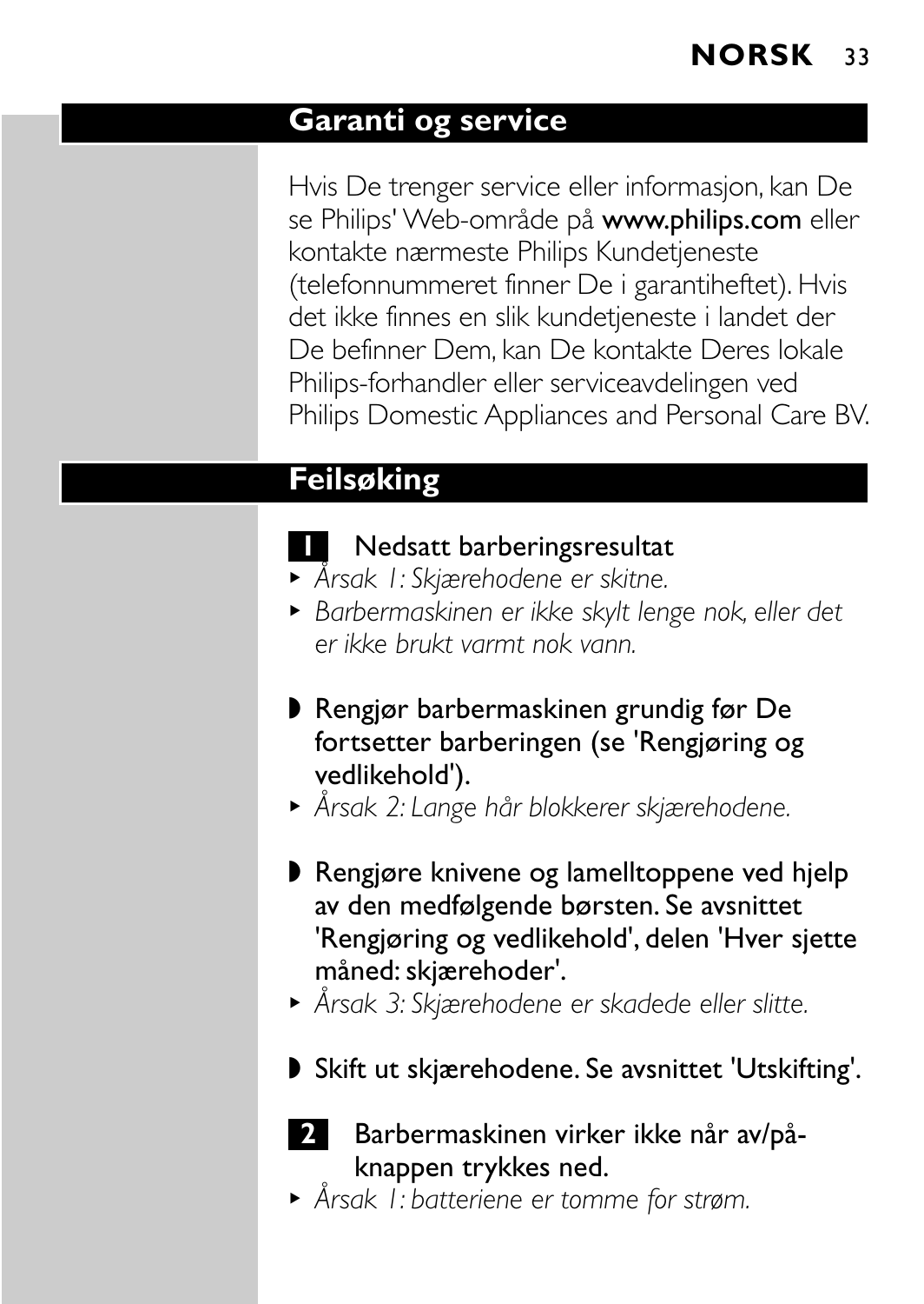## Garanti og service

Hvis De trenger service eller informasjon, kan De se Philips' Web-område på **www.philips.com** eller kontakte nærmeste Philips Kundetjeneste (telefonnummeret finner De i garantiheftet). Hvis det ikke finnes en slik kundetjeneste i landet der De befinner Dem, kan De kontakte Deres lokale Philips-forhandler eller serviceavdelingen ved Philips Domestic Appliances and Personal Care BV.

## Feilsøking

**1** Nedsatt barberingsresultat

- *Årsak 1: Skjærehodene er skitne.*
- *Barbermaskinen er ikke skylt lenge nok, eller det er ikke brukt varmt nok vann.*

◗ Rengjør barbermaskinen grundig før De fortsetter barberingen (se 'Rengjøring og vedlikehold').

- *Årsak 2: Lange hår blokkerer skjærehodene.*

◗ Rengjøre knivene og lamelltoppene ved hjelp av den medfølgende børsten. Se avsnittet 'Rengjøring og vedlikehold', delen 'Hver sjette måned: skjærehoder'.

- *Årsak 3: Skjærehodene er skadede eller slitte.*

◗ Skift ut skjærehodene. Se avsnittet 'Utskifting'.

**2** Barbermaskinen virker ikke når av/på-knappen trykkes ned.

- *Årsak 1: batteriene er tomme for strøm.*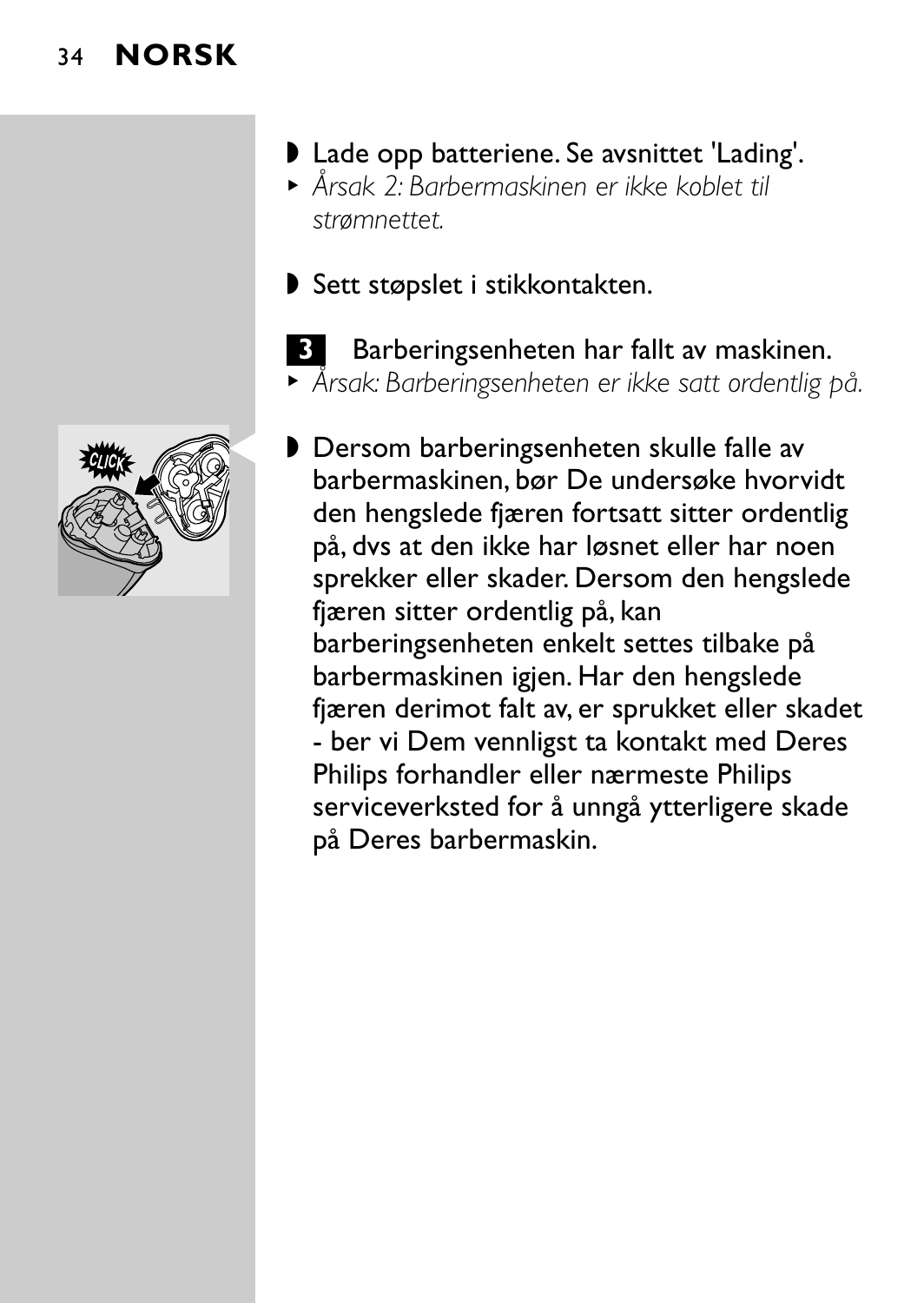- Lade opp batteriene. Se avsnittet 'Lading'.
- *Årsak 2: Barbermaskinen er ikke koblet til strømnettet.*

- Sett støpslet i stikkontakten.

**3** Barberingsenheten har fallt av maskinen.

- *Årsak: Barberingsenheten er ikke satt ordentlig på.*

- Dersom barberingsenheten skulle falle av barbermaskinen, bør De undersøke hvorvidt den hengslede fjæren fortsatt sitter ordentlig på, dvs at den ikke har løsnet eller har noen sprekker eller skader. Dersom den hengslede fjæren sitter ordentlig på, kan barberingsenheten enkelt settes tilbake på barbermaskinen igjen. Har den hengslede fjæren derimot falt av, er sprukket eller skadet - ber vi Dem vennligst ta kontakt med Deres Philips forhandler eller nærmeste Philips serviceverksted for å unngå ytterligere skade på Deres barbermaskin.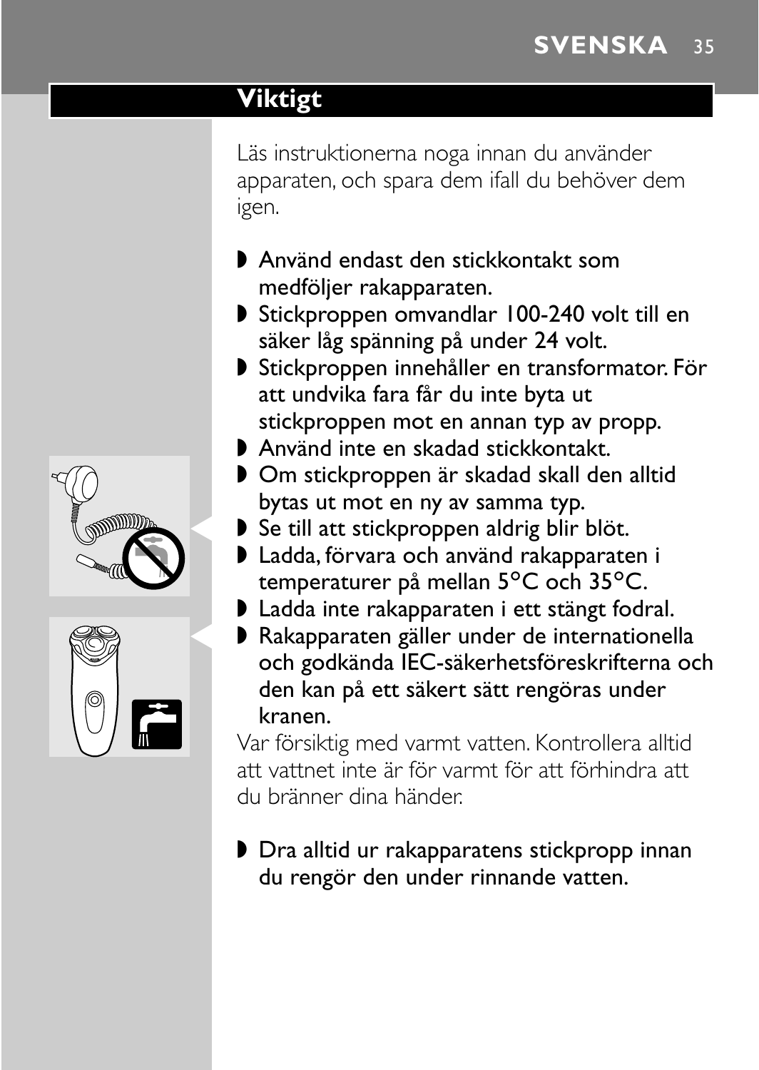## Viktigt

Läs instruktionerna noga innan du använder apparaten, och spara dem ifall du behöver dem igen.

- Använd endast den stickkontakt som medföljer rakapparaten.
- Stickproppen omvandlar 100-240 volt till en säker låg spänning på under 24 volt.
- Stickproppen innehåller en transformator. För att undvika fara får du inte byta ut stickproppen mot en annan typ av propp.
- Använd inte en skadad stickkontakt.
- Om stickproppen är skadad skall den alltid bytas ut mot en ny av samma typ.
- Se till att stickproppen aldrig blir blöt.
- Ladda, förvara och använd rakapparaten i temperaturer på mellan 5°C och 35°C.
- Ladda inte rakapparaten i ett stängt fodral.
- Rakapparaten gäller under de internationella och godkända IEC-säkerhetsföreskrifterna och den kan på ett säkert sätt rengöras under kranen.

Var försiktig med varmt vatten. Kontrollera alltid att vattnet inte är för varmt för att förhindra att du bränner dina händer.

- Dra alltid ur rakapparatens stickpropp innan du rengör den under rinnande vatten.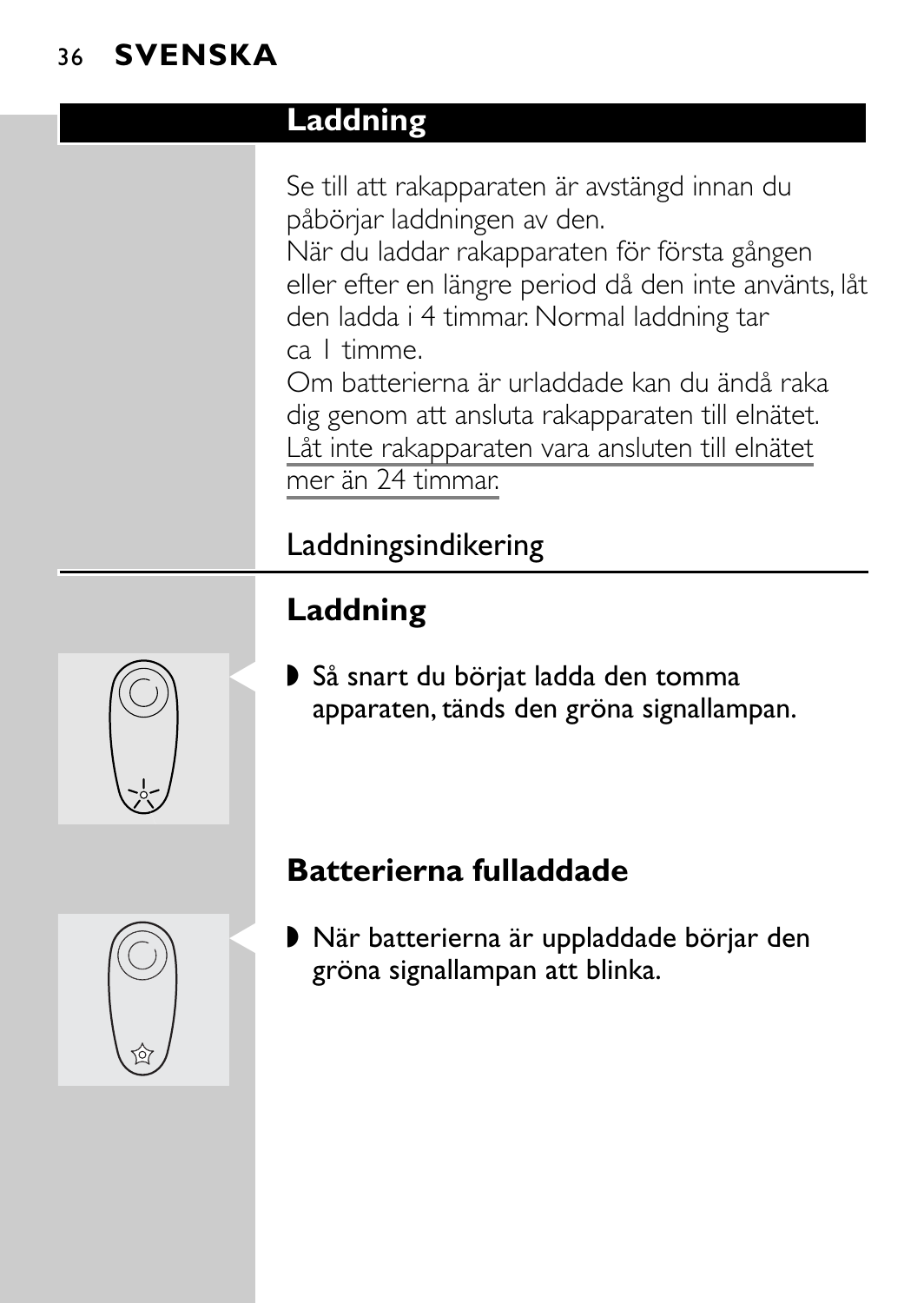## Laddning

Se till att rakapparaten är avstängd innan du påbörjar laddningen av den.
När du laddar rakapparaten för första gången eller efter en längre period då den inte använts, låt den ladda i 4 timmar. Normal laddning tar ca 1 timme.
Om batterierna är urladdade kan du ändå raka dig genom att ansluta rakapparaten till elnätet.
Låt inte rakapparaten vara ansluten till elnätet mer än 24 timmar.

### Laddningsindikering

#### Laddning

- Så snart du börjat ladda den tomma apparaten, tänds den gröna signallampan.

#### Batterierna fulladdade

- När batterierna är uppladdade börjar den gröna signallampan att blinka.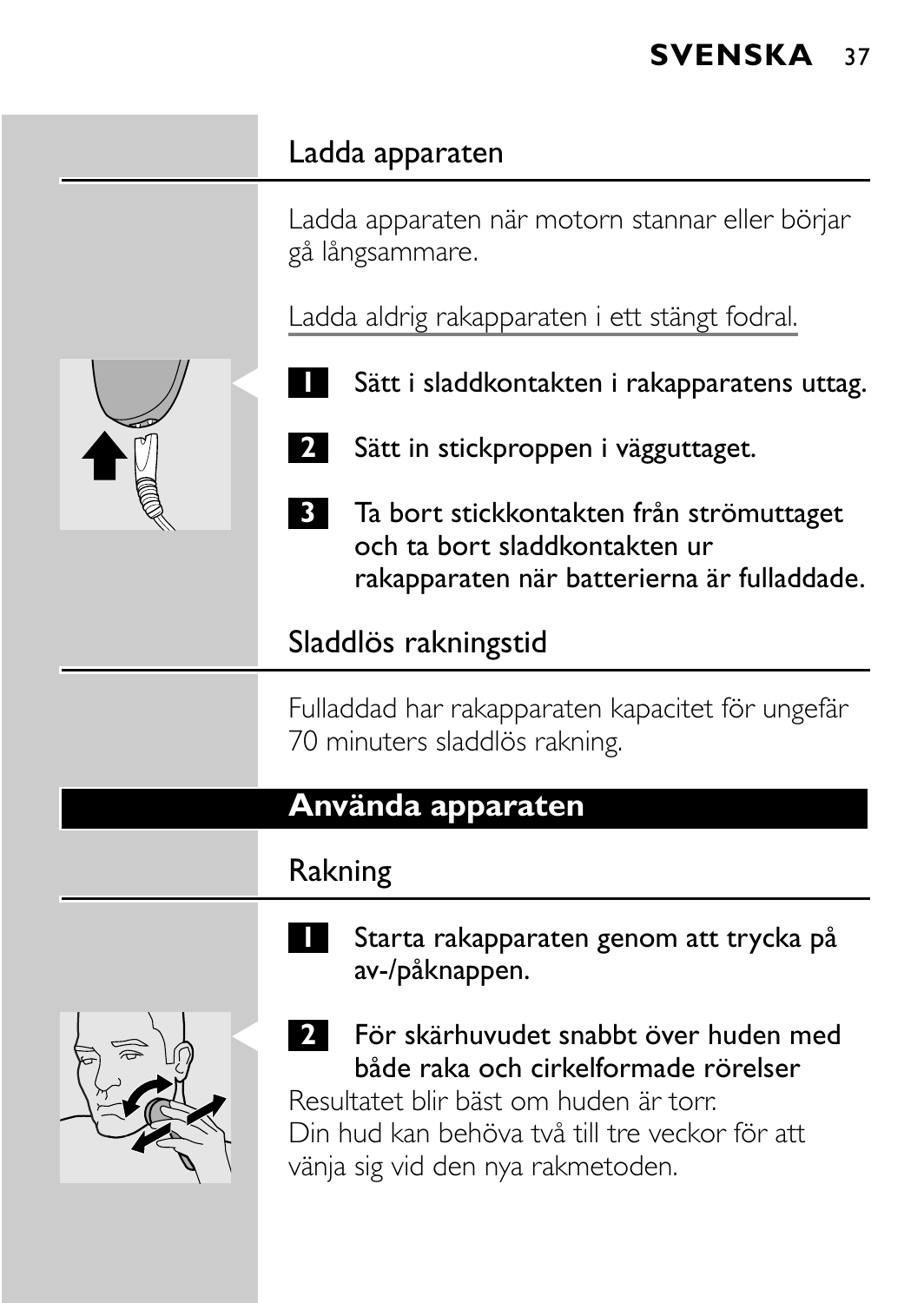## Ladda apparaten

Ladda apparaten när motorn stannar eller börjar gå långsammare.

Ladda aldrig rakapparaten i ett stängt fodral.

1. Sätt i sladdkontakten i rakapparatens uttag.
2. Sätt in stickproppen i vägguttaget.
3. Ta bort stickkontakten från strömuttaget och ta bort sladdkontakten ur rakapparaten när batterierna är fulladdade.

## Sladdlös rakningstid

Fulladdad har rakapparaten kapacitet för ungefär 70 minuters sladdlös rakning.

# Använda apparaten

## Rakning

1. Starta rakapparaten genom att trycka på av-/påknappen.
2. För skärhuvudet snabbt över huden med både raka och cirkelformade rörelser

Resultatet blir bäst om huden är torr.
Din hud kan behöva två till tre veckor för att vänja sig vid den nya rakmetoden.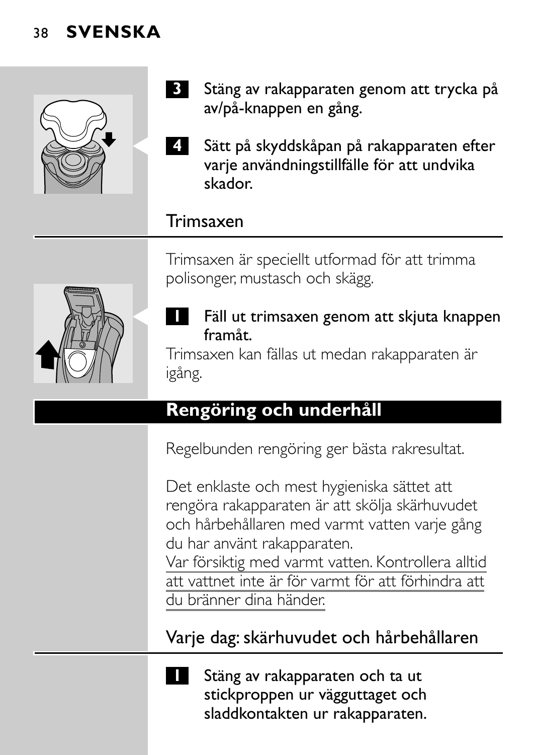3 Stäng av rakapparaten genom att trycka på av/på-knappen en gång.

4 Sätt på skyddskåpan på rakapparaten efter varje användningstillfälle för att undvika skador.

## Trimsaxen

Trimsaxen är speciellt utformad för att trimma polisonger, mustasch och skägg.

1 Fäll ut trimsaxen genom att skjuta knappen framåt.

Trimsaxen kan fällas ut medan rakapparaten är igång.

# Rengöring och underhåll

Regelbunden rengöring ger bästa rakresultat.

Det enklaste och mest hygieniska sättet att rengöra rakapparaten är att skölja skärhuvudet och hårbehållaren med varmt vatten varje gång du har använt rakapparaten.

Var försiktig med varmt vatten. Kontrollera alltid att vattnet inte är för varmt för att förhindra att du bränner dina händer.

## Varje dag: skärhuvudet och hårbehållaren

1 Stäng av rakapparaten och ta ut stickproppen ur vägguttaget och sladdkontakten ur rakapparaten.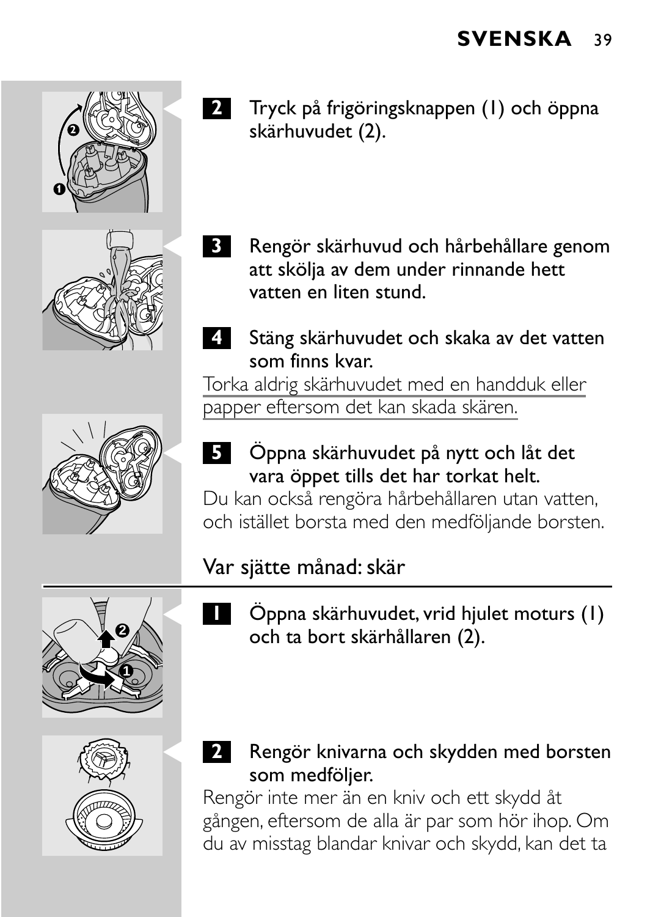**2** Tryck på frigöringsknappen (1) och öppna skärhuvudet (2).

**3** Rengör skärhuvud och hårbehållare genom att skölja av dem under rinnande hett vatten en liten stund.

**4** Stäng skärhuvudet och skaka av det vatten som finns kvar.

Torka aldrig skärhuvudet med en handduk eller papper eftersom det kan skada skären.

**5** Öppna skärhuvudet på nytt och låt det vara öppet tills det har torkat helt.

Du kan också rengöra hårbehållaren utan vatten, och istället borsta med den medföljande borsten.

## Var sjätte månad: skär

**1** Öppna skärhuvudet, vrid hjulet moturs (1) och ta bort skärhållaren (2).

**2** Rengör knivarna och skydden med borsten som medföljer.

Rengör inte mer än en kniv och ett skydd åt gången, eftersom de alla är par som hör ihop. Om du av misstag blandar knivar och skydd, kan det ta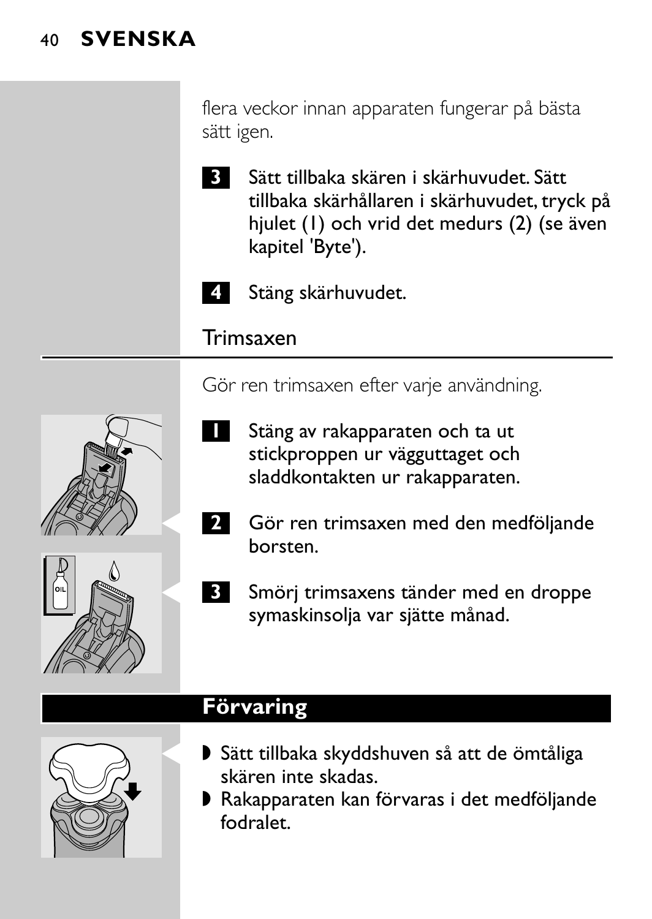flera veckor innan apparaten fungerar på bästa sätt igen.

**3** Sätt tillbaka skären i skärhuvudet. Sätt tillbaka skärhållaren i skärhuvudet, tryck på hjulet (1) och vrid det medurs (2) (se även kapitel 'Byte').

**4** Stäng skärhuvudet.

### Trimsaxen

Gör ren trimsaxen efter varje användning.

**1** Stäng av rakapparaten och ta ut stickproppen ur vägguttaget och sladdkontakten ur rakapparaten.

**2** Gör ren trimsaxen med den medföljande borsten.

**3** Smörj trimsaxens tänder med en droppe symaskinsolja var sjätte månad.

## Förvaring

- Sätt tillbaka skyddshuven så att de ömtåliga skären inte skadas.
- Rakapparaten kan förvaras i det medföljande fodralet.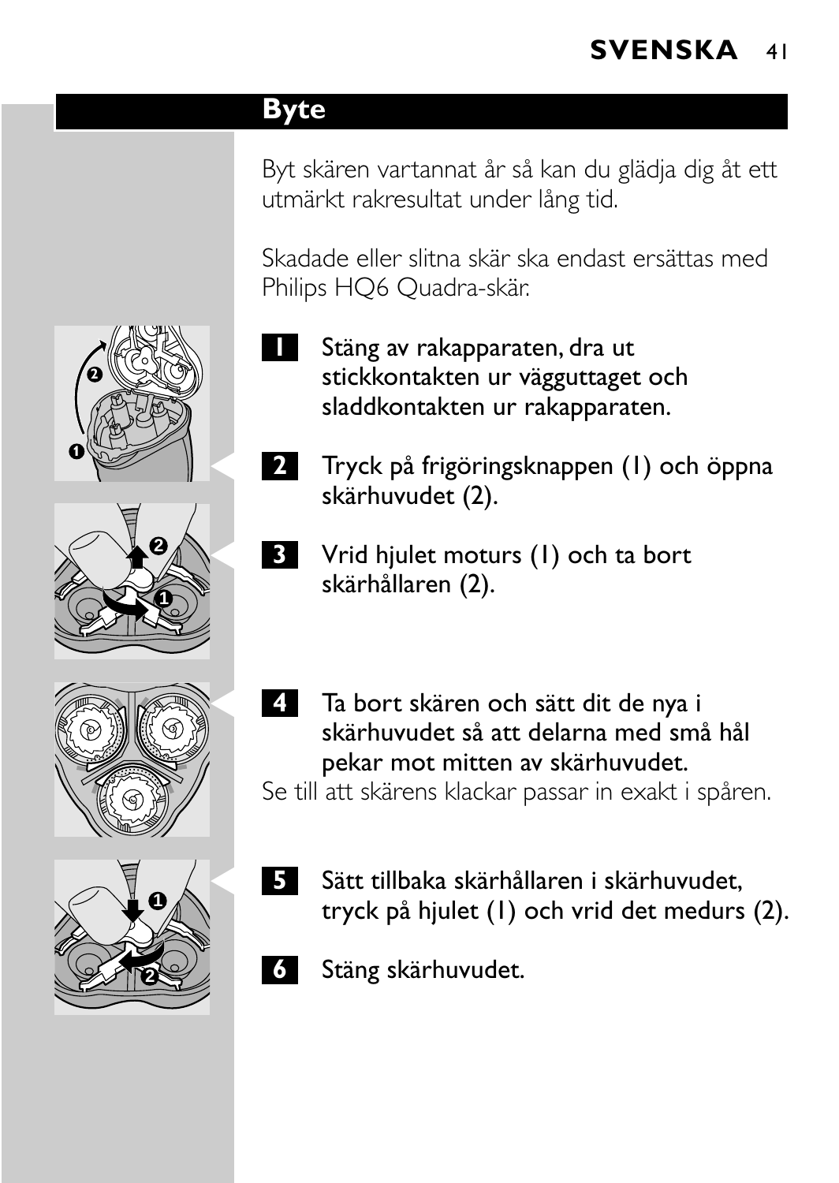## Byte

Byt skären vartannat år så kan du glädja dig åt ett utmärkt rakresultat under lång tid.

Skadade eller slitna skär ska endast ersättas med Philips HQ6 Quadra-skär.

**1** Stäng av rakapparaten, dra ut stickkontakten ur vägguttaget och sladdkontakten ur rakapparaten.

**2** Tryck på frigöringsknappen (1) och öppna skärhuvudet (2).

**3** Vrid hjulet moturs (1) och ta bort skärhållaren (2).

**4** Ta bort skären och sätt dit de nya i skärhuvudet så att delarna med små hål pekar mot mitten av skärhuvudet.

Se till att skärens klackar passar in exakt i spåren.

**5** Sätt tillbaka skärhållaren i skärhuvudet, tryck på hjulet (1) och vrid det medurs (2).

**6** Stäng skärhuvudet.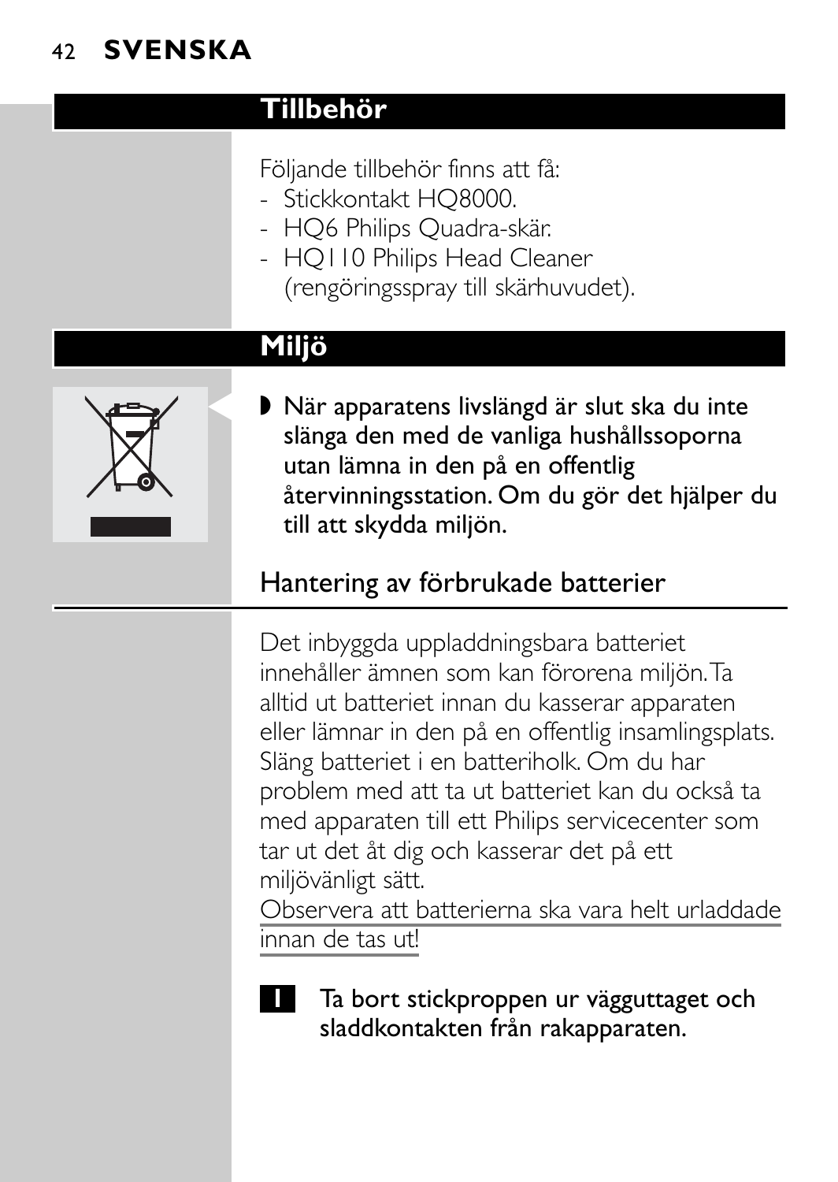## Tillbehör

Följande tillbehör finns att få:
- Stickkontakt HQ8000.
- HQ6 Philips Quadra-skär.
- HQ110 Philips Head Cleaner (rengöringsspray till skärhuvudet).

## Miljö

- **När apparatens livslängd är slut ska du inte slänga den med de vanliga hushållssoporna utan lämna in den på en offentlig återvinningsstation. Om du gör det hjälper du till att skydda miljön.**

### Hantering av förbrukade batterier

Det inbyggda uppladdningsbara batteriet innehåller ämnen som kan förorena miljön. Ta alltid ut batteriet innan du kasserar apparaten eller lämnar in den på en offentlig insamlingsplats. Släng batteriet i en batteriholk. Om du har problem med att ta ut batteriet kan du också ta med apparaten till ett Philips servicecenter som tar ut det åt dig och kasserar det på ett miljövänligt sätt.
Observera att batterierna ska vara helt urladdade innan de tas ut!

1. Ta bort stickproppen ur vägguttaget och sladdkontakten från rakapparaten.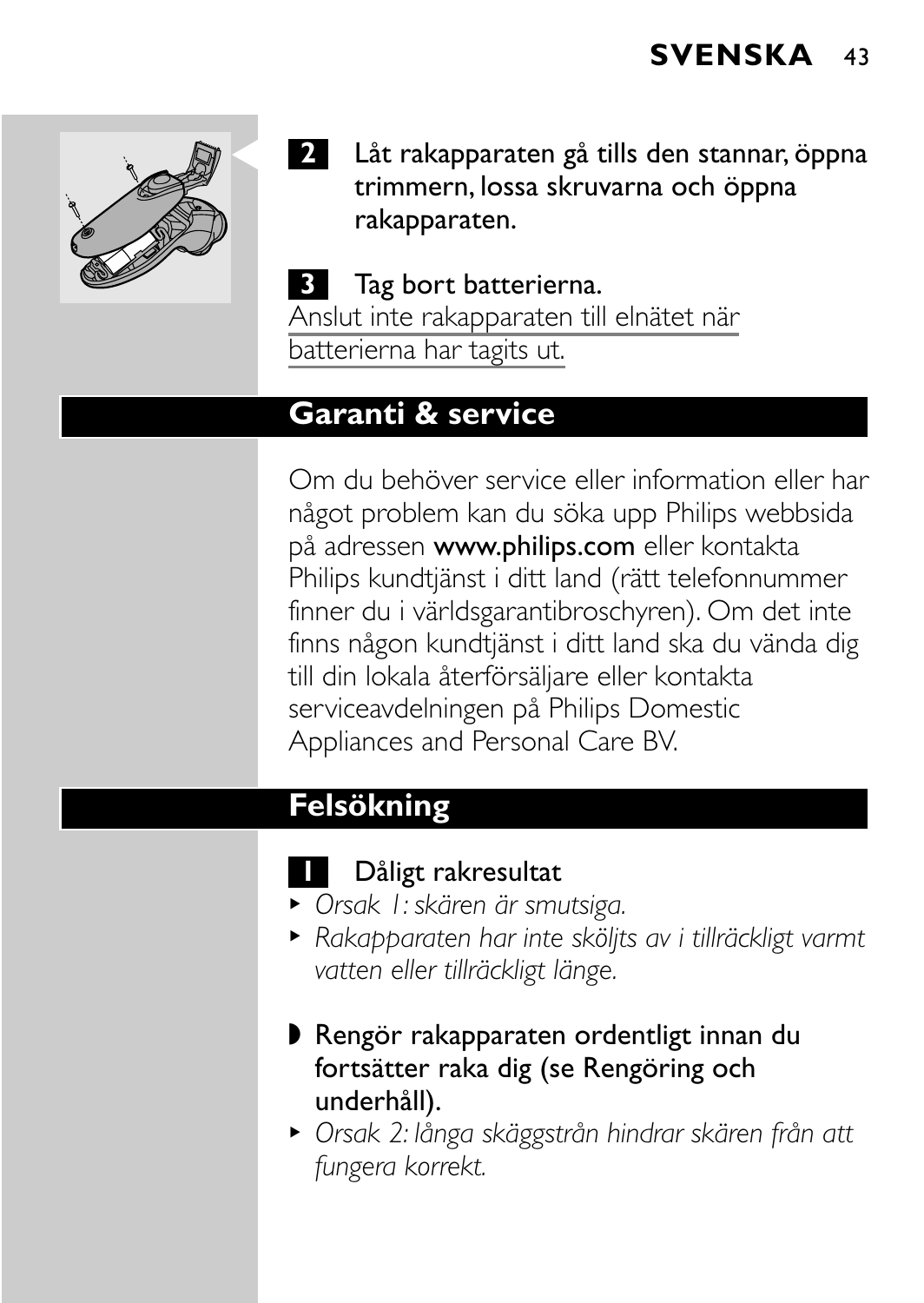**2** Låt rakapparaten gå tills den stannar, öppna trimmern, lossa skruvarna och öppna rakapparaten.

**3** Tag bort batterierna.

Anslut inte rakapparaten till elnätet när batterierna har tagits ut.

## Garanti & service

Om du behöver service eller information eller har något problem kan du söka upp Philips webbsida på adressen **www.philips.com** eller kontakta Philips kundtjänst i ditt land (rätt telefonnummer finner du i världsgarantibroschyren). Om det inte finns någon kundtjänst i ditt land ska du vända dig till din lokala återförsäljare eller kontakta serviceavdelningen på Philips Domestic Appliances and Personal Care BV.

## Felsökning

**1** Dåligt rakresultat

- *Orsak 1: skären är smutsiga.*
- *Rakapparaten har inte sköljts av i tillräckligt varmt vatten eller tillräckligt länge.*

- Rengör rakapparaten ordentligt innan du fortsätter raka dig (se Rengöring och underhåll).

- *Orsak 2: långa skäggstrån hindrar skären från att fungera korrekt.*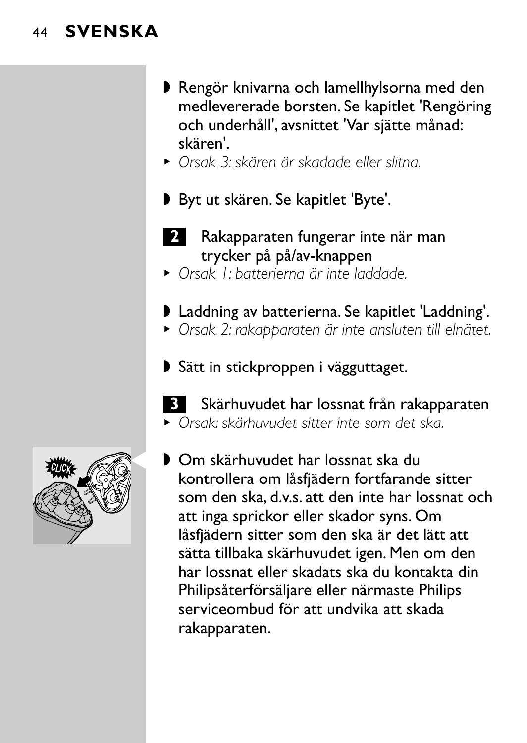◗ Rengör knivarna och lamellhylsorna med den medlevererade borsten. Se kapitlet 'Rengöring och underhåll', avsnittet 'Var sjätte månad: skären'.

▸ *Orsak 3: skären är skadade eller slitna.*

◗ Byt ut skären. Se kapitlet 'Byte'.

**2** Rakapparaten fungerar inte när man trycker på på/av-knappen

▸ *Orsak 1: batterierna är inte laddade.*

◗ Laddning av batterierna. Se kapitlet 'Laddning'.

▸ *Orsak 2: rakapparaten är inte ansluten till elnätet.*

◗ Sätt in stickproppen i vägguttaget.

**3** Skärhuvudet har lossnat från rakapparaten

▸ *Orsak: skärhuvudet sitter inte som det ska.*

◗ Om skärhuvudet har lossnat ska du kontrollera om låsfjädern fortfarande sitter som den ska, d.v.s. att den inte har lossnat och att inga sprickor eller skador syns. Om låsfjädern sitter som den ska är det lätt att sätta tillbaka skärhuvudet igen. Men om den har lossnat eller skadats ska du kontakta din Philipsåterförsäljare eller närmaste Philips serviceombud för att undvika att skada rakapparaten.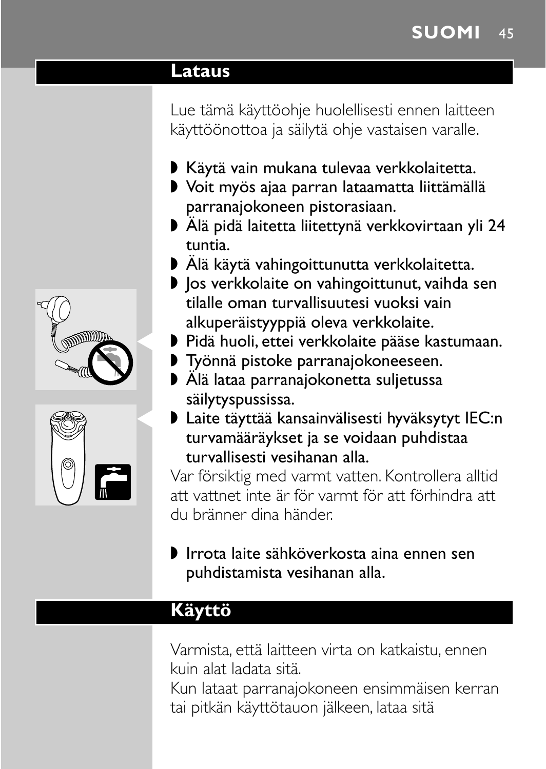## Lataus

Lue tämä käyttöohje huolellisesti ennen laitteen käyttöönottoa ja säilytä ohje vastaisen varalle.

- Käytä vain mukana tulevaa verkkolaitetta.
- Voit myös ajaa parran lataamatta liittämällä parranajokoneen pistorasiaan.
- Älä pidä laitetta liitettynä verkkovirtaan yli 24 tuntia.
- Älä käytä vahingoittunutta verkkolaitetta.
- Jos verkkolaite on vahingoittunut, vaihda sen tilalle oman turvallisuutesi vuoksi vain alkuperäistyyppiä oleva verkkolaite.
- Pidä huoli, ettei verkkolaite pääse kastumaan.
- Työnnä pistoke parranajokoneeseen.
- Älä lataa parranajokonetta suljetussa säilytyspussissa.
- Laite täyttää kansainvälisesti hyväksytyt IEC:n turvamääräykset ja se voidaan puhdistaa turvallisesti vesihanan alla.

Var försiktig med varmt vatten. Kontrollera alltid att vattnet inte är för varmt för att förhindra att du bränner dina händer.

- Irrota laite sähköverkosta aina ennen sen puhdistamista vesihanan alla.

## Käyttö

Varmista, että laitteen virta on katkaistu, ennen kuin alat ladata sitä.
Kun lataat parranajokoneen ensimmäisen kerran tai pitkän käyttötauon jälkeen, lataa sitä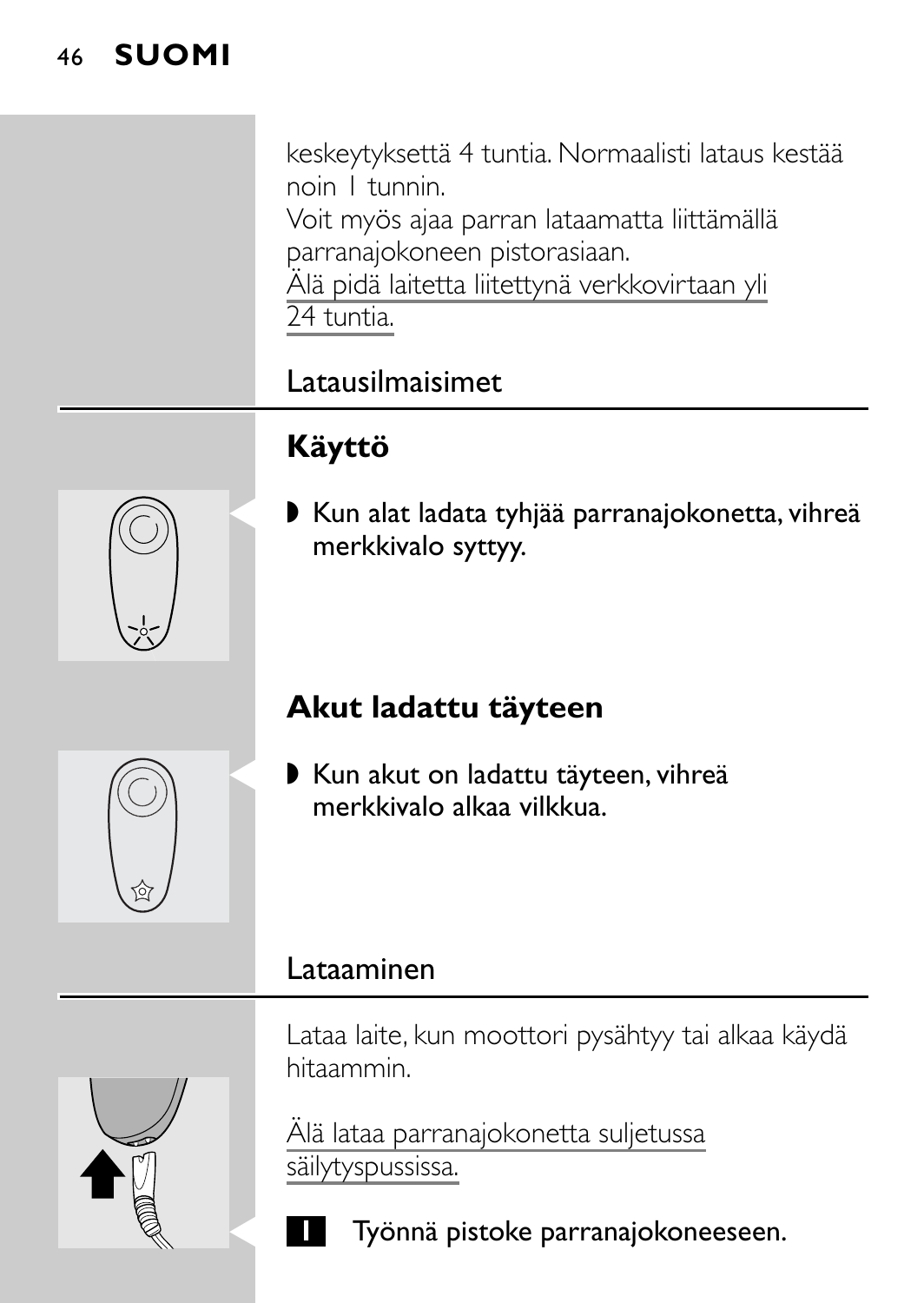keskeytyksettä 4 tuntia. Normaalisti lataus kestää noin 1 tunnin.

Voit myös ajaa parran lataamatta liittämällä parranajokoneen pistorasiaan.

Älä pidä laitetta liitettynä verkkovirtaan yli 24 tuntia.

## Latausilmaisimet

### Käyttö

- Kun alat ladata tyhjää parranajokonetta, vihreä merkkivalo syttyy.

### Akut ladattu täyteen

- Kun akut on ladattu täyteen, vihreä merkkivalo alkaa vilkkua.

## Lataaminen

Lataa laite, kun moottori pysähtyy tai alkaa käydä hitaammin.

Älä lataa parranajokonetta suljetussa säilytyspussissa.

1. Työnnä pistoke parranajokoneeseen.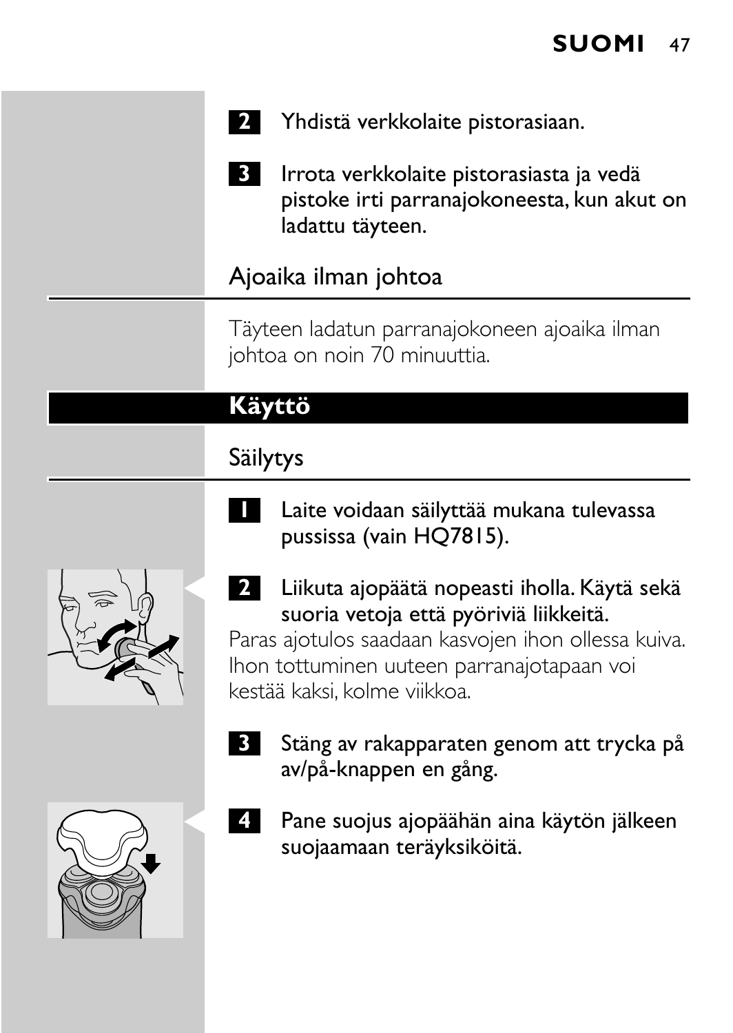2 Yhdistä verkkolaite pistorasiaan.

3 Irrota verkkolaite pistorasiasta ja vedä pistoke irti parranajokoneesta, kun akut on ladattu täyteen.

### Ajoaika ilman johtoa

Täyteen ladatun parranajokoneen ajoaika ilman johtoa on noin 70 minuuttia.

## Käyttö

### Säilytys

1 Laite voidaan säilyttää mukana tulevassa pussissa (vain HQ7815).

2 Liikuta ajopäätä nopeasti iholla. Käytä sekä suoria vetoja että pyöriviä liikkeitä.

Paras ajotulos saadaan kasvojen ihon ollessa kuiva. Ihon tottuminen uuteen parranajotapaan voi kestää kaksi, kolme viikkoa.

3 Stäng av rakapparaten genom att trycka på av/på-knappen en gång.

4 Pane suojus ajopäähän aina käytön jälkeen suojaamaan teräyksiköitä.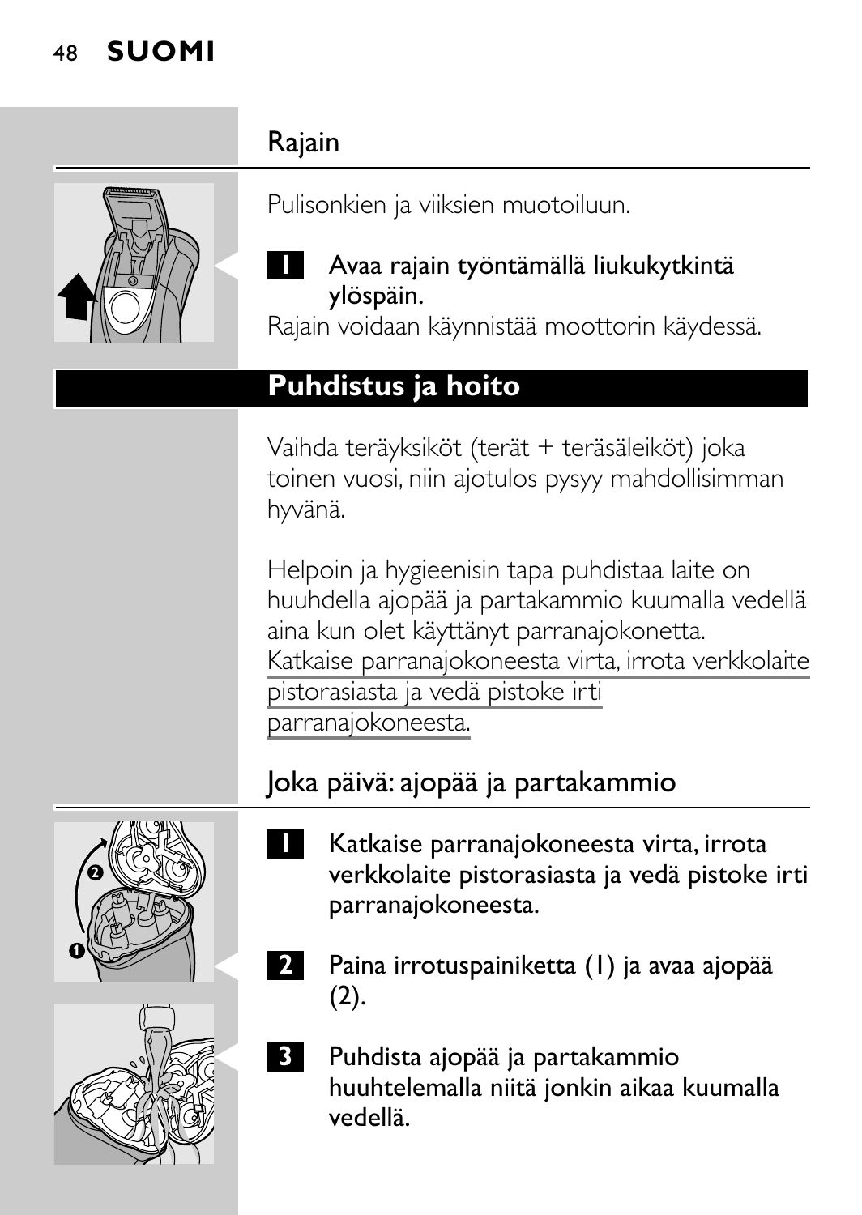## Rajain

Pulisonkien ja viiksien muotoiluun.

1. Avaa rajain työntämällä liukukytkintä ylöspäin.

Rajain voidaan käynnistää moottorin käydessä.

## Puhdistus ja hoito

Vaihda teräyksiköt (terät + teräsäleiköt) joka toinen vuosi, niin ajotulos pysyy mahdollisimman hyvänä.

Helpoin ja hygieenisin tapa puhdistaa laite on huuhdella ajopää ja partakammio kuumalla vedellä aina kun olet käyttänyt parranajokonetta. Katkaise parranajokoneesta virta, irrota verkkolaite pistorasiasta ja vedä pistoke irti parranajokoneesta.

### Joka päivä: ajopää ja partakammio

1. Katkaise parranajokoneesta virta, irrota verkkolaite pistorasiasta ja vedä pistoke irti parranajokoneesta.
2. Paina irrotuspainiketta (1) ja avaa ajopää (2).
3. Puhdista ajopää ja partakammio huuhtelemalla niitä jonkin aikaa kuumalla vedellä.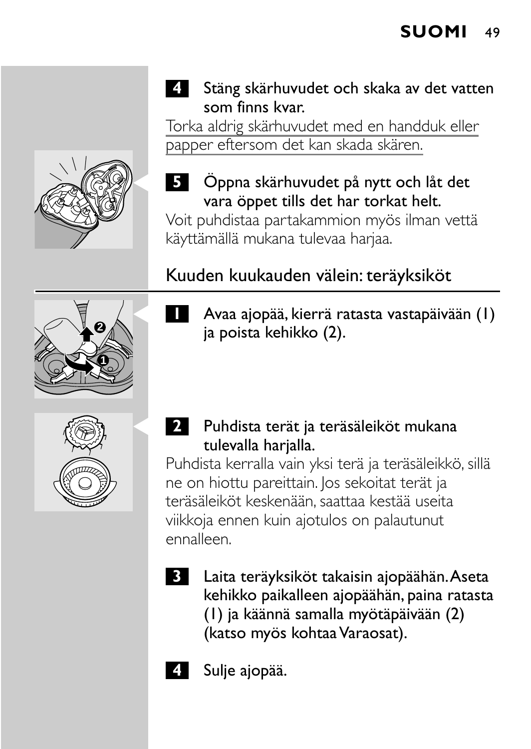**4** **Stäng skärhuvudet och skaka av det vatten som finns kvar.**

Torka aldrig skärhuvudet med en handduk eller papper eftersom det kan skada skären.

**5** **Öppna skärhuvudet på nytt och låt det vara öppet tills det har torkat helt.**

Voit puhdistaa partakammion myös ilman vettä käyttämällä mukana tulevaa harjaa.

## Kuuden kuukauden välein: teräyksiköt

**1** **Avaa ajopää, kierrä ratasta vastapäivään (1) ja poista kehikko (2).**

**2** **Puhdista terät ja teräsäleiköt mukana tulevalla harjalla.**

Puhdista kerralla vain yksi terä ja teräsäleikkö, sillä ne on hiottu pareittain. Jos sekoitat terät ja teräsäleiköt keskenään, saattaa kestää useita viikkoja ennen kuin ajotulos on palautunut ennalleen.

**3** **Laita teräyksiköt takaisin ajopäähän. Aseta kehikko paikalleen ajopäähän, paina ratasta (1) ja käännä samalla myötäpäivään (2) (katso myös kohtaa Varaosat).**

**4** **Sulje ajopää.**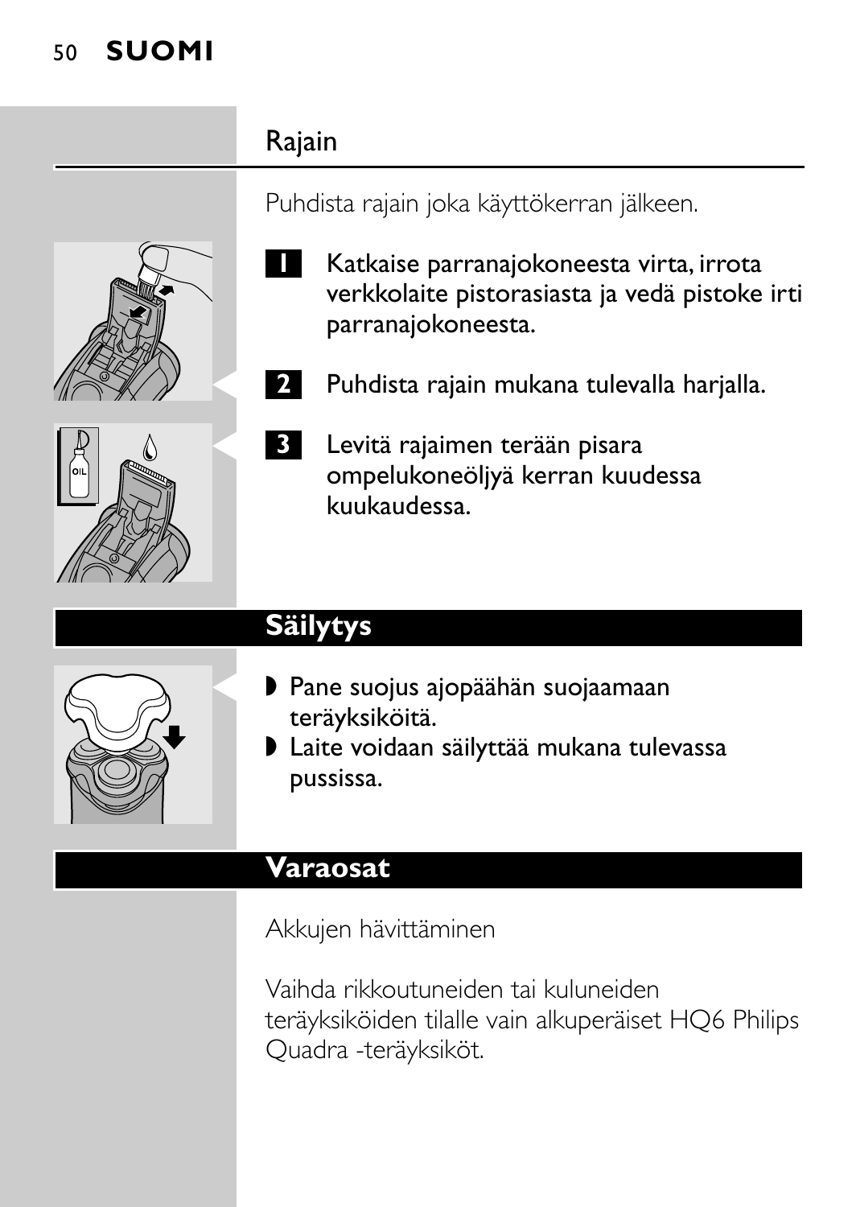## Rajain

Puhdista rajain joka käyttökerran jälkeen.

1. Katkaise parranajokoneesta virta, irrota verkkolaite pistorasiasta ja vedä pistoke irti parranajokoneesta.
2. Puhdista rajain mukana tulevalla harjalla.
3. Levitä rajaimen terään pisara ompelukoneöljyä kerran kuudessa kuukaudessa.

# Säilytys

- Pane suojus ajopäähän suojaamaan teräyksiköitä.
- Laite voidaan säilyttää mukana tulevassa pussissa.

# Varaosat

Akkujen hävittäminen

Vaihda rikkoutuneiden tai kuluneiden teräyksiköiden tilalle vain alkuperäiset HQ6 Philips Quadra -teräyksiköt.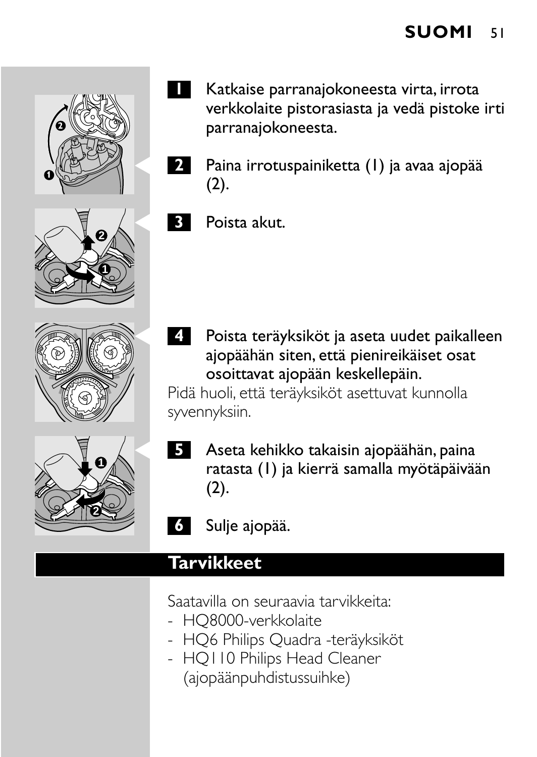1 Katkaise parranajokoneesta virta, irrota verkkolaite pistorasiasta ja vedä pistoke irti parranajokoneesta.

2 Paina irrotuspainiketta (1) ja avaa ajopää (2).

3 Poista akut.

4 Poista teräyksiköt ja aseta uudet paikalleen ajopäähän siten, että pienireikäiset osat osoittavat ajopään keskellepäin.

Pidä huoli, että teräyksiköt asettuvat kunnolla syvennyksiin.

5 Aseta kehikko takaisin ajopäähän, paina ratasta (1) ja kierrä samalla myötäpäivään (2).

6 Sulje ajopää.

## Tarvikkeet

Saatavilla on seuraavia tarvikkeita:

- HQ8000-verkkolaite
- HQ6 Philips Quadra -teräyksiköt
- HQ110 Philips Head Cleaner (ajopäänpuhdistussuihke)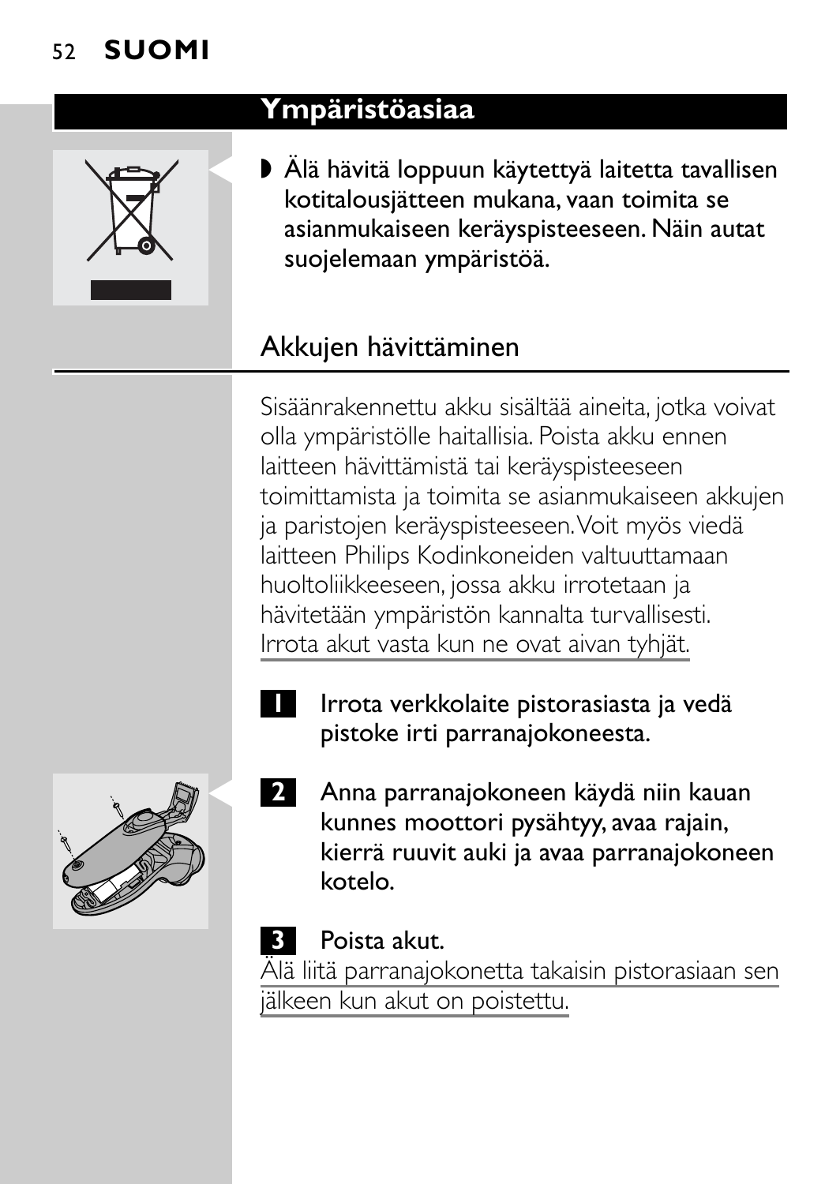## Ympäristöasiaa

- Älä hävitä loppuun käytettyä laitetta tavallisen kotitalousjätteen mukana, vaan toimita se asianmukaiseen keräyspisteeseen. Näin autat suojelemaan ympäristöä.

### Akkujen hävittäminen

Sisäänrakennettu akku sisältää aineita, jotka voivat olla ympäristölle haitallisia. Poista akku ennen laitteen hävittämistä tai keräyspisteeseen toimittamista ja toimita se asianmukaiseen akkujen ja paristojen keräyspisteeseen. Voit myös viedä laitteen Philips Kodinkoneiden valtuuttamaan huoltoliikkeeseen, jossa akku irrotetaan ja hävitetään ympäristön kannalta turvallisesti. Irrota akut vasta kun ne ovat aivan tyhjät.

1. Irrota verkkolaite pistorasiasta ja vedä pistoke irti parranajokoneesta.
2. Anna parranajokoneen käydä niin kauan kunnes moottori pysähtyy, avaa rajain, kierrä ruuvit auki ja avaa parranajokoneen kotelo.
3. Poista akut.

Älä liitä parranajokonetta takaisin pistorasiaan sen jälkeen kun akut on poistettu.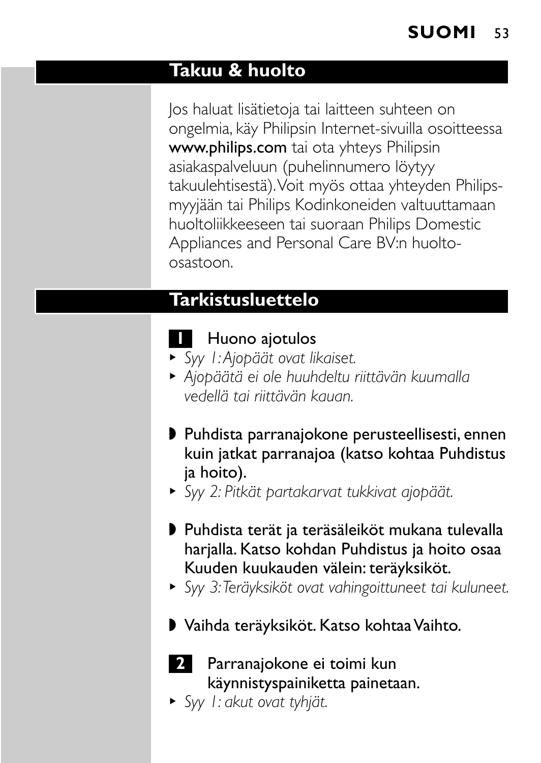## Takuu & huolto

Jos haluat lisätietoja tai laitteen suhteen on ongelmia, käy Philipsin Internet-sivuilla osoitteessa **www.philips.com** tai ota yhteys Philipsin asiakaspalveluun (puhelinnumero löytyy takuulehtisestä). Voit myös ottaa yhteyden Philips-myyjään tai Philips Kodinkoneiden valtuuttamaan huoltoliikkeeseen tai suoraan Philips Domestic Appliances and Personal Care BV:n huolto-osastoon.

## Tarkistusluettelo

### 1 Huono ajotulos

- *Syy 1: Ajopäät ovat likaiset.*
- *Ajopäätä ei ole huuhdeltu riittävän kuumalla vedellä tai riittävän kauan.*

**Puhdista parranajokone perusteellisesti, ennen kuin jatkat parranajoa (katso kohtaa Puhdistus ja hoito).**

- *Syy 2: Pitkät partakarvat tukkivat ajopäät.*

**Puhdista terät ja teräsäleiköt mukana tulevalla harjalla. Katso kohdan Puhdistus ja hoito osaa Kuuden kuukauden välein: teräyksiköt.**

- *Syy 3: Teräyksiköt ovat vahingoittuneet tai kuluneet.*

**Vaihda teräyksiköt. Katso kohtaa Vaihto.**

### 2 Parranajokone ei toimi kun käynnistyspainiketta painetaan.

- *Syy 1: akut ovat tyhjät.*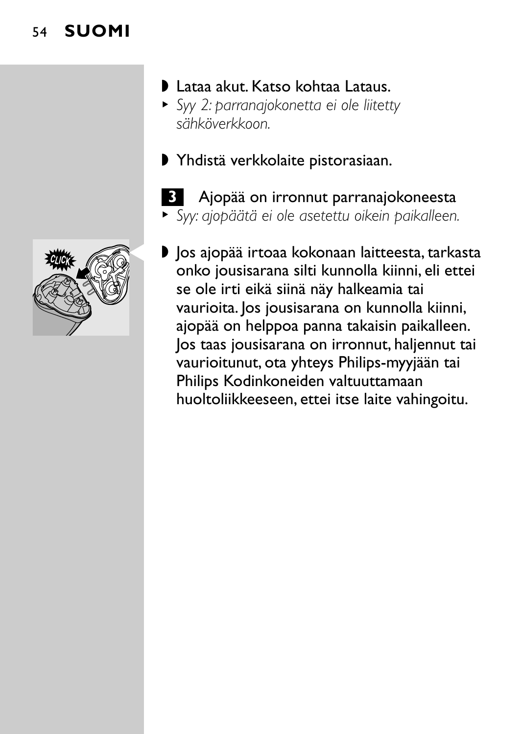- Lataa akut. Katso kohtaa Lataus.

*Syy 2: parranajokonetta ei ole liitetty sähköverkkoon.*

- Yhdistä verkkolaite pistorasiaan.

**3** Ajopää on irronnut parranajokoneesta

*Syy: ajopäätä ei ole asetettu oikein paikalleen.*

- Jos ajopää irtoaa kokonaan laitteesta, tarkasta onko jousisarana silti kunnolla kiinni, eli ettei se ole irti eikä siinä näy halkeamia tai vaurioita. Jos jousisarana on kunnolla kiinni, ajopää on helppoa panna takaisin paikalleen. Jos taas jousisarana on irronnut, haljennut tai vaurioitunut, ota yhteys Philips-myyjään tai Philips Kodinkoneiden valtuuttamaan huoltoliikkeeseen, ettei itse laite vahingoitu.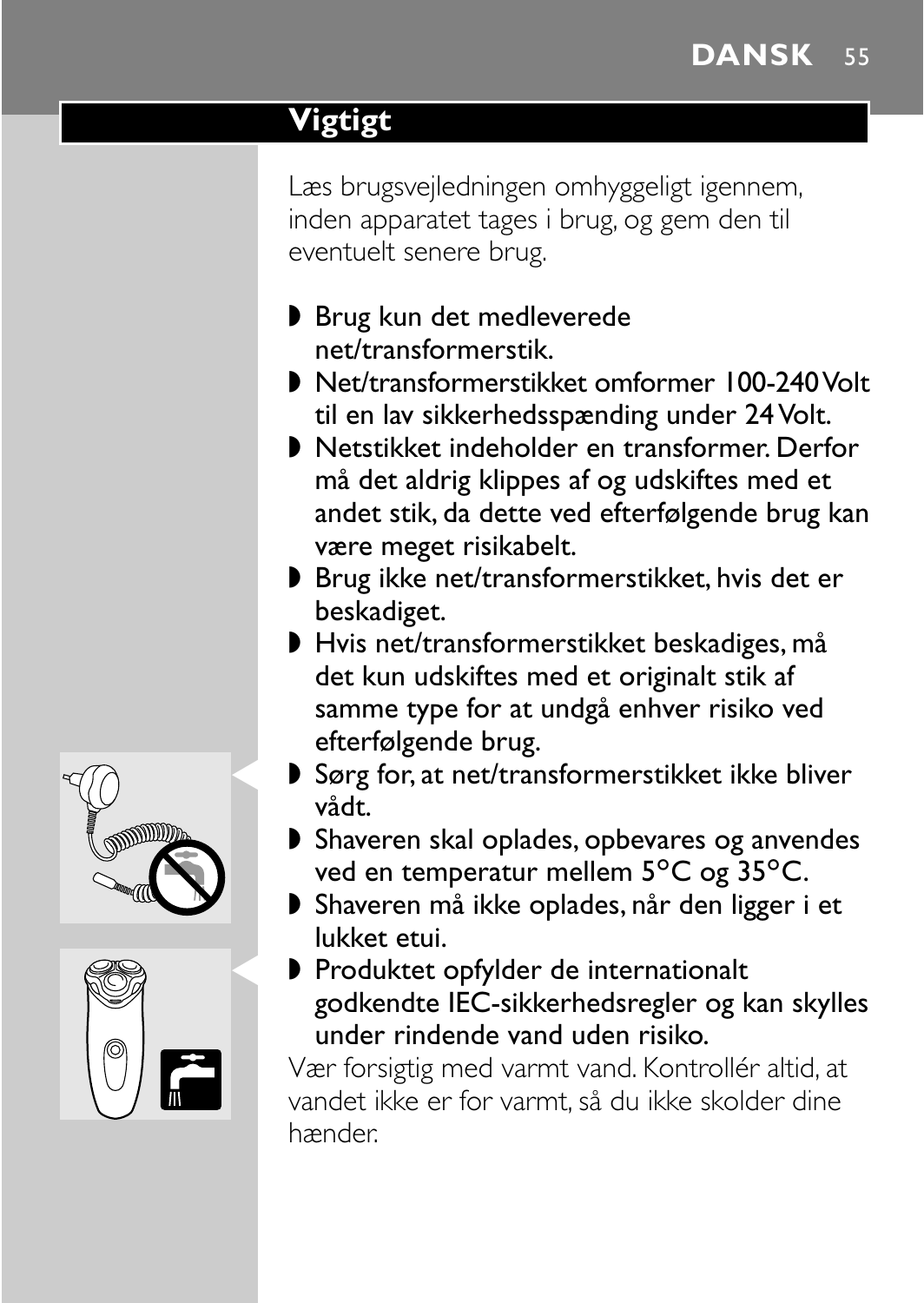## Vigtigt

Læs brugsvejledningen omhyggeligt igennem, inden apparatet tages i brug, og gem den til eventuelt senere brug.

- Brug kun det medleverede net/transformerstik.
- Net/transformerstikket omformer 100-240 Volt til en lav sikkerhedsspænding under 24 Volt.
- Netstikket indeholder en transformer. Derfor må det aldrig klippes af og udskiftes med et andet stik, da dette ved efterfølgende brug kan være meget risikabelt.
- Brug ikke net/transformerstikket, hvis det er beskadiget.
- Hvis net/transformerstikket beskadiges, må det kun udskiftes med et originalt stik af samme type for at undgå enhver risiko ved efterfølgende brug.
- Sørg for, at net/transformerstikket ikke bliver vådt.
- Shaveren skal oplades, opbevares og anvendes ved en temperatur mellem 5°C og 35°C.
- Shaveren må ikke oplades, når den ligger i et lukket etui.
- Produktet opfylder de internationalt godkendte IEC-sikkerhedsregler og kan skylles under rindende vand uden risiko.

Vær forsigtig med varmt vand. Kontrollér altid, at vandet ikke er for varmt, så du ikke skolder dine hænder.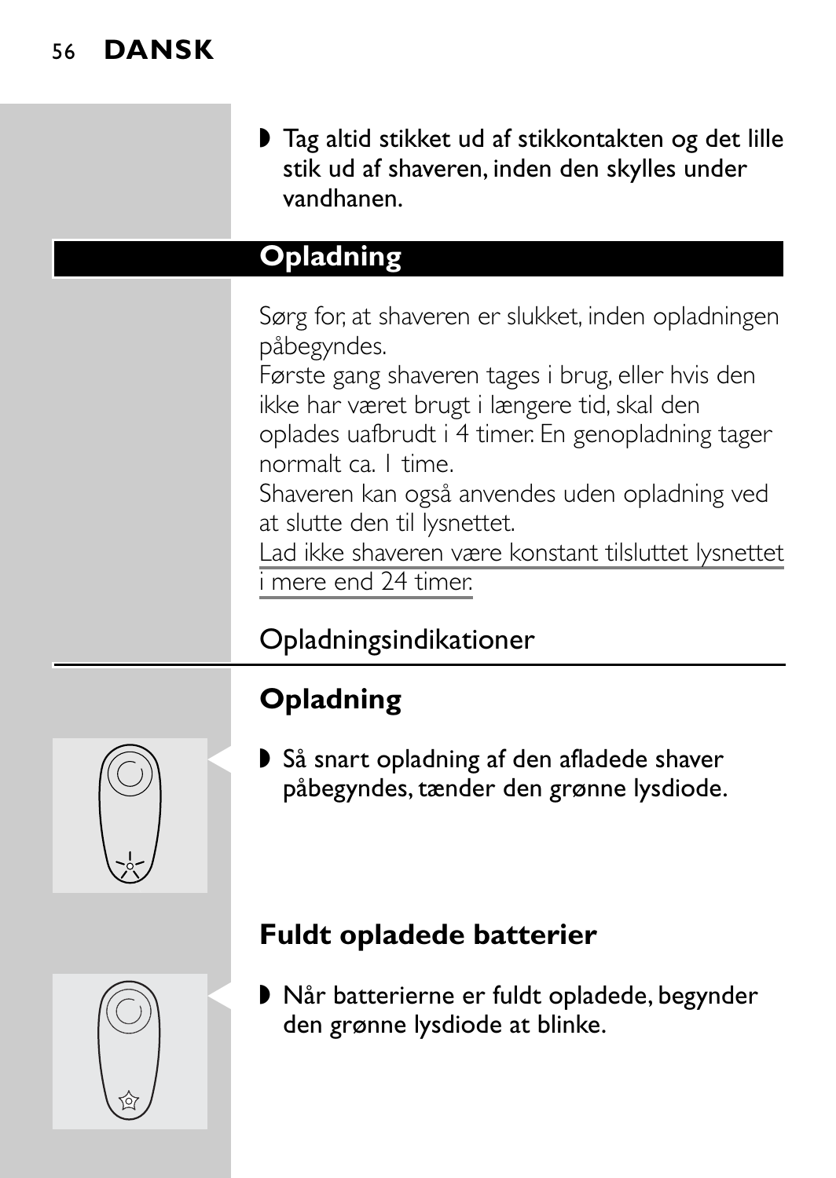- Tag altid stikket ud af stikkontakten og det lille stik ud af shaveren, inden den skylles under vandhanen.

## Opladning

Sørg for, at shaveren er slukket, inden opladningen påbegyndes.
Første gang shaveren tages i brug, eller hvis den ikke har været brugt i længere tid, skal den oplades uafbrudt i 4 timer. En genopladning tager normalt ca. 1 time.
Shaveren kan også anvendes uden opladning ved at slutte den til lysnettet.
Lad ikke shaveren være konstant tilsluttet lysnettet i mere end 24 timer.

### Opladningsindikationer

#### Opladning

- Så snart opladning af den afladede shaver påbegyndes, tænder den grønne lysdiode.

#### Fuldt opladede batterier

- Når batterierne er fuldt opladede, begynder den grønne lysdiode at blinke.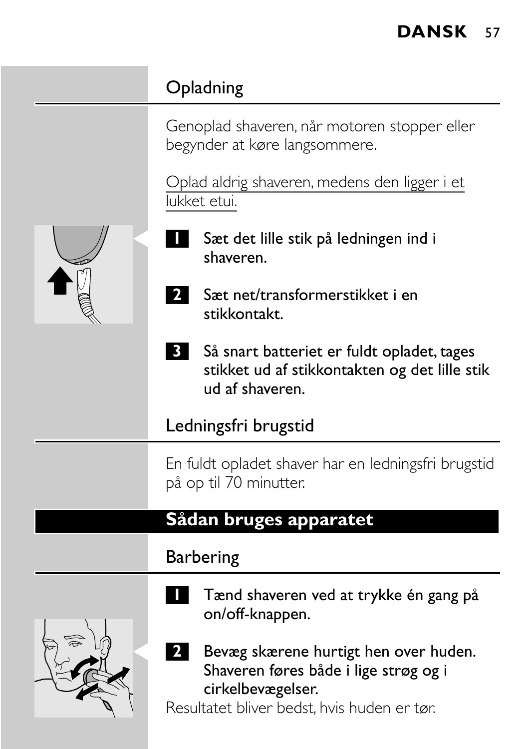## Opladning

Genoplad shaveren, når motoren stopper eller begynder at køre langsommere.

Oplad aldrig shaveren, medens den ligger i et lukket etui.

1. Sæt det lille stik på ledningen ind i shaveren.
2. Sæt net/transformerstikket i en stikkontakt.
3. Så snart batteriet er fuldt opladet, tages stikket ud af stikkontakten og det lille stik ud af shaveren.

## Ledningsfri brugstid

En fuldt opladet shaver har en ledningsfri brugstid på op til 70 minutter.

# Sådan bruges apparatet

## Barbering

1. Tænd shaveren ved at trykke én gang på on/off-knappen.
2. Bevæg skærene hurtigt hen over huden. Shaveren føres både i lige strøg og i cirkelbevægelser.

Resultatet bliver bedst, hvis huden er tør.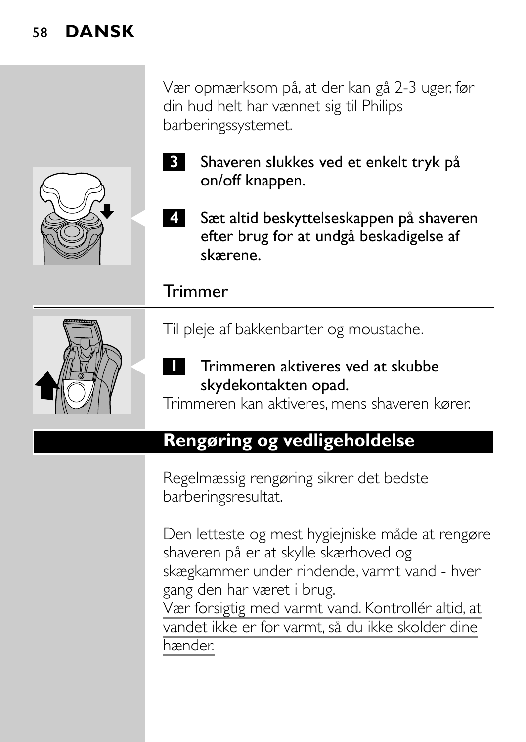Vær opmærksom på, at der kan gå 2-3 uger, før din hud helt har vænnet sig til Philips barberingssystemet.

**3** Shaveren slukkes ved et enkelt tryk på on/off knappen.

**4** Sæt altid beskyttelseskappen på shaveren efter brug for at undgå beskadigelse af skærene.

## Trimmer

Til pleje af bakkenbarter og moustache.

**1** Trimmeren aktiveres ved at skubbe skydekontakten opad.

Trimmeren kan aktiveres, mens shaveren kører.

## Rengøring og vedligeholdelse

Regelmæssig rengøring sikrer det bedste barberingsresultat.

Den letteste og mest hygiejniske måde at rengøre shaveren på er at skylle skærhoved og skægkammer under rindende, varmt vand - hver gang den har været i brug.

Vær forsigtig med varmt vand. Kontrollér altid, at vandet ikke er for varmt, så du ikke skolder dine hænder.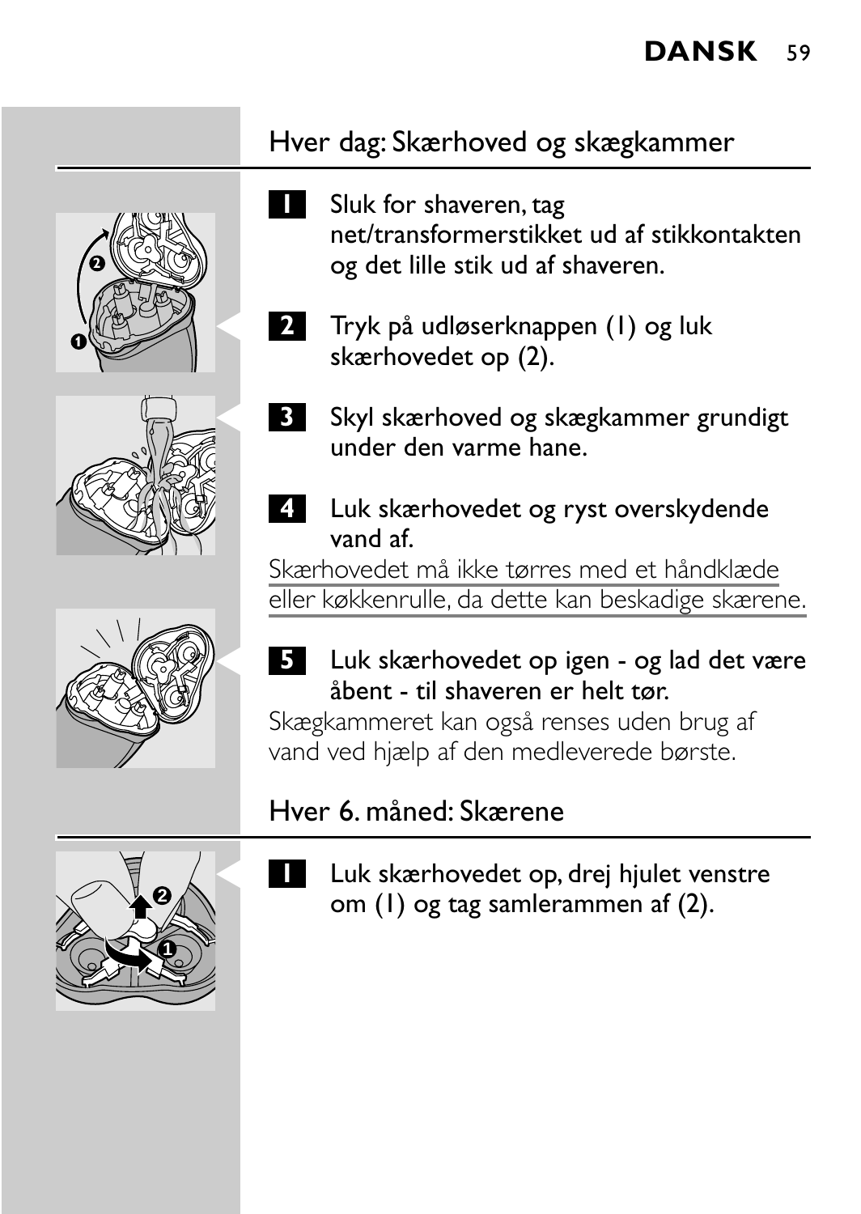## Hver dag: Skærhoved og skægkammer

1. Sluk for shaveren, tag net/transformerstikket ud af stikkontakten og det lille stik ud af shaveren.
2. Tryk på udløserknappen (1) og luk skærhovedet op (2).
3. Skyl skærhoved og skægkammer grundigt under den varme hane.
4. Luk skærhovedet og ryst overskydende vand af.

Skærhovedet må ikke tørres med et håndklæde eller køkkenrulle, da dette kan beskadige skærene.

5. Luk skærhovedet op igen - og lad det være åbent - til shaveren er helt tør.

Skægkammeret kan også renses uden brug af vand ved hjælp af den medleverede børste.

## Hver 6. måned: Skærene

1. Luk skærhovedet op, drej hjulet venstre om (1) og tag samlerammen af (2).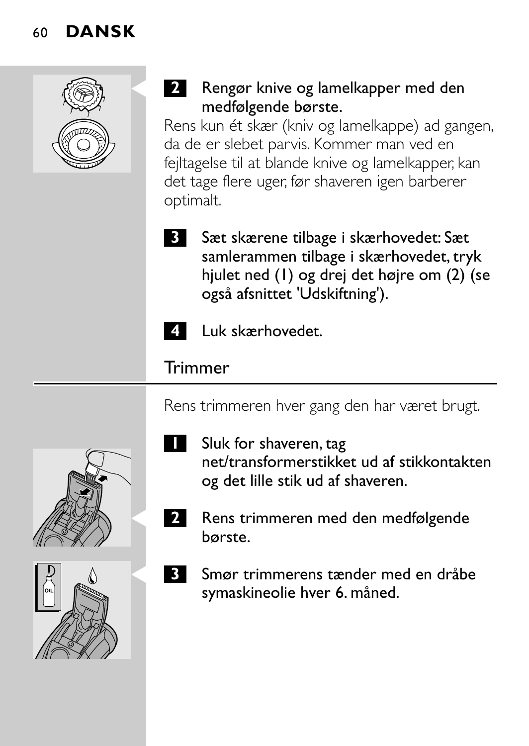**2** Rengør knive og lamelkapper med den medfølgende børste.

Rens kun ét skær (kniv og lamelkappe) ad gangen, da de er slebet parvis. Kommer man ved en fejltagelse til at blande knive og lamelkapper, kan det tage flere uger, før shaveren igen barberer optimalt.

**3** Sæt skærene tilbage i skærhovedet: Sæt samlerammen tilbage i skærhovedet, tryk hjulet ned (1) og drej det højre om (2) (se også afsnittet 'Udskiftning').

**4** Luk skærhovedet.

## Trimmer

Rens trimmeren hver gang den har været brugt.

**1** Sluk for shaveren, tag net/transformerstikket ud af stikkontakten og det lille stik ud af shaveren.

**2** Rens trimmeren med den medfølgende børste.

**3** Smør trimmerens tænder med en dråbe symaskineolie hver 6. måned.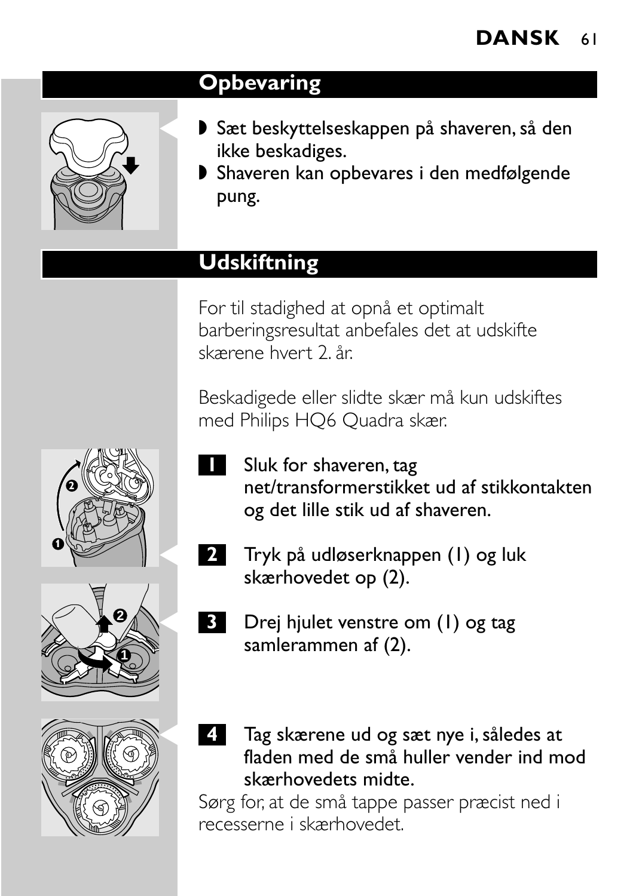## Opbevaring

- Sæt beskyttelseskappen på shaveren, så den ikke beskadiges.
- Shaveren kan opbevares i den medfølgende pung.

## Udskiftning

For til stadighed at opnå et optimalt barberingsresultat anbefales det at udskifte skærene hvert 2. år.

Beskadigede eller slidte skær må kun udskiftes med Philips HQ6 Quadra skær.

1. Sluk for shaveren, tag net/transformerstikket ud af stikkontakten og det lille stik ud af shaveren.
2. Tryk på udløserknappen (1) og luk skærhovedet op (2).
3. Drej hjulet venstre om (1) og tag samlerammen af (2).
4. Tag skærene ud og sæt nye i, således at fladen med de små huller vender ind mod skærhovedets midte.

Sørg for, at de små tappe passer præcist ned i recesserne i skærhovedet.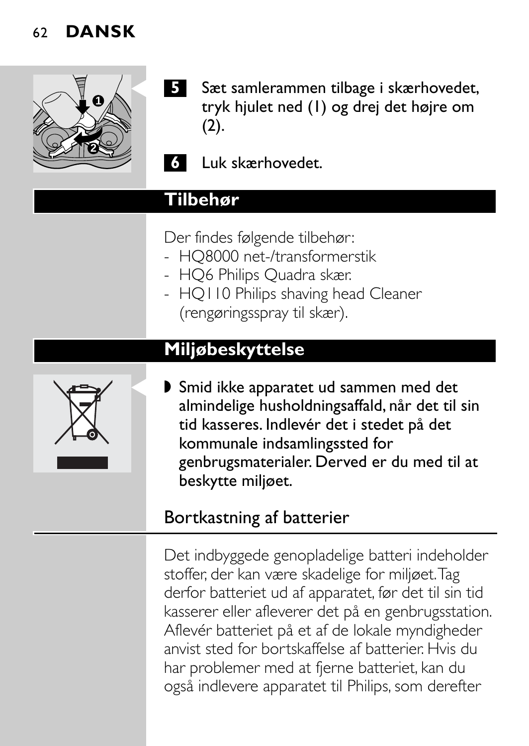5 Sæt samlerammen tilbage i skærhovedet, tryk hjulet ned (1) og drej det højre om (2).

6 Luk skærhovedet.

## Tilbehør

Der findes følgende tilbehør:
- HQ8000 net-/transformerstik
- HQ6 Philips Quadra skær.
- HQ110 Philips shaving head Cleaner (rengøringsspray til skær).

## Miljøbeskyttelse

- Smid ikke apparatet ud sammen med det almindelige husholdningsaffald, når det til sin tid kasseres. Indlevér det i stedet på det kommunale indsamlingssted for genbrugsmaterialer. Derved er du med til at beskytte miljøet.

### Bortkastning af batterier

Det indbyggede genopladelige batteri indeholder stoffer, der kan være skadelige for miljøet. Tag derfor batteriet ud af apparatet, før det til sin tid kasserer eller afleverer det på en genbrugsstation. Aflevér batteriet på et af de lokale myndigheder anvist sted for bortskaffelse af batterier. Hvis du har problemer med at fjerne batteriet, kan du også indlevere apparatet til Philips, som derefter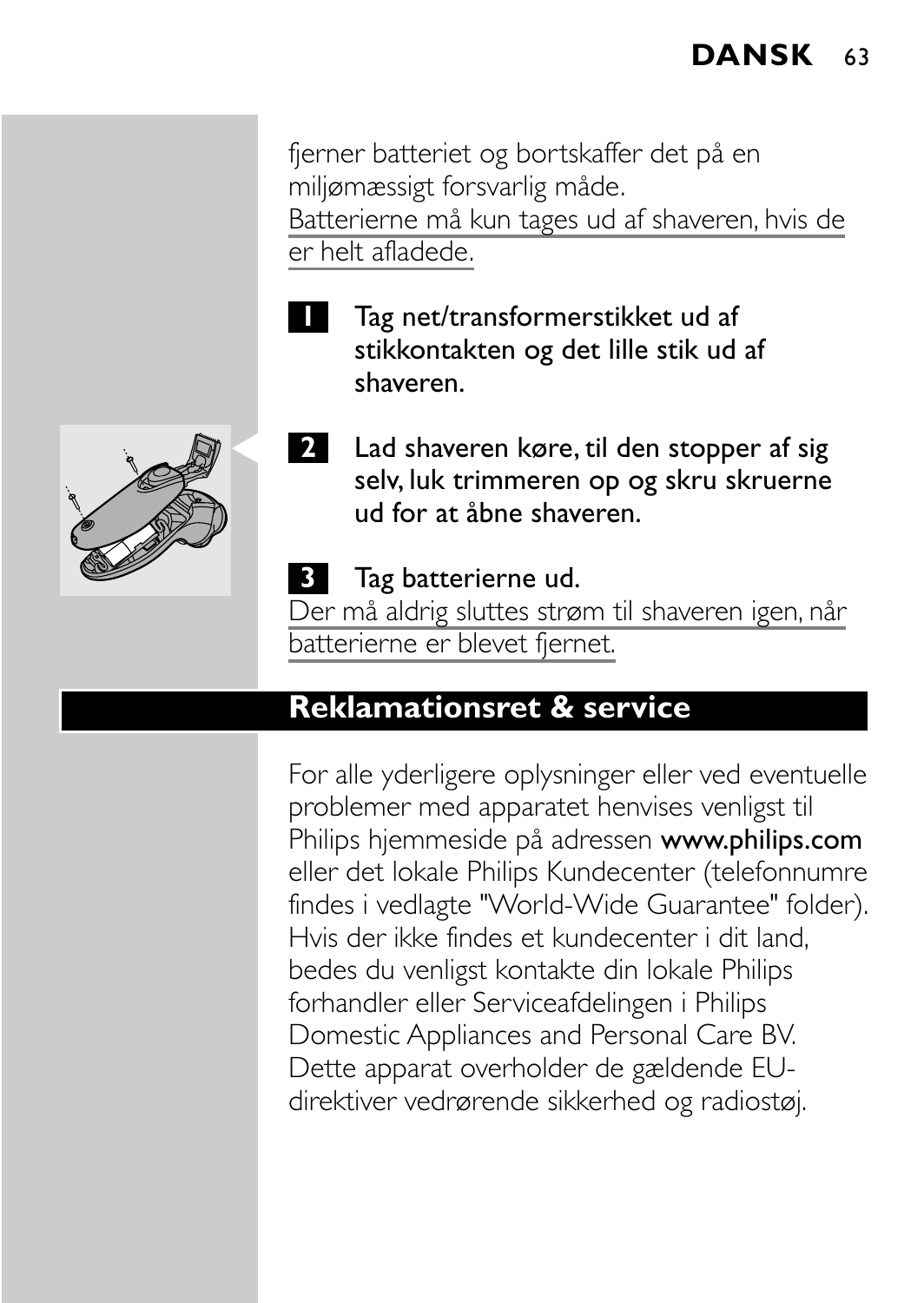fjerner batteriet og bortskaffer det på en miljømæssigt forsvarlig måde.

Batterierne må kun tages ud af shaveren, hvis de er helt afladede.

1. Tag net/transformerstikket ud af stikkontakten og det lille stik ud af shaveren.
2. Lad shaveren køre, til den stopper af sig selv, luk trimmeren op og skru skruerne ud for at åbne shaveren.
3. Tag batterierne ud.

Der må aldrig sluttes strøm til shaveren igen, når batterierne er blevet fjernet.

## Reklamationsret & service

For alle yderligere oplysninger eller ved eventuelle problemer med apparatet henvises venligst til Philips hjemmeside på adressen **www.philips.com** eller det lokale Philips Kundecenter (telefonnumre findes i vedlagte "World-Wide Guarantee" folder). Hvis der ikke findes et kundecenter i dit land, bedes du venligst kontakte din lokale Philips forhandler eller Serviceafdelingen i Philips Domestic Appliances and Personal Care BV. Dette apparat overholder de gældende EU-direktiver vedrørende sikkerhed og radiostøj.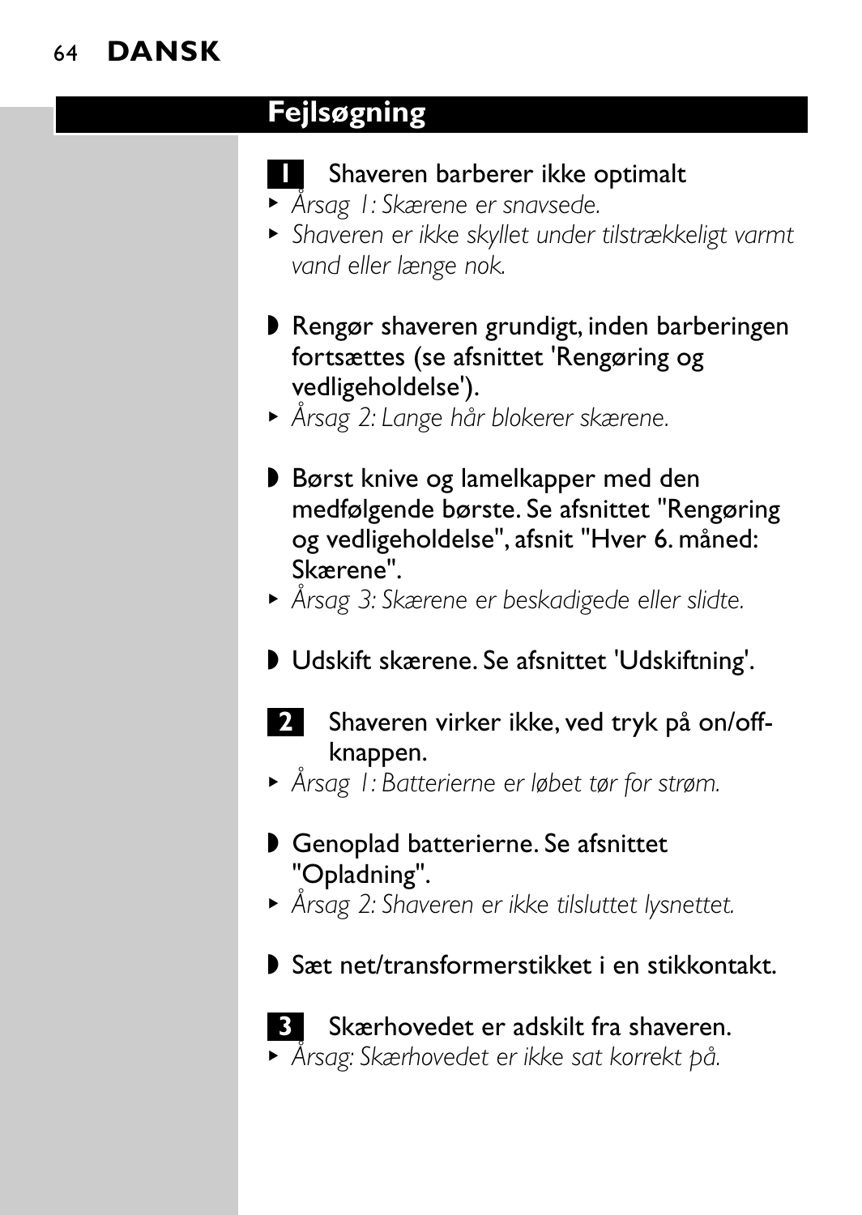## Fejlsøgning

**1** Shaveren barberer ikke optimalt

- *Årsag 1: Skærene er snavsede.*
- *Shaveren er ikke skyllet under tilstrækkeligt varmt vand eller længe nok.*

◗ Rengør shaveren grundigt, inden barberingen fortsættes (se afsnittet 'Rengøring og vedligeholdelse').

- *Årsag 2: Lange hår blokerer skærene.*

◗ Børst knive og lamelkapper med den medfølgende børste. Se afsnittet "Rengøring og vedligeholdelse", afsnit "Hver 6. måned: Skærene".

- *Årsag 3: Skærene er beskadigede eller slidte.*

◗ Udskift skærene. Se afsnittet 'Udskiftning'.

**2** Shaveren virker ikke, ved tryk på on/off-knappen.

- *Årsag 1: Batterierne er løbet tør for strøm.*

◗ Genoplad batterierne. Se afsnittet "Opladning".

- *Årsag 2: Shaveren er ikke tilsluttet lysnettet.*

◗ Sæt net/transformerstikket i en stikkontakt.

**3** Skærhovedet er adskilt fra shaveren.

- *Årsag: Skærhovedet er ikke sat korrekt på.*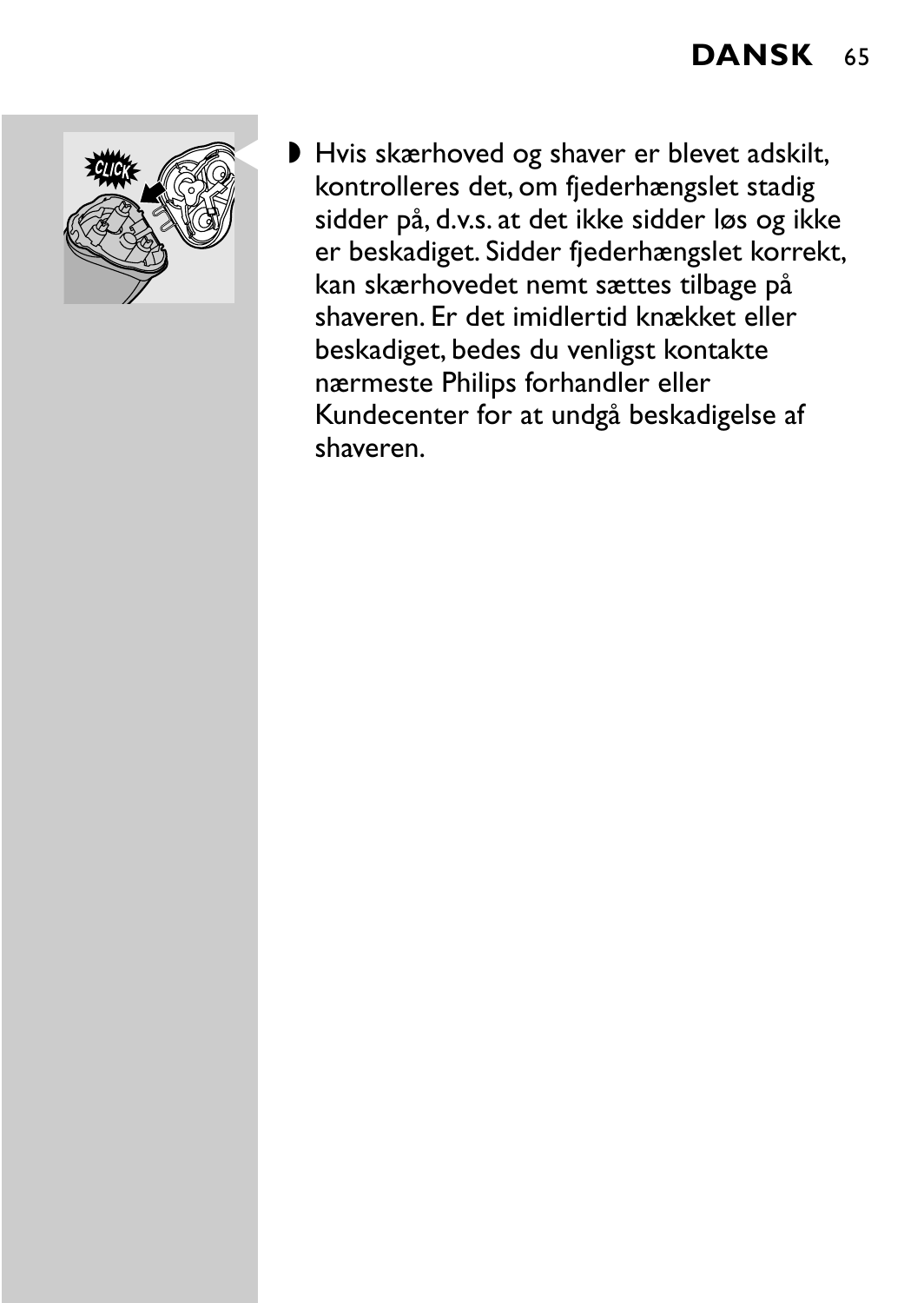- Hvis skærhoved og shaver er blevet adskilt, kontrolleres det, om fjederhængslet stadig sidder på, d.v.s. at det ikke sidder løs og ikke er beskadiget. Sidder fjederhængslet korrekt, kan skærhovedet nemt sættes tilbage på shaveren. Er det imidlertid knækket eller beskadiget, bedes du venligst kontakte nærmeste Philips forhandler eller Kundecenter for at undgå beskadigelse af shaveren.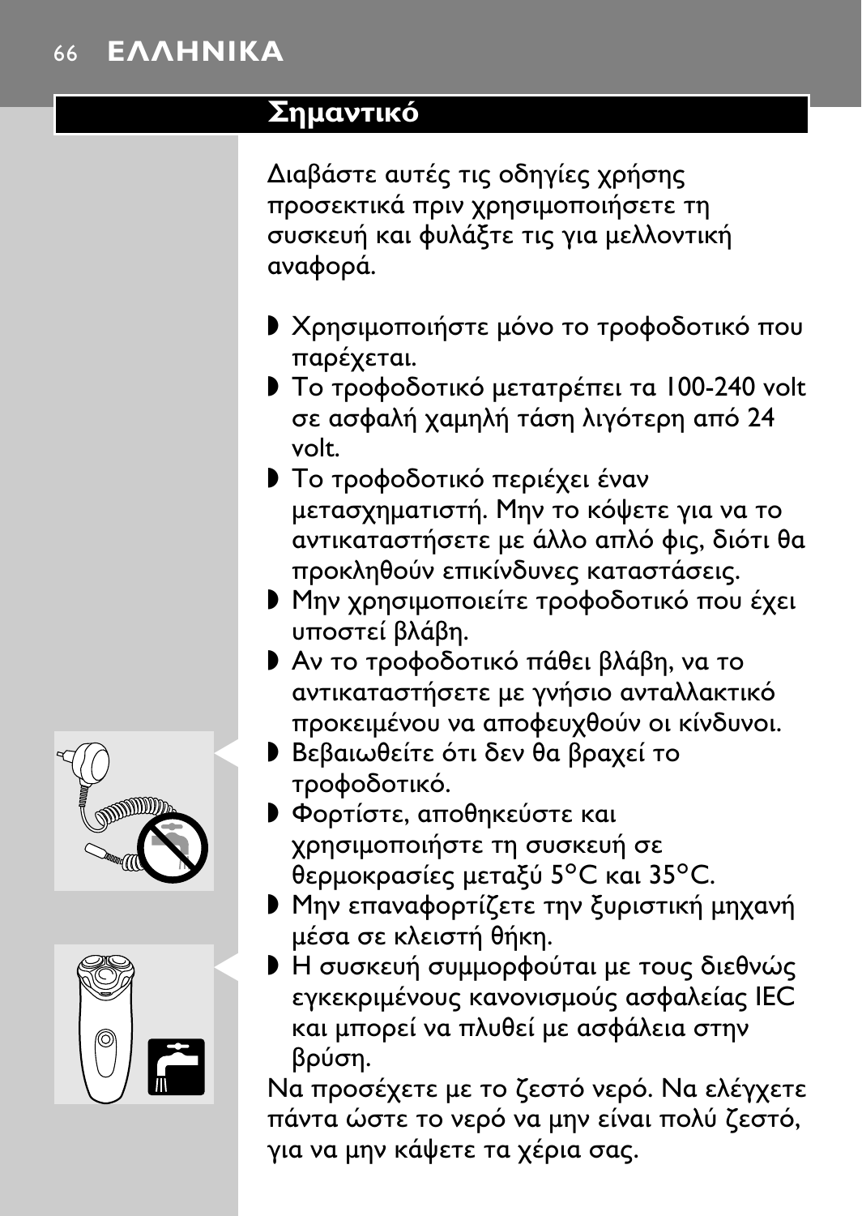## Σημαντικό

Διαβάστε αυτές τις οδηγίες χρήσης προσεκτικά πριν χρησιμοποιήσετε τη συσκευή και φυλάξτε τις για μελλοντική αναφορά.

- Χρησιμοποιήστε μόνο το τροφοδοτικό που παρέχεται.
- Το τροφοδοτικό μετατρέπει τα 100-240 volt σε ασφαλή χαμηλή τάση λιγότερη από 24 volt.
- Το τροφοδοτικό περιέχει έναν μετασχηματιστή. Μην το κόψετε για να το αντικαταστήσετε με άλλο απλό φις, διότι θα προκληθούν επικίνδυνες καταστάσεις.
- Μην χρησιμοποιείτε τροφοδοτικό που έχει υποστεί βλάβη.
- Αν το τροφοδοτικό πάθει βλάβη, να το αντικαταστήσετε με γνήσιο ανταλλακτικό προκειμένου να αποφευχθούν οι κίνδυνοι.
- Βεβαιωθείτε ότι δεν θα βραχεί το τροφοδοτικό.
- Φορτίστε, αποθηκεύστε και χρησιμοποιήστε τη συσκευή σε θερμοκρασίες μεταξύ 5°C και 35°C.
- Μην επαναφορτίζετε την ξυριστική μηχανή μέσα σε κλειστή θήκη.
- Η συσκευή συμμορφούται με τους διεθνώς εγκεκριμένους κανονισμούς ασφαλείας IEC και μπορεί να πλυθεί με ασφάλεια στην βρύση.

Να προσέχετε με το ζεστό νερό. Να ελέγχετε πάντα ώστε το νερό να μην είναι πολύ ζεστό, για να μην κάψετε τα χέρια σας.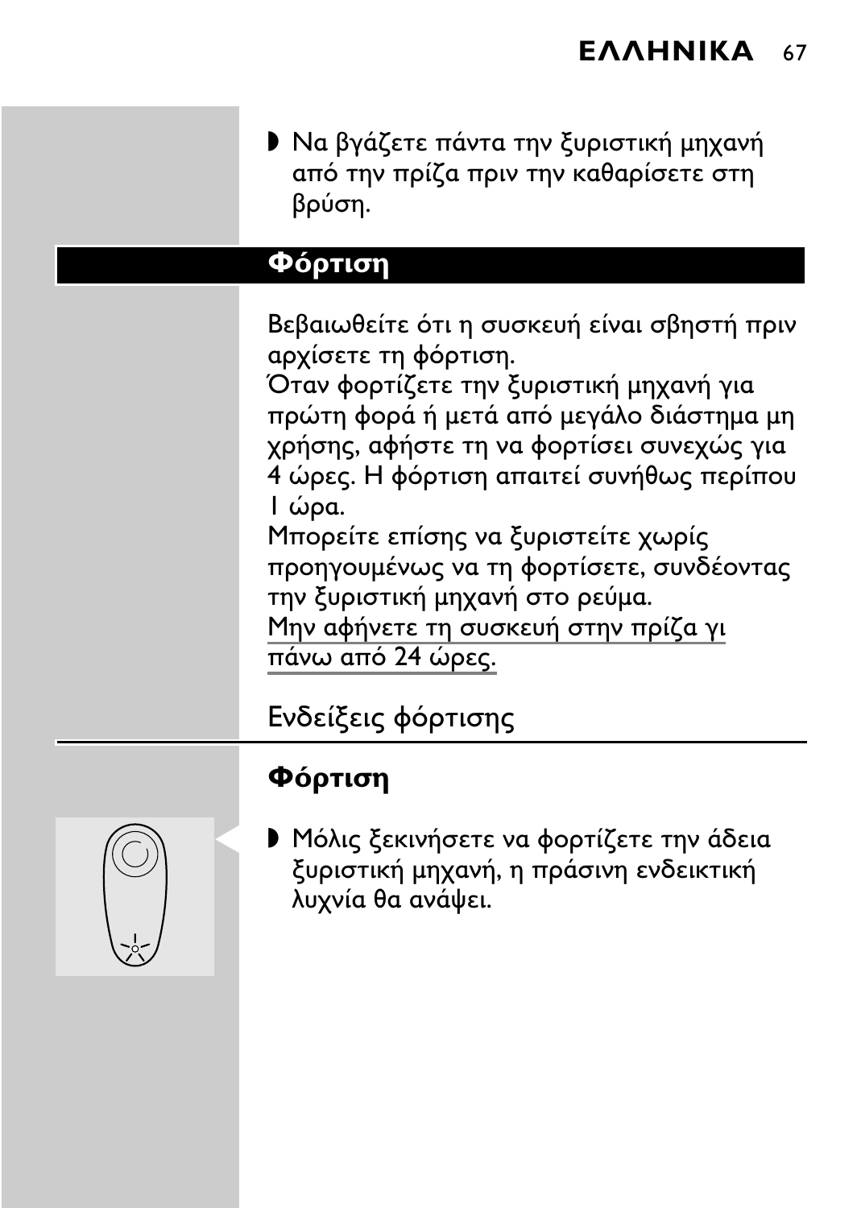- Να βγάζετε πάντα την ξυριστική μηχανή από την πρίζα πριν την καθαρίσετε στη βρύση.

## Φόρτιση

Βεβαιωθείτε ότι η συσκευή είναι σβηστή πριν αρχίσετε τη φόρτιση.
Όταν φορτίζετε την ξυριστική μηχανή για πρώτη φορά ή μετά από μεγάλο διάστημα μη χρήσης, αφήστε τη να φορτίσει συνεχώς για 4 ώρες. Η φόρτιση απαιτεί συνήθως περίπου 1 ώρα.
Μπορείτε επίσης να ξυριστείτε χωρίς προηγουμένως να τη φορτίσετε, συνδέοντας την ξυριστική μηχανή στο ρεύμα.
Μην αφήνετε τη συσκευή στην πρίζα γι πάνω από 24 ώρες.

Ενδείξεις φόρτισης

### Φόρτιση

- Μόλις ξεκινήσετε να φορτίζετε την άδεια ξυριστική μηχανή, η πράσινη ενδεικτική λυχνία θα ανάψει.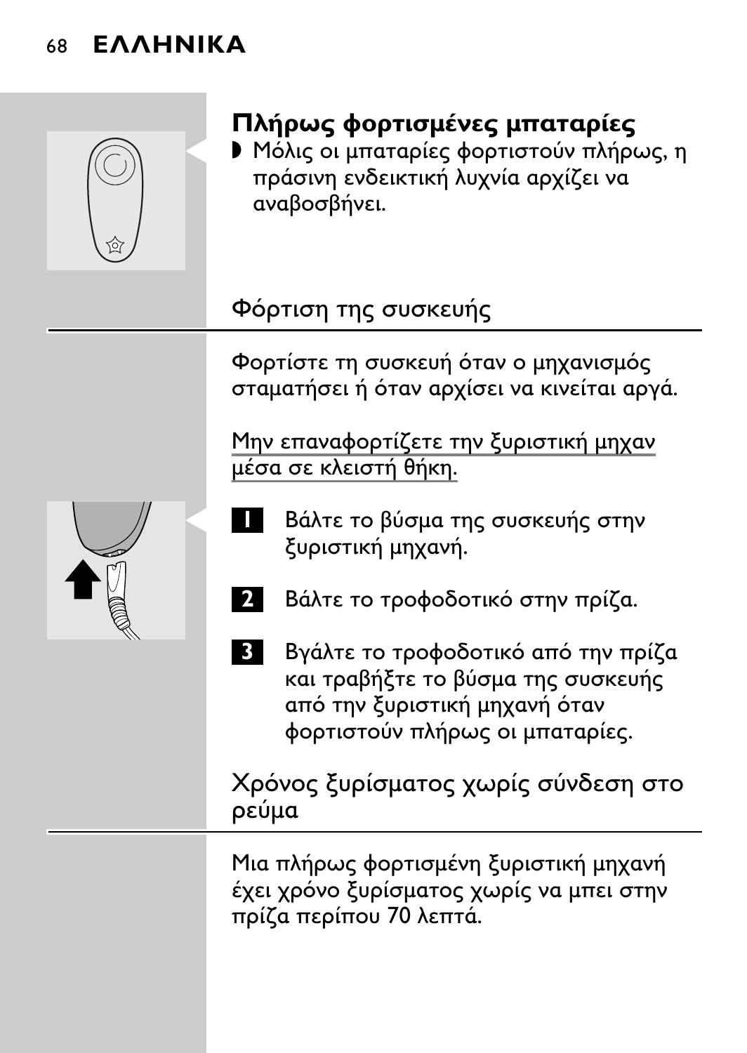### Πλήρως φορτισμένες μπαταρίες

- Μόλις οι μπαταρίες φορτιστούν πλήρως, η πράσινη ενδεικτική λυχνία αρχίζει να αναβοσβήνει.

## Φόρτιση της συσκευής

Φορτίστε τη συσκευή όταν ο μηχανισμός σταματήσει ή όταν αρχίσει να κινείται αργά.

Μην επαναφορτίζετε την ξυριστική μηχαν μέσα σε κλειστή θήκη.

1. Βάλτε το βύσμα της συσκευής στην ξυριστική μηχανή.
2. Βάλτε το τροφοδοτικό στην πρίζα.
3. Βγάλτε το τροφοδοτικό από την πρίζα και τραβήξτε το βύσμα της συσκευής από την ξυριστική μηχανή όταν φορτιστούν πλήρως οι μπαταρίες.

## Χρόνος ξυρίσματος χωρίς σύνδεση στο ρεύμα

Μια πλήρως φορτισμένη ξυριστική μηχανή έχει χρόνο ξυρίσματος χωρίς να μπει στην πρίζα περίπου 70 λεπτά.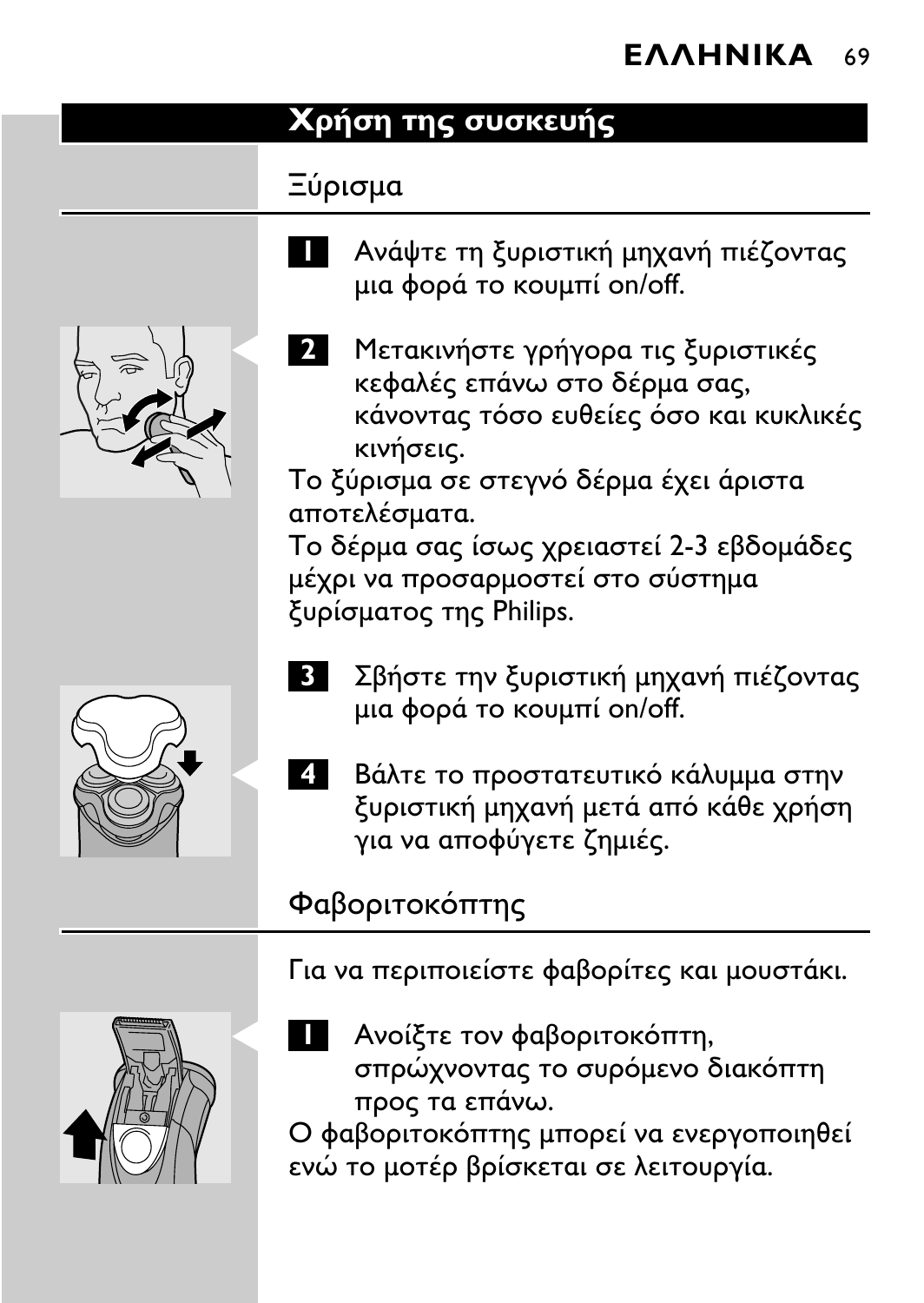## Χρήση της συσκευής

### Ξύρισμα

1. Ανάψτε τη ξυριστική μηχανή πιέζοντας μια φορά το κουμπί on/off.

2. Μετακινήστε γρήγορα τις ξυριστικές κεφαλές επάνω στο δέρμα σας, κάνοντας τόσο ευθείες όσο και κυκλικές κινήσεις.

Το ξύρισμα σε στεγνό δέρμα έχει άριστα αποτελέσματα.
Το δέρμα σας ίσως χρειαστεί 2-3 εβδομάδες μέχρι να προσαρμοστεί στο σύστημα ξυρίσματος της Philips.

3. Σβήστε την ξυριστική μηχανή πιέζοντας μια φορά το κουμπί on/off.

4. Βάλτε το προστατευτικό κάλυμμα στην ξυριστική μηχανή μετά από κάθε χρήση για να αποφύγετε ζημιές.

### Φαβοριτοκόπτης

Για να περιποιείστε φαβορίτες και μουστάκι.

1. Ανοίξτε τον φαβοριτοκόπτη, σπρώχνοντας το συρόμενο διακόπτη προς τα επάνω.

Ο φαβοριτοκόπτης μπορεί να ενεργοποιηθεί ενώ το μοτέρ βρίσκεται σε λειτουργία.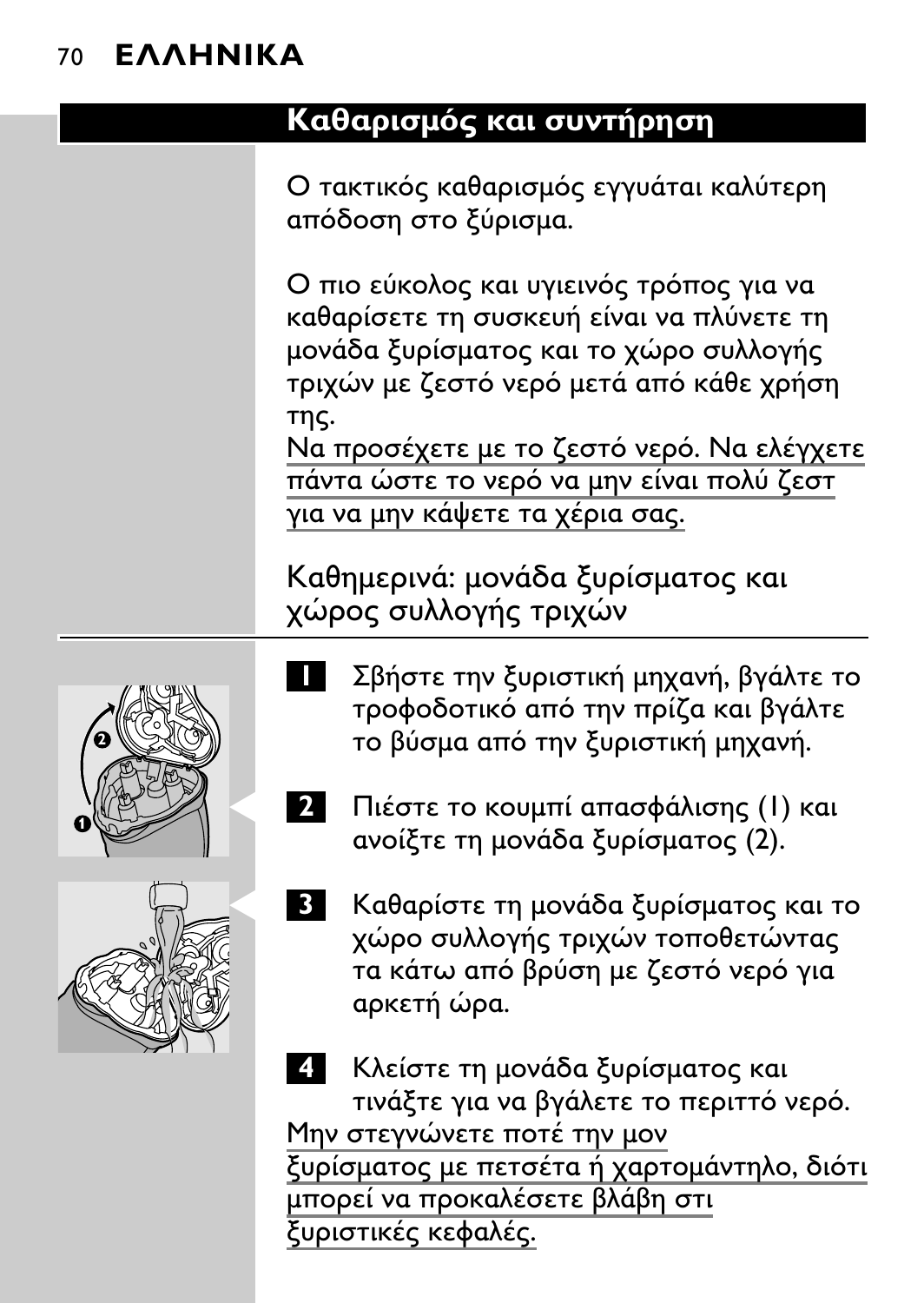## Καθαρισμός και συντήρηση

Ο τακτικός καθαρισμός εγγυάται καλύτερη απόδοση στο ξύρισμα.

Ο πιο εύκολος και υγιεινός τρόπος για να καθαρίσετε τη συσκευή είναι να πλύνετε τη μονάδα ξυρίσματος και το χώρο συλλογής τριχών με ζεστό νερό μετά από κάθε χρήση της.
Να προσέχετε με το ζεστό νερό. Να ελέγχετε πάντα ώστε το νερό να μην είναι πολύ ζεστ για να μην κάψετε τα χέρια σας.

### Καθημερινά: μονάδα ξυρίσματος και χώρος συλλογής τριχών

1. Σβήστε την ξυριστική μηχανή, βγάλτε το τροφοδοτικό από την πρίζα και βγάλτε το βύσμα από την ξυριστική μηχανή.
2. Πιέστε το κουμπί απασφάλισης (1) και ανοίξτε τη μονάδα ξυρίσματος (2).
3. Καθαρίστε τη μονάδα ξυρίσματος και το χώρο συλλογής τριχών τοποθετώντας τα κάτω από βρύση με ζεστό νερό για αρκετή ώρα.
4. Κλείστε τη μονάδα ξυρίσματος και τινάξτε για να βγάλετε το περιττό νερό.

Μην στεγνώνετε ποτέ την μον ξυρίσματος με πετσέτα ή χαρτομάντηλο, διότι μπορεί να προκαλέσετε βλάβη στι ξυριστικές κεφαλές.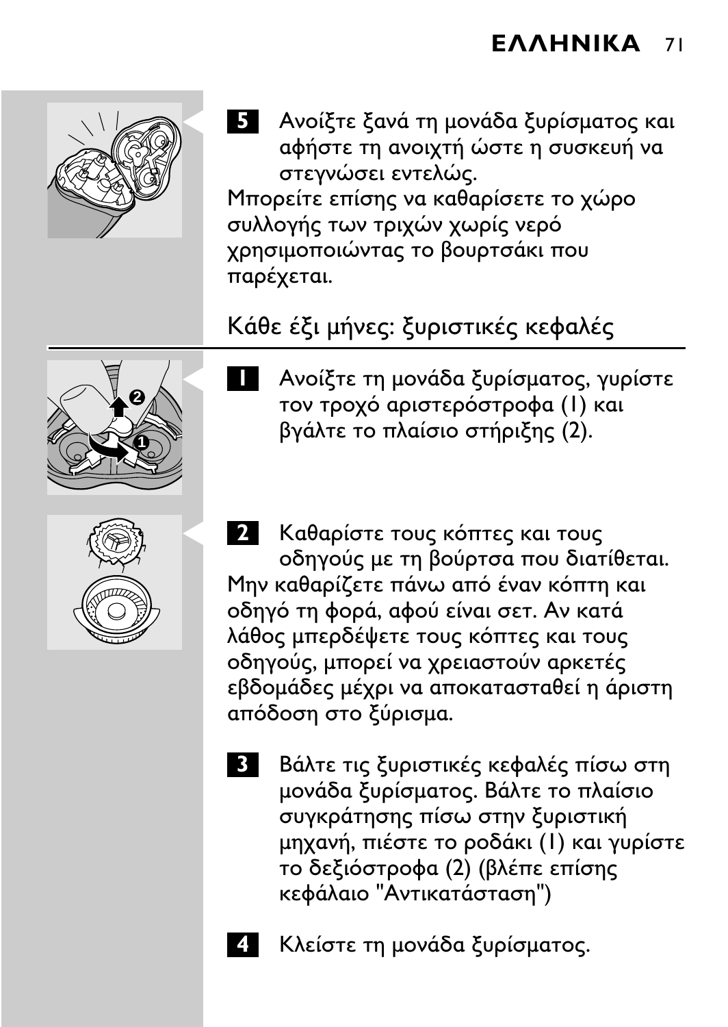5 Ανοίξτε ξανά τη μονάδα ξυρίσματος και αφήστε τη ανοιχτή ώστε η συσκευή να στεγνώσει εντελώς.

Μπορείτε επίσης να καθαρίσετε το χώρο συλλογής των τριχών χωρίς νερό χρησιμοποιώντας το βουρτσάκι που παρέχεται.

## Κάθε έξι μήνες: ξυριστικές κεφαλές

1 Ανοίξτε τη μονάδα ξυρίσματος, γυρίστε τον τροχό αριστερόστροφα (1) και βγάλτε το πλαίσιο στήριξης (2).

2 Καθαρίστε τους κόπτες και τους οδηγούς με τη βούρτσα που διατίθεται.

Μην καθαρίζετε πάνω από έναν κόπτη και οδηγό τη φορά, αφού είναι σετ. Αν κατά λάθος μπερδέψετε τους κόπτες και τους οδηγούς, μπορεί να χρειαστούν αρκετές εβδομάδες μέχρι να αποκατασταθεί η άριστη απόδοση στο ξύρισμα.

3 Βάλτε τις ξυριστικές κεφαλές πίσω στη μονάδα ξυρίσματος. Βάλτε το πλαίσιο συγκράτησης πίσω στην ξυριστική μηχανή, πιέστε το ροδάκι (1) και γυρίστε το δεξιόστροφα (2) (βλέπε επίσης κεφάλαιο "Αντικατάσταση")

4 Κλείστε τη μονάδα ξυρίσματος.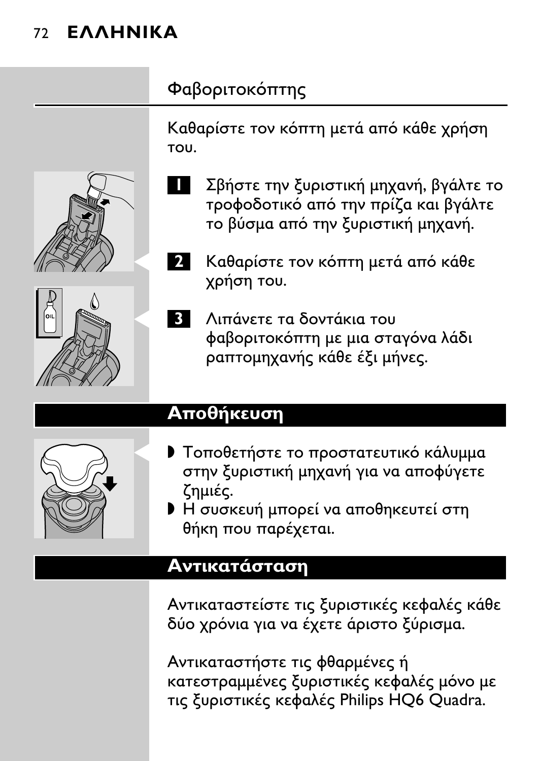## Φαβοριτοκόπτης

Καθαρίστε τον κόπτη μετά από κάθε χρήση του.

1. Σβήστε την ξυριστική μηχανή, βγάλτε το τροφοδοτικό από την πρίζα και βγάλτε το βύσμα από την ξυριστική μηχανή.
2. Καθαρίστε τον κόπτη μετά από κάθε χρήση του.
3. Λιπάνετε τα δοντάκια του φαβοριτοκόπτη με μια σταγόνα λάδι ραπτομηχανής κάθε έξι μήνες.

# Αποθήκευση

- Τοποθετήστε το προστατευτικό κάλυμμα στην ξυριστική μηχανή για να αποφύγετε ζημιές.
- Η συσκευή μπορεί να αποθηκευτεί στη θήκη που παρέχεται.

# Αντικατάσταση

Αντικαταστείστε τις ξυριστικές κεφαλές κάθε δύο χρόνια για να έχετε άριστο ξύρισμα.

Αντικαταστήστε τις φθαρμένες ή κατεστραμμένες ξυριστικές κεφαλές μόνο με τις ξυριστικές κεφαλές Philips HQ6 Quadra.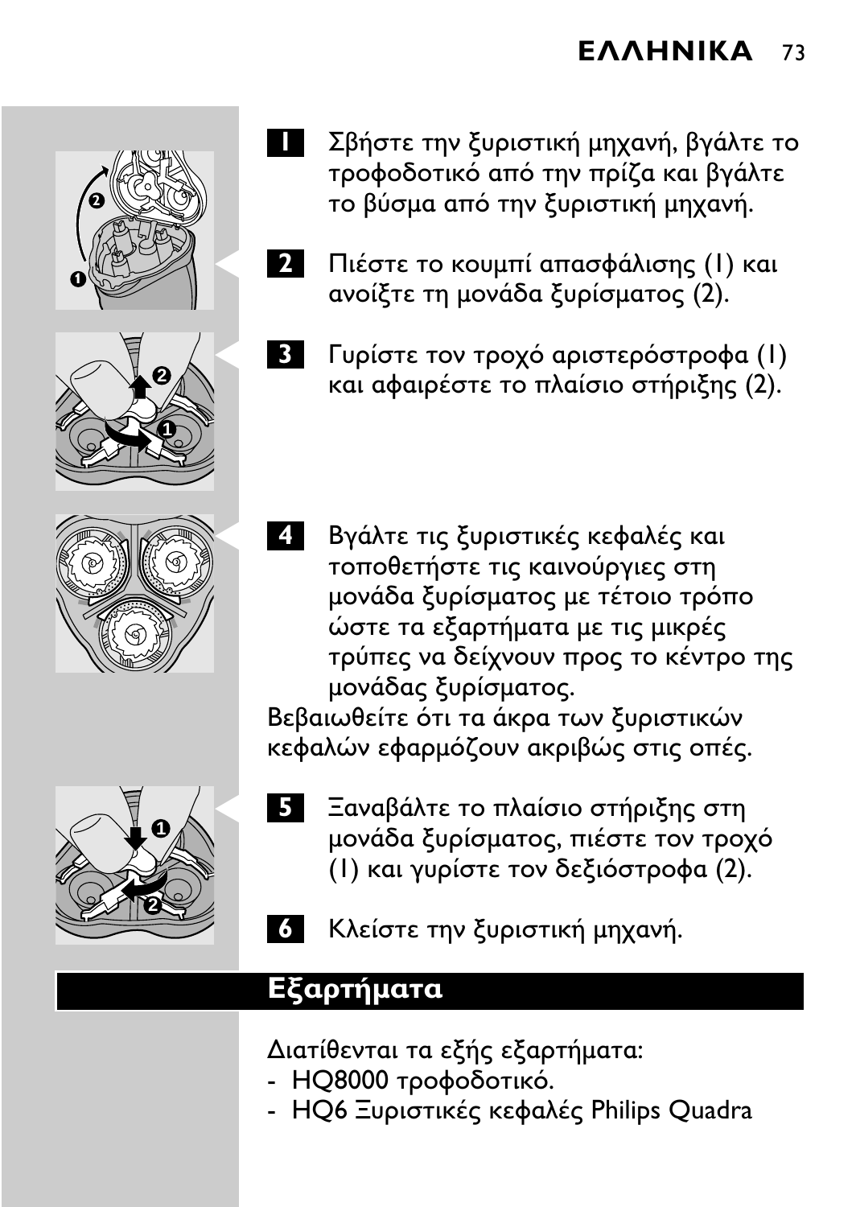1. Σβήστε την ξυριστική μηχανή, βγάλτε το τροφοδοτικό από την πρίζα και βγάλτε το βύσμα από την ξυριστική μηχανή.

2. Πιέστε το κουμπί απασφάλισης (1) και ανοίξτε τη μονάδα ξυρίσματος (2).

3. Γυρίστε τον τροχό αριστερόστροφα (1) και αφαιρέστε το πλαίσιο στήριξης (2).

4. Βγάλτε τις ξυριστικές κεφαλές και τοποθετήστε τις καινούργιες στη μονάδα ξυρίσματος με τέτοιο τρόπο ώστε τα εξαρτήματα με τις μικρές τρύπες να δείχνουν προς το κέντρο της μονάδας ξυρίσματος.

Βεβαιωθείτε ότι τα άκρα των ξυριστικών κεφαλών εφαρμόζουν ακριβώς στις οπές.

5. Ξαναβάλτε το πλαίσιο στήριξης στη μονάδα ξυρίσματος, πιέστε τον τροχό (1) και γυρίστε τον δεξιόστροφα (2).

6. Κλείστε την ξυριστική μηχανή.

## Εξαρτήματα

Διατίθενται τα εξής εξαρτήματα:
- HQ8000 τροφοδοτικό.
- HQ6 Ξυριστικές κεφαλές Philips Quadra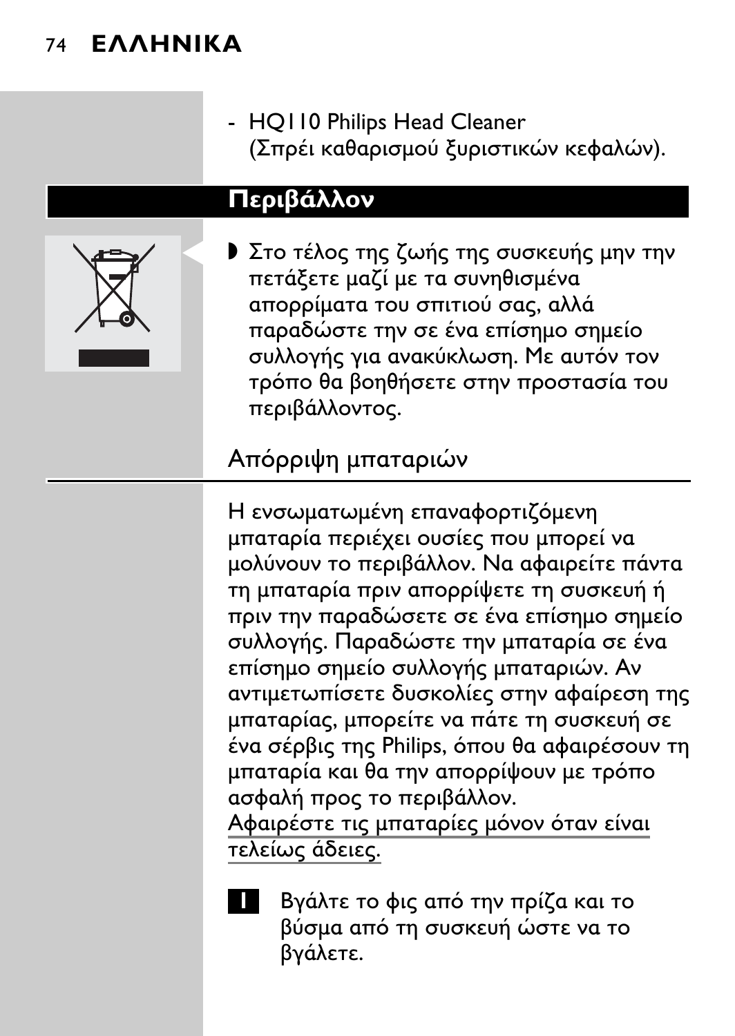- HQ110 Philips Head Cleaner (Σπρέι καθαρισμού ξυριστικών κεφαλών).

## Περιβάλλον

- Στο τέλος της ζωής της συσκευής μην την πετάξετε μαζί με τα συνηθισμένα απορρίματα του σπιτιού σας, αλλά παραδώστε την σε ένα επίσημο σημείο συλλογής για ανακύκλωση. Με αυτόν τον τρόπο θα βοηθήσετε στην προστασία του περιβάλλοντος.

### Απόρριψη μπαταριών

Η ενσωματωμένη επαναφορτιζόμενη μπαταρία περιέχει ουσίες που μπορεί να μολύνουν το περιβάλλον. Να αφαιρείτε πάντα τη μπαταρία πριν απορρίψετε τη συσκευή ή πριν την παραδώσετε σε ένα επίσημο σημείο συλλογής. Παραδώστε την μπαταρία σε ένα επίσημο σημείο συλλογής μπαταριών. Αν αντιμετωπίσετε δυσκολίες στην αφαίρεση της μπαταρίας, μπορείτε να πάτε τη συσκευή σε ένα σέρβις της Philips, όπου θα αφαιρέσουν τη μπαταρία και θα την απορρίψουν με τρόπο ασφαλή προς το περιβάλλον.
Αφαιρέστε τις μπαταρίες μόνον όταν είναι τελείως άδειες.

1 Βγάλτε το φις από την πρίζα και το βύσμα από τη συσκευή ώστε να το βγάλετε.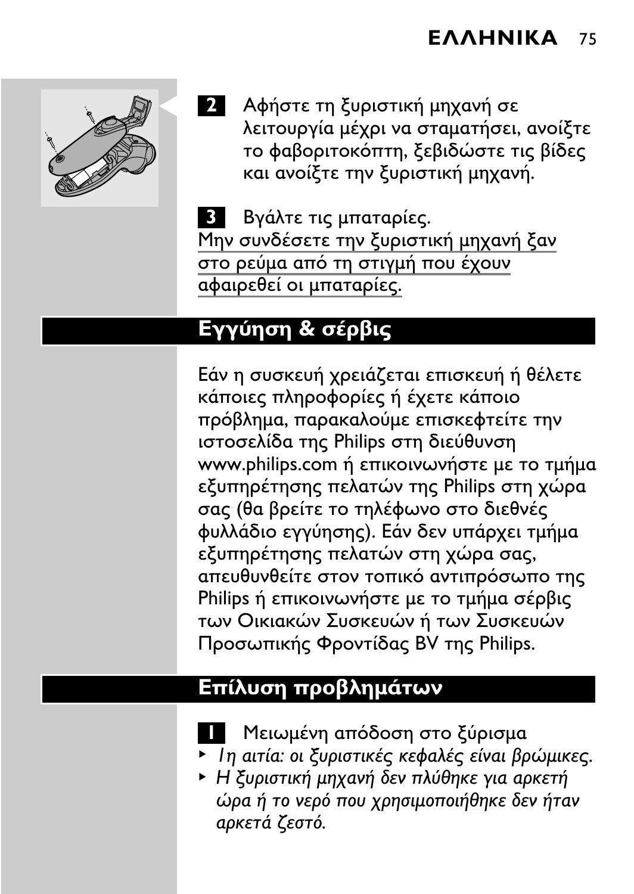2 Αφήστε τη ξυριστική μηχανή σε λειτουργία μέχρι να σταματήσει, ανοίξτε το φαβοριτοκόπτη, ξεβιδώστε τις βίδες και ανοίξτε την ξυριστική μηχανή.

3 Βγάλτε τις μπαταρίες.

Μην συνδέσετε την ξυριστική μηχανή ξαν στο ρεύμα από τη στιγμή που έχουν αφαιρεθεί οι μπαταρίες.

## Εγγύηση & σέρβις

Εάν η συσκευή χρειάζεται επισκευή ή θέλετε κάποιες πληροφορίες ή έχετε κάποιο πρόβλημα, παρακαλούμε επισκεφτείτε την ιστοσελίδα της Philips στη διεύθυνση www.philips.com ή επικοινωνήστε με το τμήμα εξυπηρέτησης πελατών της Philips στη χώρα σας (θα βρείτε το τηλέφωνο στο διεθνές φυλλάδιο εγγύησης). Εάν δεν υπάρχει τμήμα εξυπηρέτησης πελατών στη χώρα σας, απευθυνθείτε στον τοπικό αντιπρόσωπο της Philips ή επικοινωνήστε με το τμήμα σέρβις των Οικιακών Συσκευών ή των Συσκευών Προσωπικής Φροντίδας BV της Philips.

## Επίλυση προβλημάτων

1 Μειωμένη απόδοση στο ξύρισμα

- *1η αιτία: οι ξυριστικές κεφαλές είναι βρώμικες.*
- *Η ξυριστική μηχανή δεν πλύθηκε για αρκετή ώρα ή το νερό που χρησιμοποιήθηκε δεν ήταν αρκετά ζεστό.*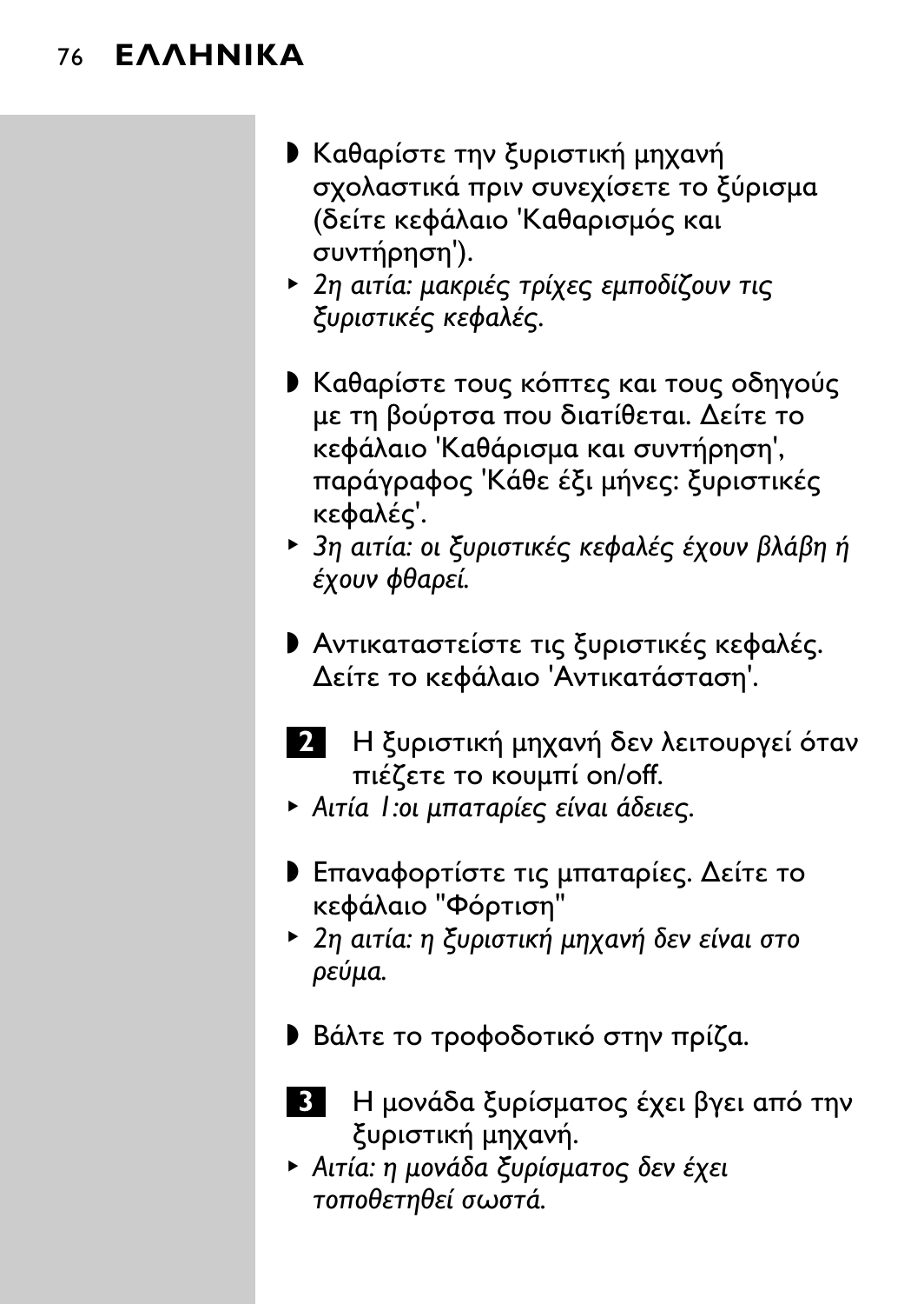- Καθαρίστε την ξυριστική μηχανή σχολαστικά πριν συνεχίσετε το ξύρισμα (δείτε κεφάλαιο 'Καθαρισμός και συντήρηση').
- *2η αιτία: μακριές τρίχες εμποδίζουν τις ξυριστικές κεφαλές.*

- Καθαρίστε τους κόπτες και τους οδηγούς με τη βούρτσα που διατίθεται. Δείτε το κεφάλαιο 'Καθάρισμα και συντήρηση', παράγραφος 'Κάθε έξι μήνες: ξυριστικές κεφαλές'.
- *3η αιτία: οι ξυριστικές κεφαλές έχουν βλάβη ή έχουν φθαρεί.*

- Αντικαταστείστε τις ξυριστικές κεφαλές. Δείτε το κεφάλαιο 'Αντικατάσταση'.

**2** Η ξυριστική μηχανή δεν λειτουργεί όταν πιέζετε το κουμπί on/off.

- *Αιτία 1:οι μπαταρίες είναι άδειες.*

- Επαναφορτίστε τις μπαταρίες. Δείτε το κεφάλαιο "Φόρτιση"
- *2η αιτία: η ξυριστική μηχανή δεν είναι στο ρεύμα.*

- Βάλτε το τροφοδοτικό στην πρίζα.

**3** Η μονάδα ξυρίσματος έχει βγει από την ξυριστική μηχανή.

- *Αιτία: η μονάδα ξυρίσματος δεν έχει τοποθετηθεί σωστά.*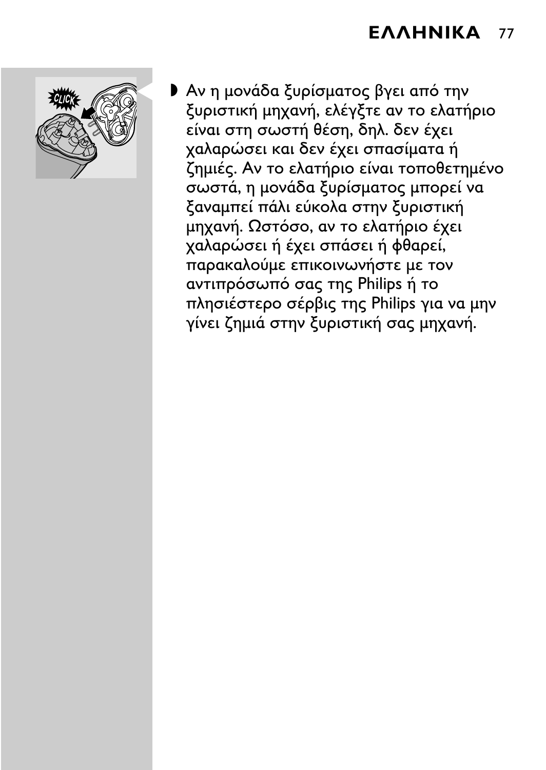- Αν η μονάδα ξυρίσματος βγει από την ξυριστική μηχανή, ελέγξτε αν το ελατήριο είναι στη σωστή θέση, δηλ. δεν έχει χαλαρώσει και δεν έχει σπασίματα ή ζημιές. Αν το ελατήριο είναι τοποθετημένο σωστά, η μονάδα ξυρίσματος μπορεί να ξαναμπεί πάλι εύκολα στην ξυριστική μηχανή. Ωστόσο, αν το ελατήριο έχει χαλαρώσει ή έχει σπάσει ή φθαρεί, παρακαλούμε επικοινωνήστε με τον αντιπρόσωπό σας της Philips ή το πλησιέστερο σέρβις της Philips για να μην γίνει ζημιά στην ξυριστική σας μηχανή.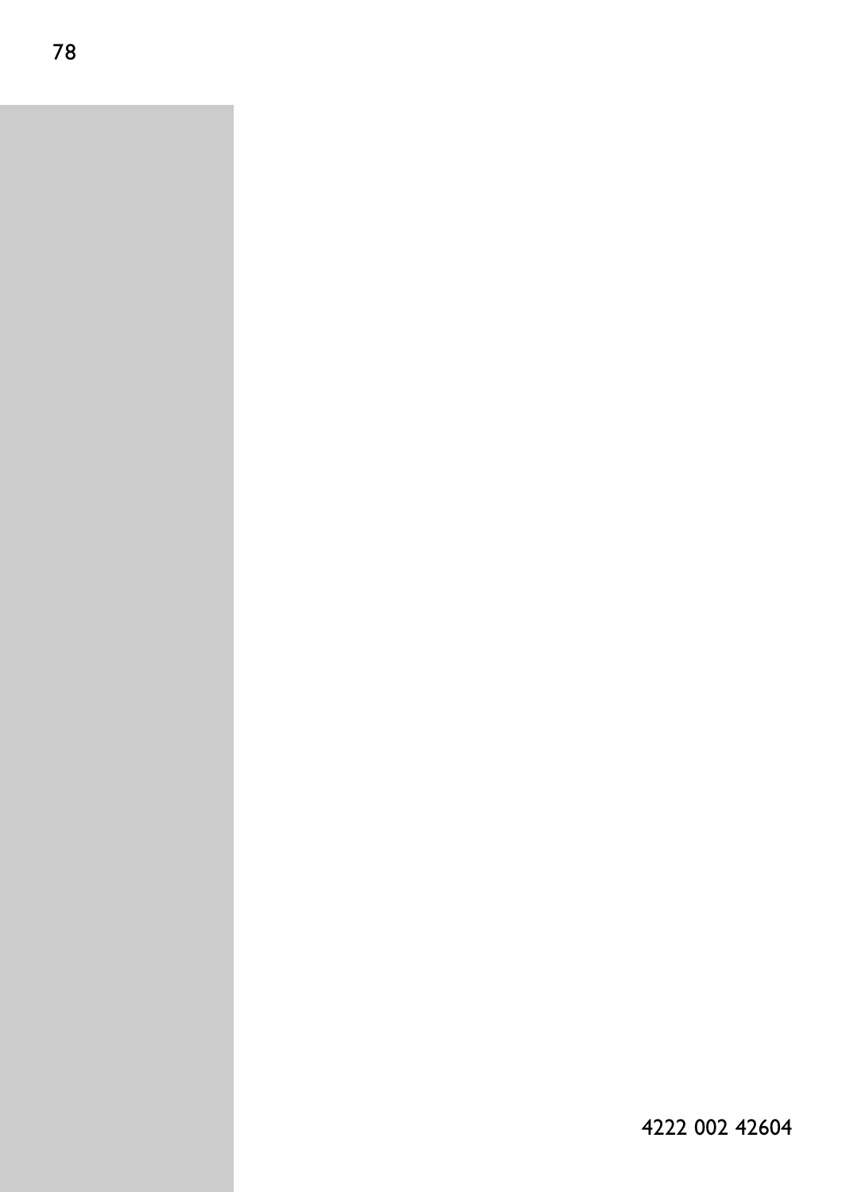4222 002 42604